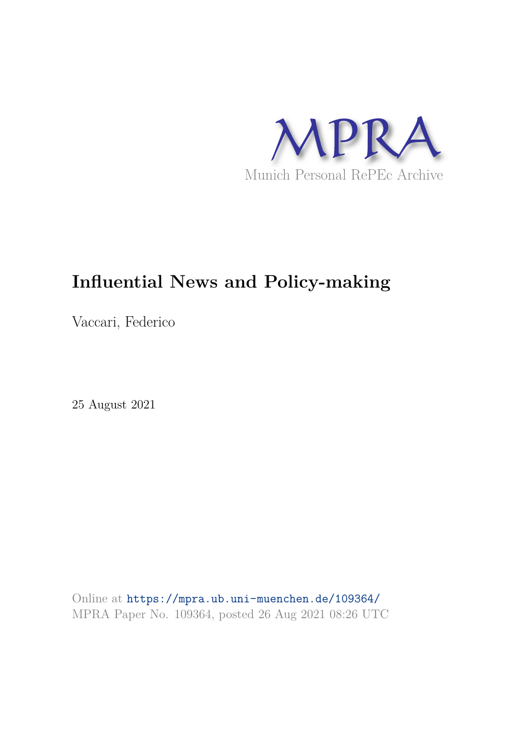MPRA

Munich Personal RePEc Archive

# Influential News and Policy-making

Vaccari, Federico

25 August 2021

Online at https://mpra.ub.uni-muenchen.de/109364/
MPRA Paper No. 109364, posted 26 Aug 2021 08:26 UTC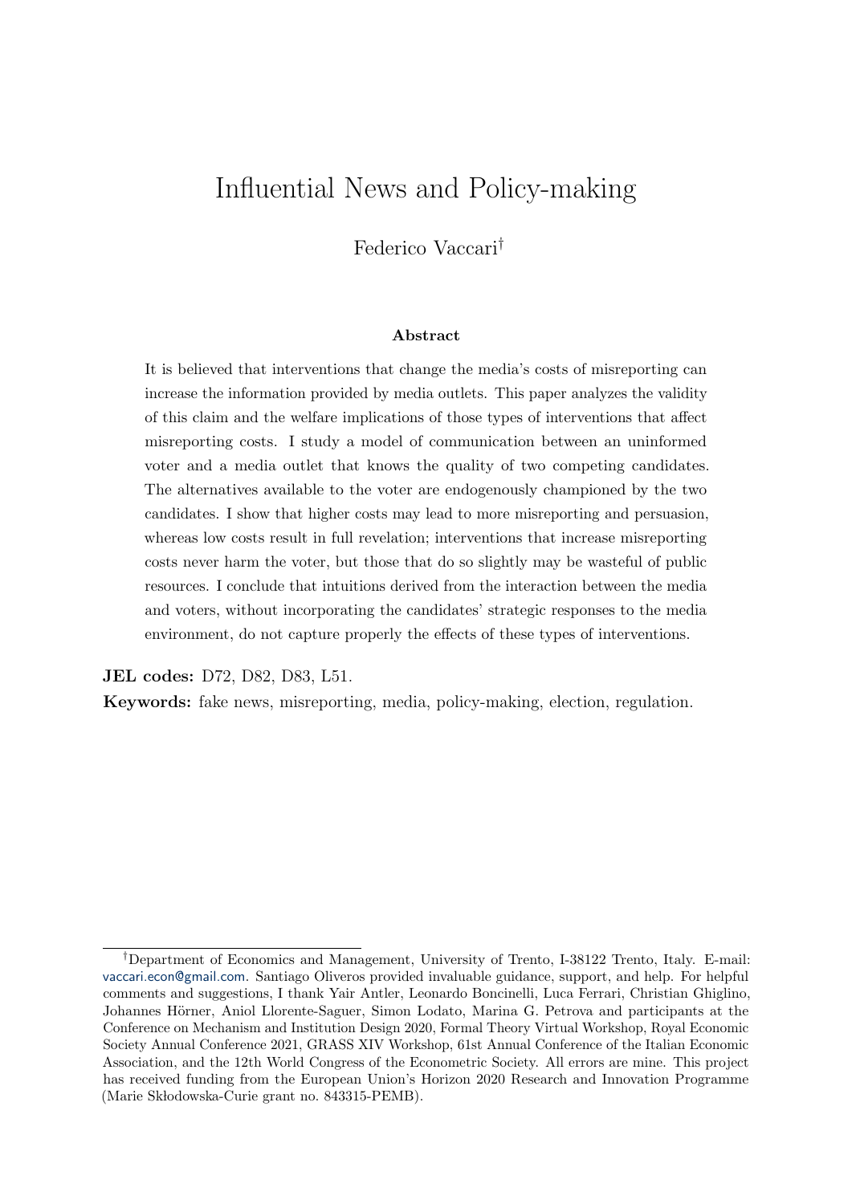# Influential News and Policy-making

Federico Vaccari[†]

### Abstract

It is believed that interventions that change the media's costs of misreporting can increase the information provided by media outlets. This paper analyzes the validity of this claim and the welfare implications of those types of interventions that affect misreporting costs. I study a model of communication between an uninformed voter and a media outlet that knows the quality of two competing candidates. The alternatives available to the voter are endogenously championed by the two candidates. I show that higher costs may lead to more misreporting and persuasion, whereas low costs result in full revelation; interventions that increase misreporting costs never harm the voter, but those that do so slightly may be wasteful of public resources. I conclude that intuitions derived from the interaction between the media and voters, without incorporating the candidates' strategic responses to the media environment, do not capture properly the effects of these types of interventions.

**JEL codes:** D72, D82, D83, L51.

**Keywords:** fake news, misreporting, media, policy-making, election, regulation.

---

[†]Department of Economics and Management, University of Trento, I-38122 Trento, Italy. E-mail: vaccari.econ@gmail.com. Santiago Oliveros provided invaluable guidance, support, and help. For helpful comments and suggestions, I thank Yair Antler, Leonardo Boncinelli, Luca Ferrari, Christian Ghiglino, Johannes Hörner, Aniol Llorente-Saguer, Simon Lodato, Marina G. Petrova and participants at the Conference on Mechanism and Institution Design 2020, Formal Theory Virtual Workshop, Royal Economic Society Annual Conference 2021, GRASS XIV Workshop, 61st Annual Conference of the Italian Economic Association, and the 12th World Congress of the Econometric Society. All errors are mine. This project has received funding from the European Union's Horizon 2020 Research and Innovation Programme (Marie Skłodowska-Curie grant no. 843315-PEMB).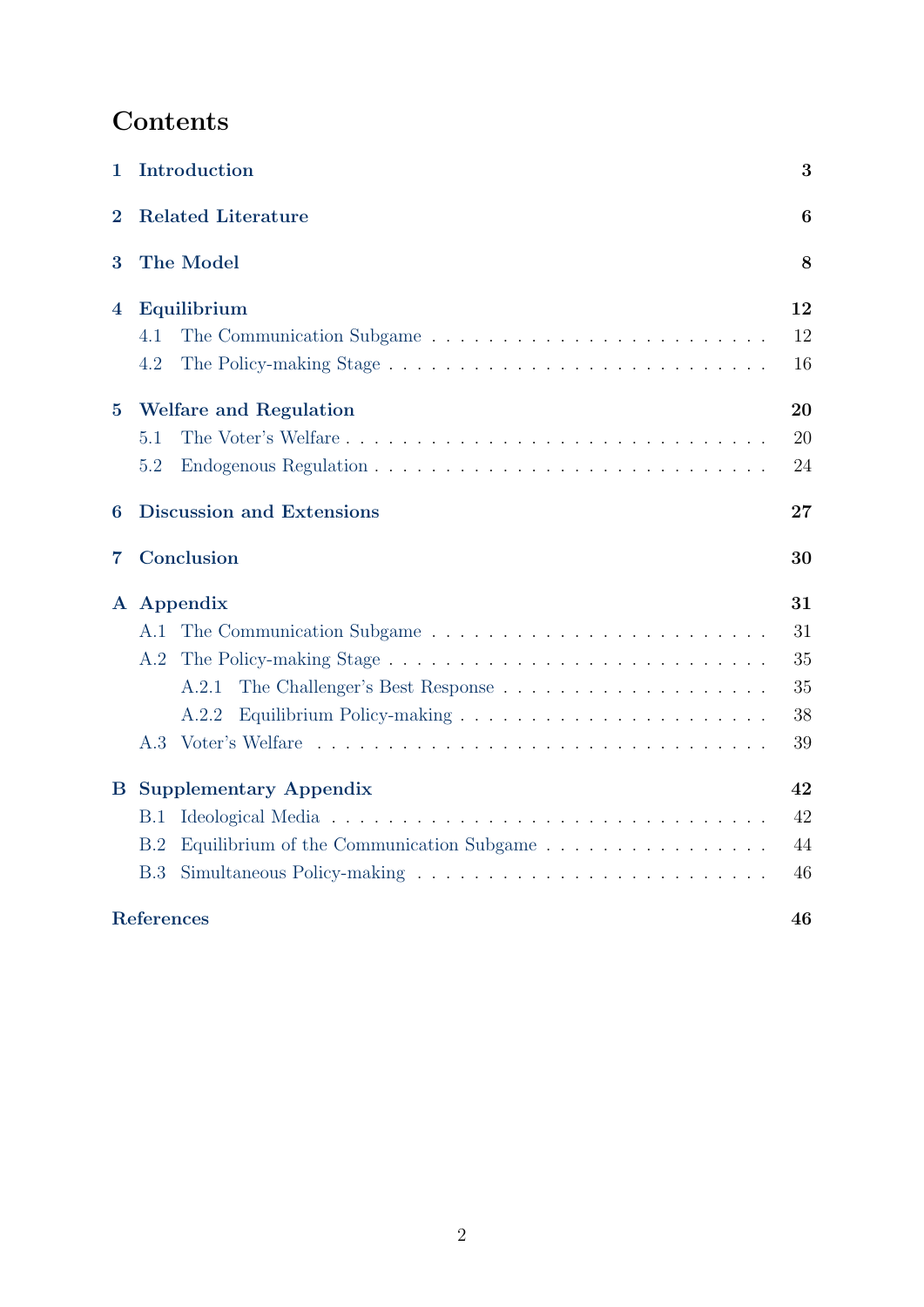# Contents

- **1 Introduction** — **3**
- **2 Related Literature** — **6**
- **3 The Model** — **8**
- **4 Equilibrium** — **12**
  - 4.1 The Communication Subgame — 12
  - 4.2 The Policy-making Stage — 16
- **5 Welfare and Regulation** — **20**
  - 5.1 The Voter's Welfare — 20
  - 5.2 Endogenous Regulation — 24
- **6 Discussion and Extensions** — **27**
- **7 Conclusion** — **30**
- **A Appendix** — **31**
  - A.1 The Communication Subgame — 31
  - A.2 The Policy-making Stage — 35
    - A.2.1 The Challenger's Best Response — 35
    - A.2.2 Equilibrium Policy-making — 38
  - A.3 Voter's Welfare — 39
- **B Supplementary Appendix** — **42**
  - B.1 Ideological Media — 42
  - B.2 Equilibrium of the Communication Subgame — 44
  - B.3 Simultaneous Policy-making — 46
- **References** — **46**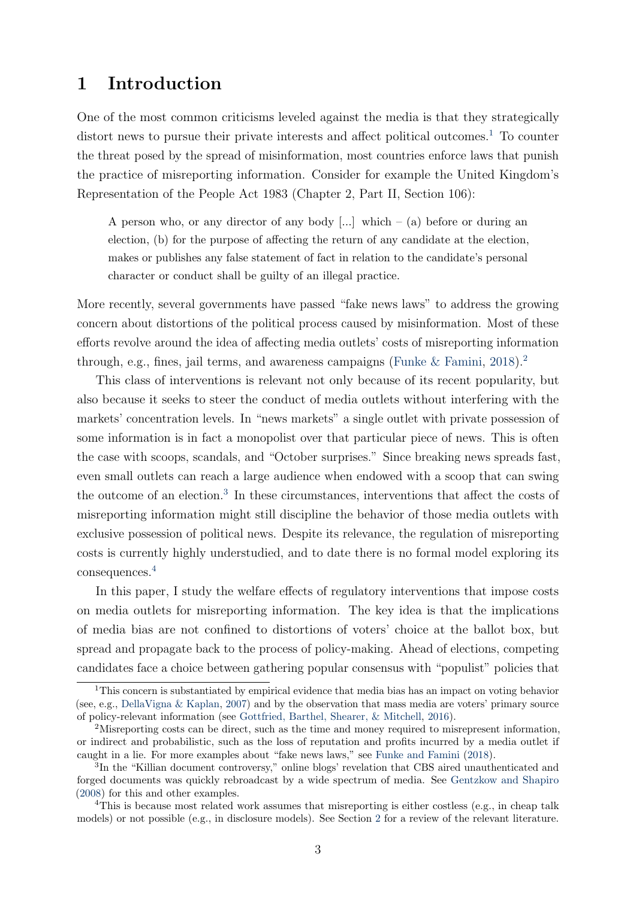# 1 Introduction

One of the most common criticisms leveled against the media is that they strategically distort news to pursue their private interests and affect political outcomes.[1] To counter the threat posed by the spread of misinformation, most countries enforce laws that punish the practice of misreporting information. Consider for example the United Kingdom's Representation of the People Act 1983 (Chapter 2, Part II, Section 106):

> A person who, or any director of any body [...] which – (a) before or during an election, (b) for the purpose of affecting the return of any candidate at the election, makes or publishes any false statement of fact in relation to the candidate's personal character or conduct shall be guilty of an illegal practice.

More recently, several governments have passed "fake news laws" to address the growing concern about distortions of the political process caused by misinformation. Most of these efforts revolve around the idea of affecting media outlets' costs of misreporting information through, e.g., fines, jail terms, and awareness campaigns (Funke & Famini, 2018).[2]

This class of interventions is relevant not only because of its recent popularity, but also because it seeks to steer the conduct of media outlets without interfering with the markets' concentration levels. In "news markets" a single outlet with private possession of some information is in fact a monopolist over that particular piece of news. This is often the case with scoops, scandals, and "October surprises." Since breaking news spreads fast, even small outlets can reach a large audience when endowed with a scoop that can swing the outcome of an election.[3] In these circumstances, interventions that affect the costs of misreporting information might still discipline the behavior of those media outlets with exclusive possession of political news. Despite its relevance, the regulation of misreporting costs is currently highly understudied, and to date there is no formal model exploring its consequences.[4]

In this paper, I study the welfare effects of regulatory interventions that impose costs on media outlets for misreporting information. The key idea is that the implications of media bias are not confined to distortions of voters' choice at the ballot box, but spread and propagate back to the process of policy-making. Ahead of elections, competing candidates face a choice between gathering popular consensus with "populist" policies that

[1] This concern is substantiated by empirical evidence that media bias has an impact on voting behavior (see, e.g., DellaVigna & Kaplan, 2007) and by the observation that mass media are voters' primary source of policy-relevant information (see Gottfried, Barthel, Shearer, & Mitchell, 2016).

[2] Misreporting costs can be direct, such as the time and money required to misrepresent information, or indirect and probabilistic, such as the loss of reputation and profits incurred by a media outlet if caught in a lie. For more examples about "fake news laws," see Funke and Famini (2018).

[3] In the "Killian document controversy," online blogs' revelation that CBS aired unauthenticated and forged documents was quickly rebroadcast by a wide spectrum of media. See Gentzkow and Shapiro (2008) for this and other examples.

[4] This is because most related work assumes that misreporting is either costless (e.g., in cheap talk models) or not possible (e.g., in disclosure models). See Section 2 for a review of the relevant literature.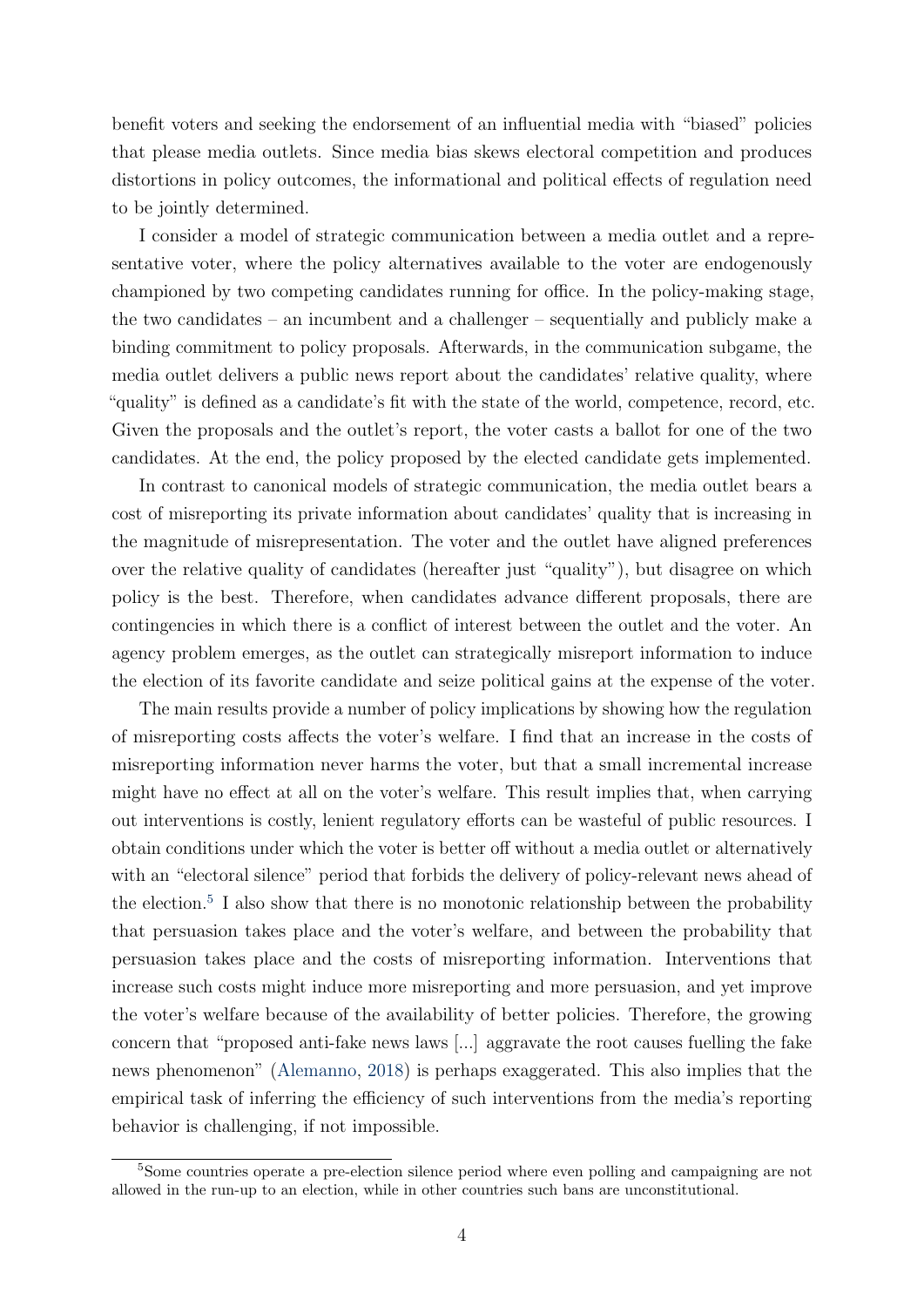benefit voters and seeking the endorsement of an influential media with "biased" policies that please media outlets. Since media bias skews electoral competition and produces distortions in policy outcomes, the informational and political effects of regulation need to be jointly determined.

I consider a model of strategic communication between a media outlet and a representative voter, where the policy alternatives available to the voter are endogenously championed by two competing candidates running for office. In the policy-making stage, the two candidates – an incumbent and a challenger – sequentially and publicly make a binding commitment to policy proposals. Afterwards, in the communication subgame, the media outlet delivers a public news report about the candidates' relative quality, where "quality" is defined as a candidate's fit with the state of the world, competence, record, etc. Given the proposals and the outlet's report, the voter casts a ballot for one of the two candidates. At the end, the policy proposed by the elected candidate gets implemented.

In contrast to canonical models of strategic communication, the media outlet bears a cost of misreporting its private information about candidates' quality that is increasing in the magnitude of misrepresentation. The voter and the outlet have aligned preferences over the relative quality of candidates (hereafter just "quality"), but disagree on which policy is the best. Therefore, when candidates advance different proposals, there are contingencies in which there is a conflict of interest between the outlet and the voter. An agency problem emerges, as the outlet can strategically misreport information to induce the election of its favorite candidate and seize political gains at the expense of the voter.

The main results provide a number of policy implications by showing how the regulation of misreporting costs affects the voter's welfare. I find that an increase in the costs of misreporting information never harms the voter, but that a small incremental increase might have no effect at all on the voter's welfare. This result implies that, when carrying out interventions is costly, lenient regulatory efforts can be wasteful of public resources. I obtain conditions under which the voter is better off without a media outlet or alternatively with an "electoral silence" period that forbids the delivery of policy-relevant news ahead of the election.[5] I also show that there is no monotonic relationship between the probability that persuasion takes place and the voter's welfare, and between the probability that persuasion takes place and the costs of misreporting information. Interventions that increase such costs might induce more misreporting and more persuasion, and yet improve the voter's welfare because of the availability of better policies. Therefore, the growing concern that "proposed anti-fake news laws [...] aggravate the root causes fuelling the fake news phenomenon" (Alemanno, 2018) is perhaps exaggerated. This also implies that the empirical task of inferring the efficiency of such interventions from the media's reporting behavior is challenging, if not impossible.

[5] Some countries operate a pre-election silence period where even polling and campaigning are not allowed in the run-up to an election, while in other countries such bans are unconstitutional.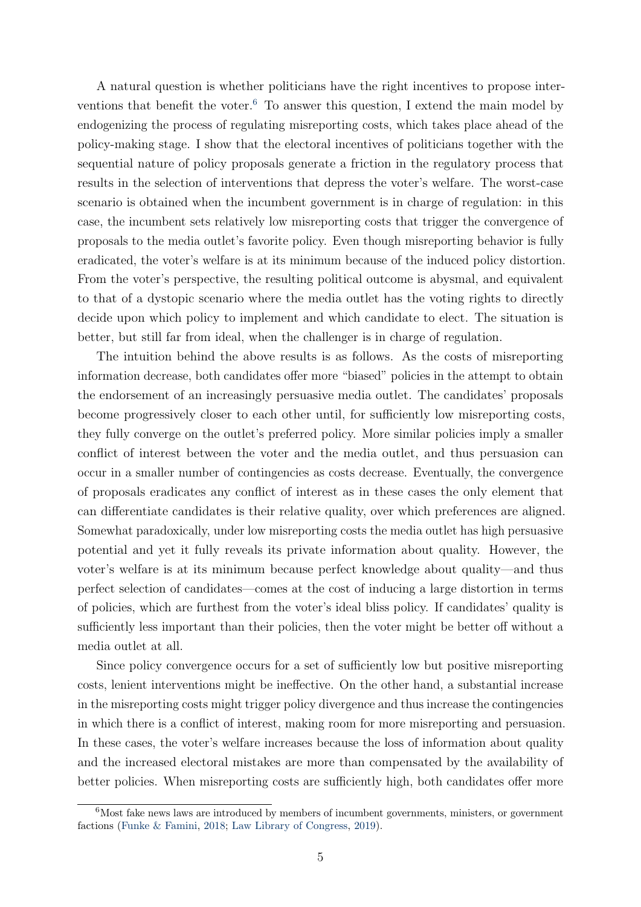A natural question is whether politicians have the right incentives to propose interventions that benefit the voter.[6] To answer this question, I extend the main model by endogenizing the process of regulating misreporting costs, which takes place ahead of the policy-making stage. I show that the electoral incentives of politicians together with the sequential nature of policy proposals generate a friction in the regulatory process that results in the selection of interventions that depress the voter's welfare. The worst-case scenario is obtained when the incumbent government is in charge of regulation: in this case, the incumbent sets relatively low misreporting costs that trigger the convergence of proposals to the media outlet's favorite policy. Even though misreporting behavior is fully eradicated, the voter's welfare is at its minimum because of the induced policy distortion. From the voter's perspective, the resulting political outcome is abysmal, and equivalent to that of a dystopic scenario where the media outlet has the voting rights to directly decide upon which policy to implement and which candidate to elect. The situation is better, but still far from ideal, when the challenger is in charge of regulation.

The intuition behind the above results is as follows. As the costs of misreporting information decrease, both candidates offer more "biased" policies in the attempt to obtain the endorsement of an increasingly persuasive media outlet. The candidates' proposals become progressively closer to each other until, for sufficiently low misreporting costs, they fully converge on the outlet's preferred policy. More similar policies imply a smaller conflict of interest between the voter and the media outlet, and thus persuasion can occur in a smaller number of contingencies as costs decrease. Eventually, the convergence of proposals eradicates any conflict of interest as in these cases the only element that can differentiate candidates is their relative quality, over which preferences are aligned. Somewhat paradoxically, under low misreporting costs the media outlet has high persuasive potential and yet it fully reveals its private information about quality. However, the voter's welfare is at its minimum because perfect knowledge about quality—and thus perfect selection of candidates—comes at the cost of inducing a large distortion in terms of policies, which are furthest from the voter's ideal bliss policy. If candidates' quality is sufficiently less important than their policies, then the voter might be better off without a media outlet at all.

Since policy convergence occurs for a set of sufficiently low but positive misreporting costs, lenient interventions might be ineffective. On the other hand, a substantial increase in the misreporting costs might trigger policy divergence and thus increase the contingencies in which there is a conflict of interest, making room for more misreporting and persuasion. In these cases, the voter's welfare increases because the loss of information about quality and the increased electoral mistakes are more than compensated by the availability of better policies. When misreporting costs are sufficiently high, both candidates offer more

[6] Most fake news laws are introduced by members of incumbent governments, ministers, or government factions (Funke & Famini, 2018; Law Library of Congress, 2019).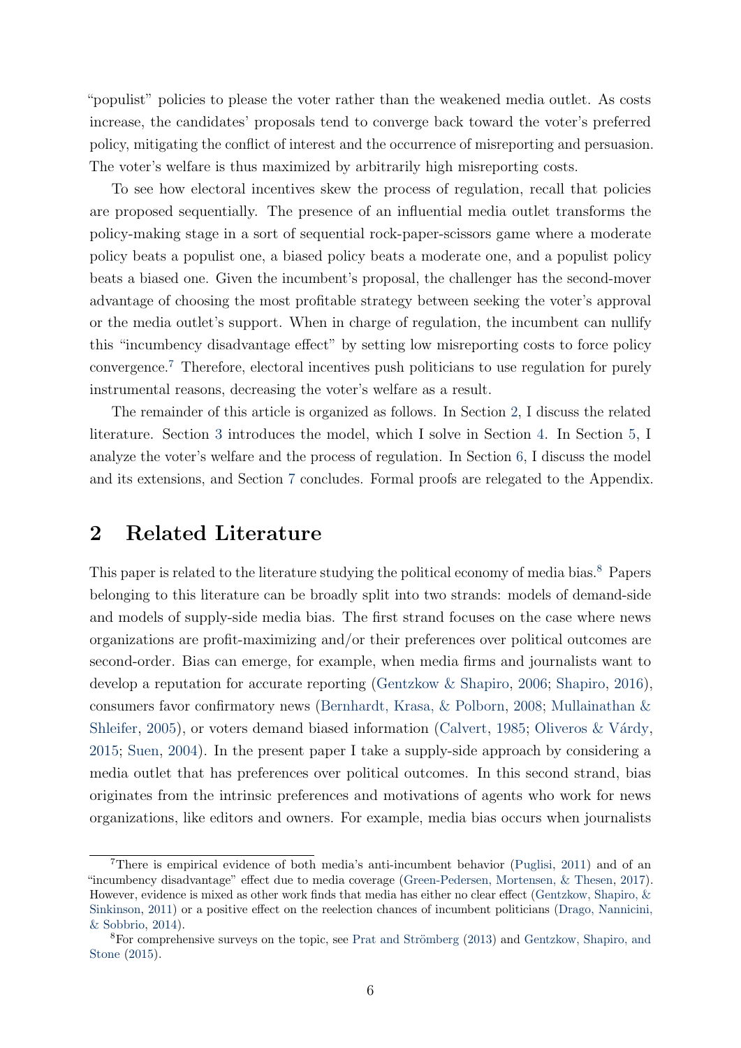"populist" policies to please the voter rather than the weakened media outlet. As costs increase, the candidates' proposals tend to converge back toward the voter's preferred policy, mitigating the conflict of interest and the occurrence of misreporting and persuasion. The voter's welfare is thus maximized by arbitrarily high misreporting costs.

To see how electoral incentives skew the process of regulation, recall that policies are proposed sequentially. The presence of an influential media outlet transforms the policy-making stage in a sort of sequential rock-paper-scissors game where a moderate policy beats a populist one, a biased policy beats a moderate one, and a populist policy beats a biased one. Given the incumbent's proposal, the challenger has the second-mover advantage of choosing the most profitable strategy between seeking the voter's approval or the media outlet's support. When in charge of regulation, the incumbent can nullify this "incumbency disadvantage effect" by setting low misreporting costs to force policy convergence.[7] Therefore, electoral incentives push politicians to use regulation for purely instrumental reasons, decreasing the voter's welfare as a result.

The remainder of this article is organized as follows. In Section 2, I discuss the related literature. Section 3 introduces the model, which I solve in Section 4. In Section 5, I analyze the voter's welfare and the process of regulation. In Section 6, I discuss the model and its extensions, and Section 7 concludes. Formal proofs are relegated to the Appendix.

## 2 Related Literature

This paper is related to the literature studying the political economy of media bias.[8] Papers belonging to this literature can be broadly split into two strands: models of demand-side and models of supply-side media bias. The first strand focuses on the case where news organizations are profit-maximizing and/or their preferences over political outcomes are second-order. Bias can emerge, for example, when media firms and journalists want to develop a reputation for accurate reporting (Gentzkow & Shapiro, 2006; Shapiro, 2016), consumers favor confirmatory news (Bernhardt, Krasa, & Polborn, 2008; Mullainathan & Shleifer, 2005), or voters demand biased information (Calvert, 1985; Oliveros & Várdy, 2015; Suen, 2004). In the present paper I take a supply-side approach by considering a media outlet that has preferences over political outcomes. In this second strand, bias originates from the intrinsic preferences and motivations of agents who work for news organizations, like editors and owners. For example, media bias occurs when journalists

---

[7] There is empirical evidence of both media's anti-incumbent behavior (Puglisi, 2011) and of an "incumbency disadvantage" effect due to media coverage (Green-Pedersen, Mortensen, & Thesen, 2017). However, evidence is mixed as other work finds that media has either no clear effect (Gentzkow, Shapiro, & Sinkinson, 2011) or a positive effect on the reelection chances of incumbent politicians (Drago, Nannicini, & Sobbrio, 2014).

[8] For comprehensive surveys on the topic, see Prat and Strömberg (2013) and Gentzkow, Shapiro, and Stone (2015).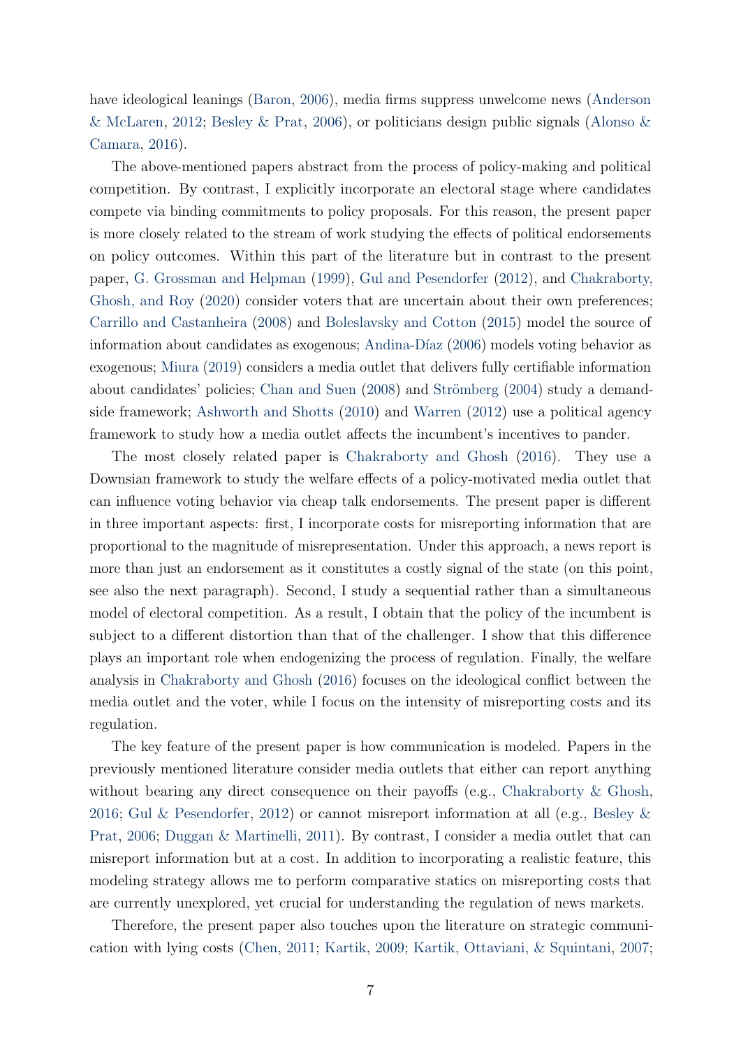have ideological leanings (Baron, 2006), media firms suppress unwelcome news (Anderson & McLaren, 2012; Besley & Prat, 2006), or politicians design public signals (Alonso & Camara, 2016).

The above-mentioned papers abstract from the process of policy-making and political competition. By contrast, I explicitly incorporate an electoral stage where candidates compete via binding commitments to policy proposals. For this reason, the present paper is more closely related to the stream of work studying the effects of political endorsements on policy outcomes. Within this part of the literature but in contrast to the present paper, G. Grossman and Helpman (1999), Gul and Pesendorfer (2012), and Chakraborty, Ghosh, and Roy (2020) consider voters that are uncertain about their own preferences; Carrillo and Castanheira (2008) and Boleslavsky and Cotton (2015) model the source of information about candidates as exogenous; Andina-Díaz (2006) models voting behavior as exogenous; Miura (2019) considers a media outlet that delivers fully certifiable information about candidates' policies; Chan and Suen (2008) and Strömberg (2004) study a demand-side framework; Ashworth and Shotts (2010) and Warren (2012) use a political agency framework to study how a media outlet affects the incumbent's incentives to pander.

The most closely related paper is Chakraborty and Ghosh (2016). They use a Downsian framework to study the welfare effects of a policy-motivated media outlet that can influence voting behavior via cheap talk endorsements. The present paper is different in three important aspects: first, I incorporate costs for misreporting information that are proportional to the magnitude of misrepresentation. Under this approach, a news report is more than just an endorsement as it constitutes a costly signal of the state (on this point, see also the next paragraph). Second, I study a sequential rather than a simultaneous model of electoral competition. As a result, I obtain that the policy of the incumbent is subject to a different distortion than that of the challenger. I show that this difference plays an important role when endogenizing the process of regulation. Finally, the welfare analysis in Chakraborty and Ghosh (2016) focuses on the ideological conflict between the media outlet and the voter, while I focus on the intensity of misreporting costs and its regulation.

The key feature of the present paper is how communication is modeled. Papers in the previously mentioned literature consider media outlets that either can report anything without bearing any direct consequence on their payoffs (e.g., Chakraborty & Ghosh, 2016; Gul & Pesendorfer, 2012) or cannot misreport information at all (e.g., Besley & Prat, 2006; Duggan & Martinelli, 2011). By contrast, I consider a media outlet that can misreport information but at a cost. In addition to incorporating a realistic feature, this modeling strategy allows me to perform comparative statics on misreporting costs that are currently unexplored, yet crucial for understanding the regulation of news markets.

Therefore, the present paper also touches upon the literature on strategic communication with lying costs (Chen, 2011; Kartik, 2009; Kartik, Ottaviani, & Squintani, 2007;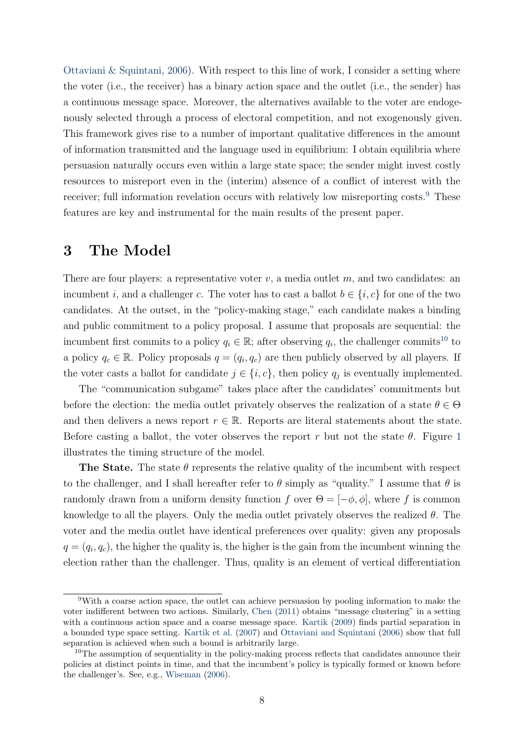Ottaviani & Squintani, 2006). With respect to this line of work, I consider a setting where the voter (i.e., the receiver) has a binary action space and the outlet (i.e., the sender) has a continuous message space. Moreover, the alternatives available to the voter are endogenously selected through a process of electoral competition, and not exogenously given. This framework gives rise to a number of important qualitative differences in the amount of information transmitted and the language used in equilibrium: I obtain equilibria where persuasion naturally occurs even within a large state space; the sender might invest costly resources to misreport even in the (interim) absence of a conflict of interest with the receiver; full information revelation occurs with relatively low misreporting costs.[9] These features are key and instrumental for the main results of the present paper.

# 3 The Model

There are four players: a representative voter $v$, a media outlet $m$, and two candidates: an incumbent $i$, and a challenger $c$. The voter has to cast a ballot $b \in \{i, c\}$ for one of the two candidates. At the outset, in the "policy-making stage," each candidate makes a binding and public commitment to a policy proposal. I assume that proposals are sequential: the incumbent first commits to a policy $q_i \in \mathbb{R}$; after observing $q_i$, the challenger commits[10] to a policy $q_c \in \mathbb{R}$. Policy proposals $q = (q_i, q_c)$ are then publicly observed by all players. If the voter casts a ballot for candidate $j \in \{i, c\}$, then policy $q_j$ is eventually implemented.

The "communication subgame" takes place after the candidates' commitments but before the election: the media outlet privately observes the realization of a state $\theta \in \Theta$ and then delivers a news report $r \in \mathbb{R}$. Reports are literal statements about the state. Before casting a ballot, the voter observes the report $r$ but not the state $\theta$. Figure 1 illustrates the timing structure of the model.

**The State.** The state $\theta$ represents the relative quality of the incumbent with respect to the challenger, and I shall hereafter refer to $\theta$ simply as "quality." I assume that $\theta$ is randomly drawn from a uniform density function $f$ over $\Theta = [-\phi, \phi]$, where $f$ is common knowledge to all the players. Only the media outlet privately observes the realized $\theta$. The voter and the media outlet have identical preferences over quality: given any proposals $q = (q_i, q_c)$, the higher the quality is, the higher is the gain from the incumbent winning the election rather than the challenger. Thus, quality is an element of vertical differentiation

---

[9] With a coarse action space, the outlet can achieve persuasion by pooling information to make the voter indifferent between two actions. Similarly, Chen (2011) obtains "message clustering" in a setting with a continuous action space and a coarse message space. Kartik (2009) finds partial separation in a bounded type space setting. Kartik et al. (2007) and Ottaviani and Squintani (2006) show that full separation is achieved when such a bound is arbitrarily large.

[10] The assumption of sequentiality in the policy-making process reflects that candidates announce their policies at distinct points in time, and that the incumbent's policy is typically formed or known before the challenger's. See, e.g., Wiseman (2006).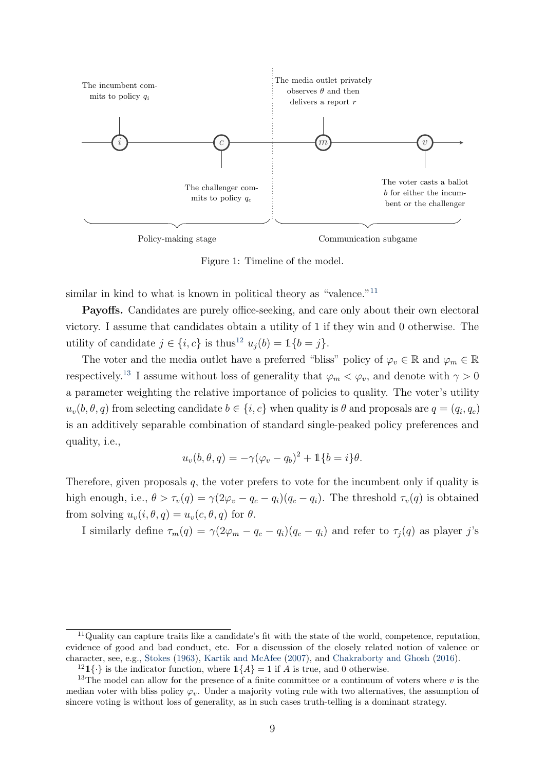The incumbent commits to policy $q_i$

The challenger commits to policy $q_c$

The media outlet privately observes $\theta$ and then delivers a report $r$

The voter casts a ballot $b$ for either the incumbent or the challenger

Policy-making stage

Communication subgame

Figure 1: Timeline of the model.

similar in kind to what is known in political theory as "valence."[11]

**Payoffs.** Candidates are purely office-seeking, and care only about their own electoral victory. I assume that candidates obtain a utility of 1 if they win and 0 otherwise. The utility of candidate $j \in \{i, c\}$ is thus[12] $u_j(b) = \mathbb{1}\{b = j\}$.

The voter and the media outlet have a preferred "bliss" policy of $\varphi_v \in \mathbb{R}$ and $\varphi_m \in \mathbb{R}$ respectively.[13] I assume without loss of generality that $\varphi_m < \varphi_v$, and denote with $\gamma > 0$ a parameter weighting the relative importance of policies to quality. The voter's utility $u_v(b, \theta, q)$ from selecting candidate $b \in \{i, c\}$ when quality is $\theta$ and proposals are $q = (q_i, q_c)$ is an additively separable combination of standard single-peaked policy preferences and quality, i.e.,

$$u_v(b, \theta, q) = -\gamma(\varphi_v - q_b)^2 + \mathbb{1}\{b = i\}\theta.$$

Therefore, given proposals $q$, the voter prefers to vote for the incumbent only if quality is high enough, i.e., $\theta > \tau_v(q) = \gamma(2\varphi_v - q_c - q_i)(q_c - q_i)$. The threshold $\tau_v(q)$ is obtained from solving $u_v(i, \theta, q) = u_v(c, \theta, q)$ for $\theta$.

I similarly define $\tau_m(q) = \gamma(2\varphi_m - q_c - q_i)(q_c - q_i)$ and refer to $\tau_j(q)$ as player $j$'s

[11] Quality can capture traits like a candidate's fit with the state of the world, competence, reputation, evidence of good and bad conduct, etc. For a discussion of the closely related notion of valence or character, see, e.g., Stokes (1963), Kartik and McAfee (2007), and Chakraborty and Ghosh (2016).

[12] $\mathbb{1}\{\cdot\}$ is the indicator function, where $\mathbb{1}\{A\} = 1$ if $A$ is true, and 0 otherwise.

[13] The model can allow for the presence of a finite committee or a continuum of voters where $v$ is the median voter with bliss policy $\varphi_v$. Under a majority voting rule with two alternatives, the assumption of sincere voting is without loss of generality, as in such cases truth-telling is a dominant strategy.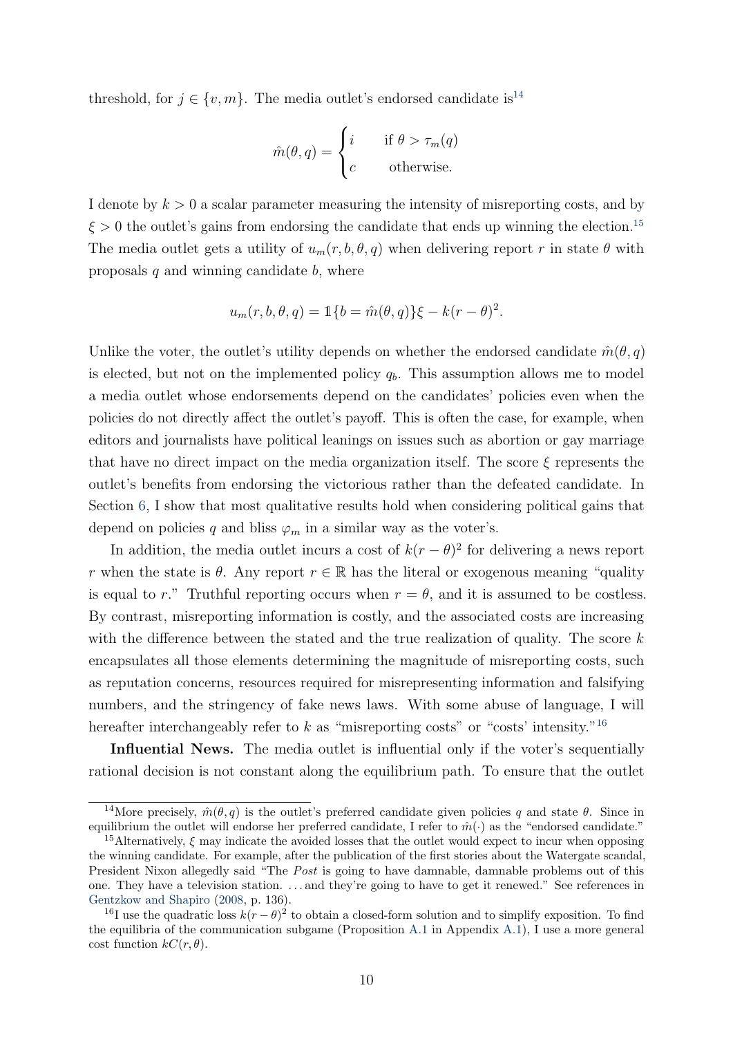threshold, for $j \in \{v, m\}$. The media outlet's endorsed candidate is[14]

$$\hat{m}(\theta, q) = \begin{cases} i & \text{if } \theta > \tau_m(q) \\ c & \text{otherwise.} \end{cases}$$

I denote by $k > 0$ a scalar parameter measuring the intensity of misreporting costs, and by $\xi > 0$ the outlet's gains from endorsing the candidate that ends up winning the election.[15] The media outlet gets a utility of $u_m(r, b, \theta, q)$ when delivering report $r$ in state $\theta$ with proposals $q$ and winning candidate $b$, where

$$u_m(r, b, \theta, q) = \mathbb{1}\{b = \hat{m}(\theta, q)\}\xi - k(r - \theta)^2.$$

Unlike the voter, the outlet's utility depends on whether the endorsed candidate $\hat{m}(\theta, q)$ is elected, but not on the implemented policy $q_b$. This assumption allows me to model a media outlet whose endorsements depend on the candidates' policies even when the policies do not directly affect the outlet's payoff. This is often the case, for example, when editors and journalists have political leanings on issues such as abortion or gay marriage that have no direct impact on the media organization itself. The score $\xi$ represents the outlet's benefits from endorsing the victorious rather than the defeated candidate. In Section 6, I show that most qualitative results hold when considering political gains that depend on policies $q$ and bliss $\varphi_m$ in a similar way as the voter's.

In addition, the media outlet incurs a cost of $k(r - \theta)^2$ for delivering a news report $r$ when the state is $\theta$. Any report $r \in \mathbb{R}$ has the literal or exogenous meaning "quality is equal to $r$." Truthful reporting occurs when $r = \theta$, and it is assumed to be costless. By contrast, misreporting information is costly, and the associated costs are increasing with the difference between the stated and the true realization of quality. The score $k$ encapsulates all those elements determining the magnitude of misreporting costs, such as reputation concerns, resources required for misrepresenting information and falsifying numbers, and the stringency of fake news laws. With some abuse of language, I will hereafter interchangeably refer to $k$ as "misreporting costs" or "costs' intensity."[16]

**Influential News.** The media outlet is influential only if the voter's sequentially rational decision is not constant along the equilibrium path. To ensure that the outlet

---

[14] More precisely, $\hat{m}(\theta, q)$ is the outlet's preferred candidate given policies $q$ and state $\theta$. Since in equilibrium the outlet will endorse her preferred candidate, I refer to $\hat{m}(\cdot)$ as the "endorsed candidate."

[15] Alternatively, $\xi$ may indicate the avoided losses that the outlet would expect to incur when opposing the winning candidate. For example, after the publication of the first stories about the Watergate scandal, President Nixon allegedly said "The *Post* is going to have damnable, damnable problems out of this one. They have a television station. ... and they're going to have to get it renewed." See references in Gentzkow and Shapiro (2008, p. 136).

[16] I use the quadratic loss $k(r - \theta)^2$ to obtain a closed-form solution and to simplify exposition. To find the equilibria of the communication subgame (Proposition A.1 in Appendix A.1), I use a more general cost function $kC(r, \theta)$.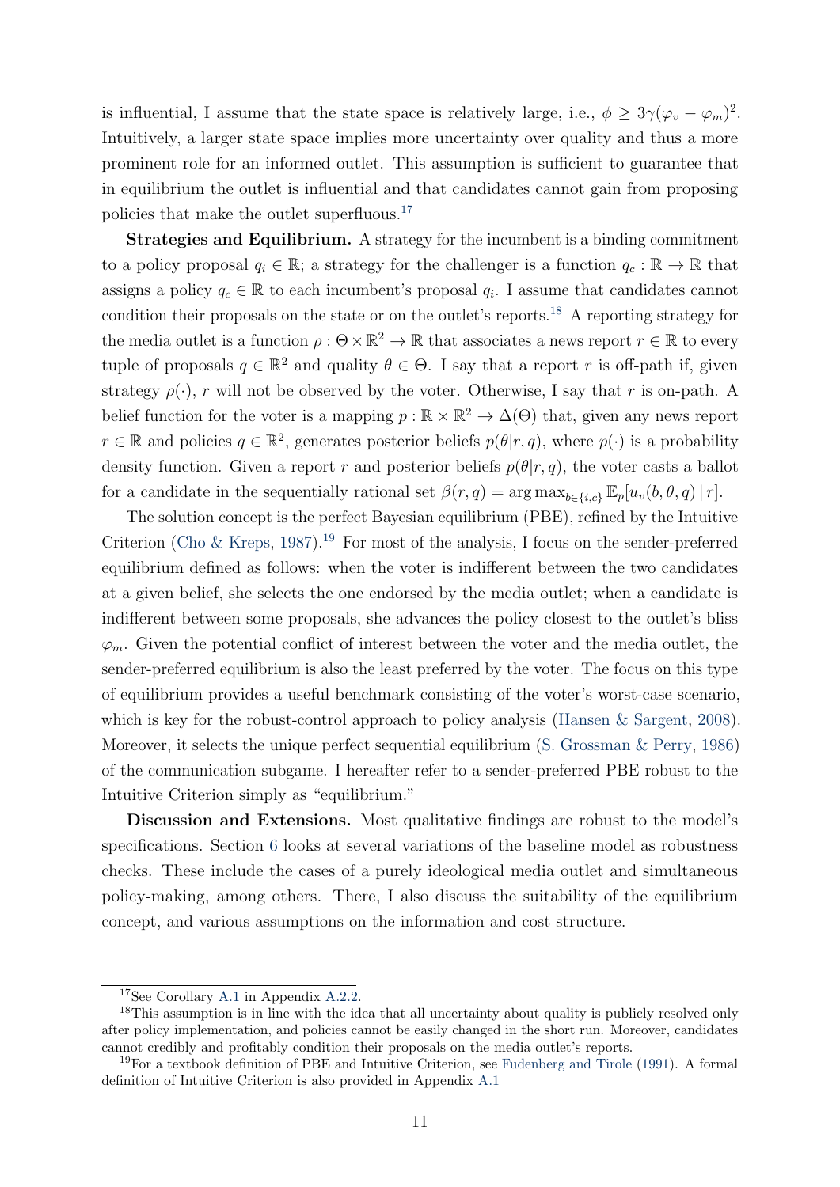is influential, I assume that the state space is relatively large, i.e., $\phi \geq 3\gamma(\varphi_v - \varphi_m)^2$. Intuitively, a larger state space implies more uncertainty over quality and thus a more prominent role for an informed outlet. This assumption is sufficient to guarantee that in equilibrium the outlet is influential and that candidates cannot gain from proposing policies that make the outlet superfluous.[17]

**Strategies and Equilibrium.** A strategy for the incumbent is a binding commitment to a policy proposal $q_i \in \mathbb{R}$; a strategy for the challenger is a function $q_c : \mathbb{R} \to \mathbb{R}$ that assigns a policy $q_c \in \mathbb{R}$ to each incumbent's proposal $q_i$. I assume that candidates cannot condition their proposals on the state or on the outlet's reports.[18] A reporting strategy for the media outlet is a function $\rho : \Theta \times \mathbb{R}^2 \to \mathbb{R}$ that associates a news report $r \in \mathbb{R}$ to every tuple of proposals $q \in \mathbb{R}^2$ and quality $\theta \in \Theta$. I say that a report $r$ is off-path if, given strategy $\rho(\cdot)$, $r$ will not be observed by the voter. Otherwise, I say that $r$ is on-path. A belief function for the voter is a mapping $p : \mathbb{R} \times \mathbb{R}^2 \to \Delta(\Theta)$ that, given any news report $r \in \mathbb{R}$ and policies $q \in \mathbb{R}^2$, generates posterior beliefs $p(\theta|r, q)$, where $p(\cdot)$ is a probability density function. Given a report $r$ and posterior beliefs $p(\theta|r, q)$, the voter casts a ballot for a candidate in the sequentially rational set $\beta(r, q) = \arg\max_{b \in \{i,c\}} \mathbb{E}_p[u_v(b, \theta, q) \,|\, r]$.

The solution concept is the perfect Bayesian equilibrium (PBE), refined by the Intuitive Criterion (Cho & Kreps, 1987).[19] For most of the analysis, I focus on the sender-preferred equilibrium defined as follows: when the voter is indifferent between the two candidates at a given belief, she selects the one endorsed by the media outlet; when a candidate is indifferent between some proposals, she advances the policy closest to the outlet's bliss $\varphi_m$. Given the potential conflict of interest between the voter and the media outlet, the sender-preferred equilibrium is also the least preferred by the voter. The focus on this type of equilibrium provides a useful benchmark consisting of the voter's worst-case scenario, which is key for the robust-control approach to policy analysis (Hansen & Sargent, 2008). Moreover, it selects the unique perfect sequential equilibrium (S. Grossman & Perry, 1986) of the communication subgame. I hereafter refer to a sender-preferred PBE robust to the Intuitive Criterion simply as "equilibrium."

**Discussion and Extensions.** Most qualitative findings are robust to the model's specifications. Section 6 looks at several variations of the baseline model as robustness checks. These include the cases of a purely ideological media outlet and simultaneous policy-making, among others. There, I also discuss the suitability of the equilibrium concept, and various assumptions on the information and cost structure.

---

[17] See Corollary A.1 in Appendix A.2.2.

[18] This assumption is in line with the idea that all uncertainty about quality is publicly resolved only after policy implementation, and policies cannot be easily changed in the short run. Moreover, candidates cannot credibly and profitably condition their proposals on the media outlet's reports.

[19] For a textbook definition of PBE and Intuitive Criterion, see Fudenberg and Tirole (1991). A formal definition of Intuitive Criterion is also provided in Appendix A.1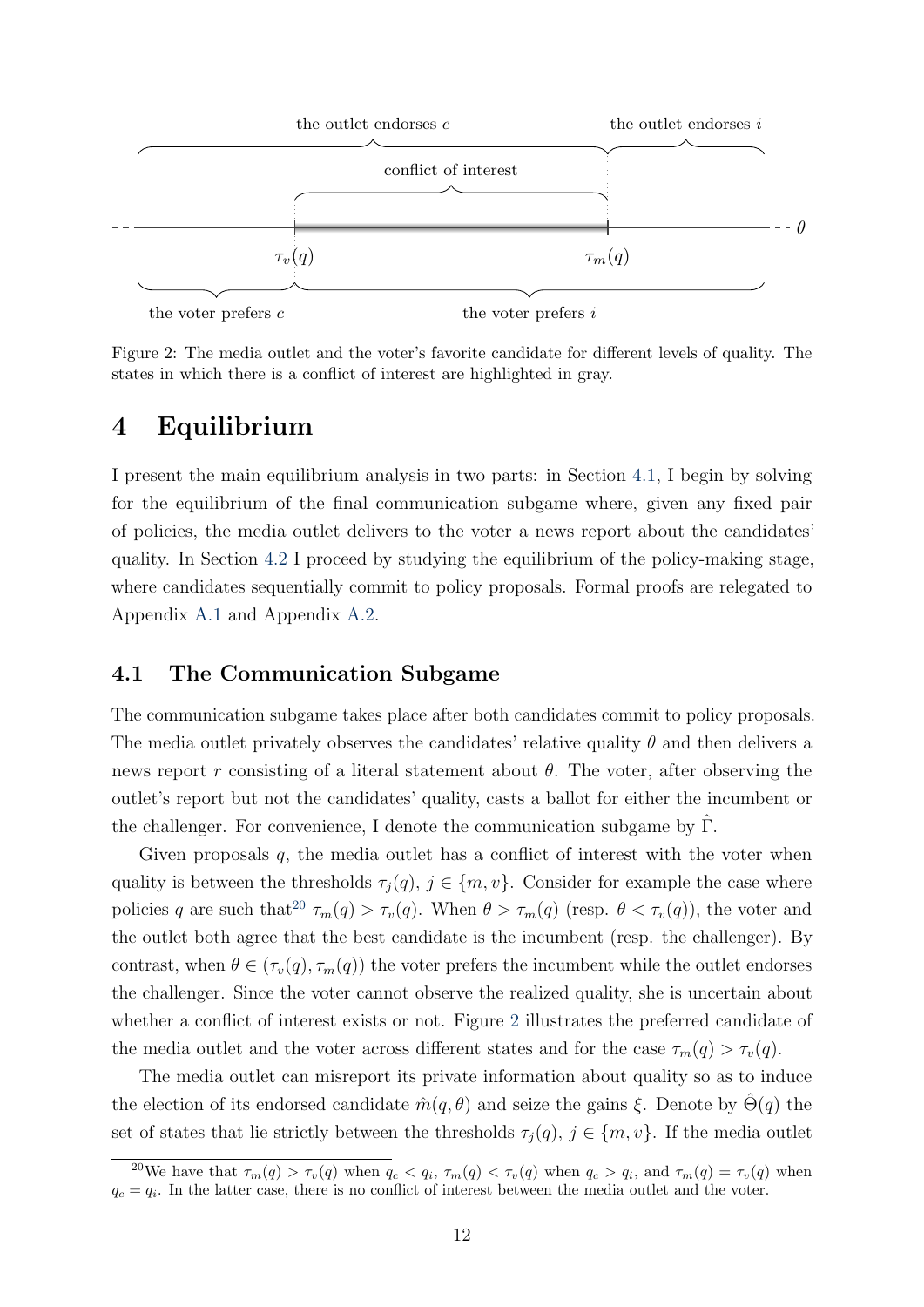Figure 2: The media outlet and the voter's favorite candidate for different levels of quality. The states in which there is a conflict of interest are highlighted in gray.

# 4 Equilibrium

I present the main equilibrium analysis in two parts: in Section 4.1, I begin by solving for the equilibrium of the final communication subgame where, given any fixed pair of policies, the media outlet delivers to the voter a news report about the candidates' quality. In Section 4.2 I proceed by studying the equilibrium of the policy-making stage, where candidates sequentially commit to policy proposals. Formal proofs are relegated to Appendix A.1 and Appendix A.2.

## 4.1 The Communication Subgame

The communication subgame takes place after both candidates commit to policy proposals. The media outlet privately observes the candidates' relative quality $\theta$ and then delivers a news report $r$ consisting of a literal statement about $\theta$. The voter, after observing the outlet's report but not the candidates' quality, casts a ballot for either the incumbent or the challenger. For convenience, I denote the communication subgame by $\hat{\Gamma}$.

Given proposals $q$, the media outlet has a conflict of interest with the voter when quality is between the thresholds $\tau_j(q)$, $j \in \{m, v\}$. Consider for example the case where policies $q$ are such that[20] $\tau_m(q) > \tau_v(q)$. When $\theta > \tau_m(q)$ (resp. $\theta < \tau_v(q)$), the voter and the outlet both agree that the best candidate is the incumbent (resp. the challenger). By contrast, when $\theta \in (\tau_v(q), \tau_m(q))$ the voter prefers the incumbent while the outlet endorses the challenger. Since the voter cannot observe the realized quality, she is uncertain about whether a conflict of interest exists or not. Figure 2 illustrates the preferred candidate of the media outlet and the voter across different states and for the case $\tau_m(q) > \tau_v(q)$.

The media outlet can misreport its private information about quality so as to induce the election of its endorsed candidate $\hat{m}(q, \theta)$ and seize the gains $\xi$. Denote by $\hat{\Theta}(q)$ the set of states that lie strictly between the thresholds $\tau_j(q)$, $j \in \{m, v\}$. If the media outlet

[20] We have that $\tau_m(q) > \tau_v(q)$ when $q_c < q_i$, $\tau_m(q) < \tau_v(q)$ when $q_c > q_i$, and $\tau_m(q) = \tau_v(q)$ when $q_c = q_i$. In the latter case, there is no conflict of interest between the media outlet and the voter.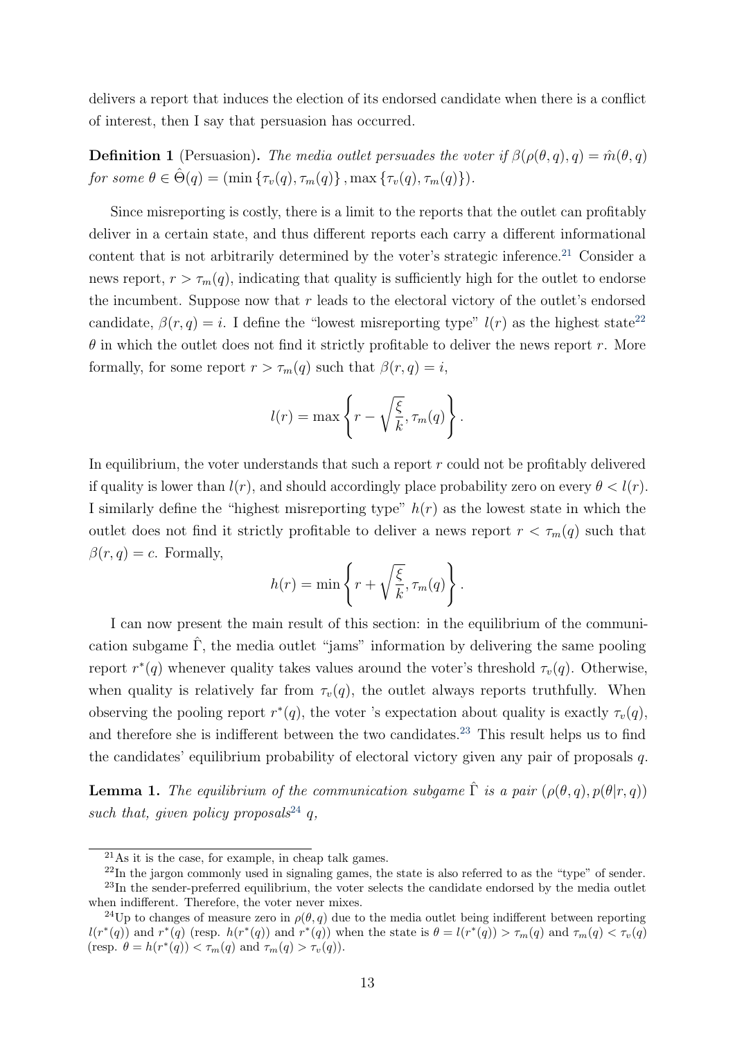delivers a report that induces the election of its endorsed candidate when there is a conflict of interest, then I say that persuasion has occurred.

**Definition 1** (Persuasion)**.** *The media outlet persuades the voter if $\beta(\rho(\theta, q), q) = \hat{m}(\theta, q)$ for some $\theta \in \hat{\Theta}(q) = (\min\{\tau_v(q), \tau_m(q)\}, \max\{\tau_v(q), \tau_m(q)\})$.*

Since misreporting is costly, there is a limit to the reports that the outlet can profitably deliver in a certain state, and thus different reports each carry a different informational content that is not arbitrarily determined by the voter's strategic inference.[21] Consider a news report, $r > \tau_m(q)$, indicating that quality is sufficiently high for the outlet to endorse the incumbent. Suppose now that $r$ leads to the electoral victory of the outlet's endorsed candidate, $\beta(r, q) = i$. I define the "lowest misreporting type" $l(r)$ as the highest state[22] $\theta$ in which the outlet does not find it strictly profitable to deliver the news report $r$. More formally, for some report $r > \tau_m(q)$ such that $\beta(r, q) = i$,

$$l(r) = \max\left\{r - \sqrt{\frac{\xi}{k}}, \tau_m(q)\right\}.$$

In equilibrium, the voter understands that such a report $r$ could not be profitably delivered if quality is lower than $l(r)$, and should accordingly place probability zero on every $\theta < l(r)$. I similarly define the "highest misreporting type" $h(r)$ as the lowest state in which the outlet does not find it strictly profitable to deliver a news report $r < \tau_m(q)$ such that $\beta(r, q) = c$. Formally,

$$h(r) = \min\left\{r + \sqrt{\frac{\xi}{k}}, \tau_m(q)\right\}.$$

I can now present the main result of this section: in the equilibrium of the communication subgame $\hat{\Gamma}$, the media outlet "jams" information by delivering the same pooling report $r^*(q)$ whenever quality takes values around the voter's threshold $\tau_v(q)$. Otherwise, when quality is relatively far from $\tau_v(q)$, the outlet always reports truthfully. When observing the pooling report $r^*(q)$, the voter 's expectation about quality is exactly $\tau_v(q)$, and therefore she is indifferent between the two candidates.[23] This result helps us to find the candidates' equilibrium probability of electoral victory given any pair of proposals $q$.

**Lemma 1.** *The equilibrium of the communication subgame $\hat{\Gamma}$ is a pair $(\rho(\theta, q), p(\theta|r, q))$ such that, given policy proposals[24] $q$,*

---

[21] As it is the case, for example, in cheap talk games.

[22] In the jargon commonly used in signaling games, the state is also referred to as the "type" of sender.

[23] In the sender-preferred equilibrium, the voter selects the candidate endorsed by the media outlet when indifferent. Therefore, the voter never mixes.

[24] Up to changes of measure zero in $\rho(\theta, q)$ due to the media outlet being indifferent between reporting $l(r^*(q))$ and $r^*(q)$ (resp. $h(r^*(q))$ and $r^*(q)$) when the state is $\theta = l(r^*(q)) > \tau_m(q)$ and $\tau_m(q) < \tau_v(q)$ (resp. $\theta = h(r^*(q)) < \tau_m(q)$ and $\tau_m(q) > \tau_v(q)$).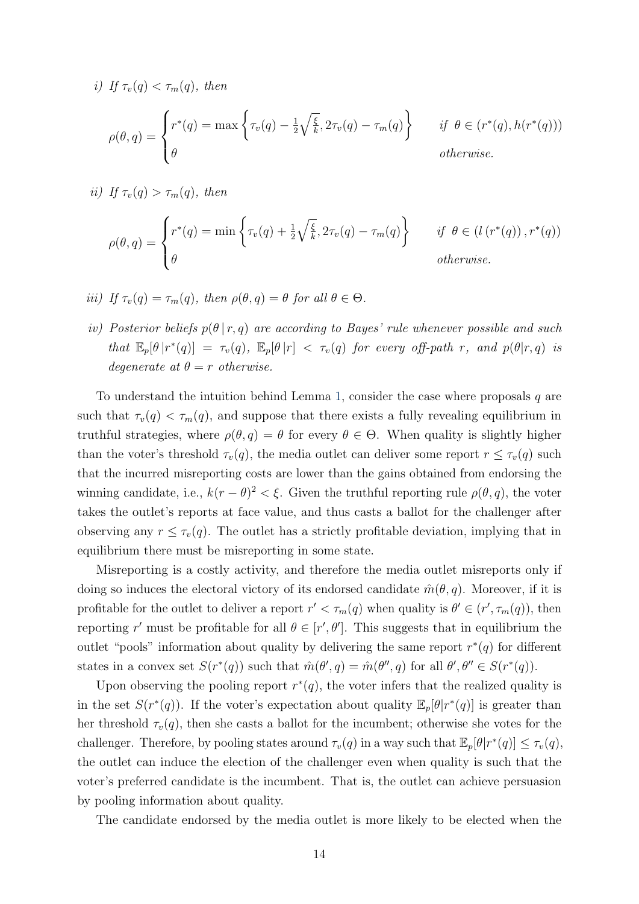*i) If $\tau_v(q) < \tau_m(q)$, then*

$$\rho(\theta, q) = \begin{cases} r^*(q) = \max\left\{\tau_v(q) - \frac{1}{2}\sqrt{\frac{\xi}{k}}, 2\tau_v(q) - \tau_m(q)\right\} & \text{if } \theta \in (r^*(q), h(r^*(q))) \\ \theta & \text{otherwise.} \end{cases}$$

*ii) If $\tau_v(q) > \tau_m(q)$, then*

$$\rho(\theta, q) = \begin{cases} r^*(q) = \min\left\{\tau_v(q) + \frac{1}{2}\sqrt{\frac{\xi}{k}}, 2\tau_v(q) - \tau_m(q)\right\} & \text{if } \theta \in (l(r^*(q)), r^*(q)) \\ \theta & \text{otherwise.} \end{cases}$$

*iii) If $\tau_v(q) = \tau_m(q)$, then $\rho(\theta, q) = \theta$ for all $\theta \in \Theta$.*

*iv) Posterior beliefs $p(\theta \,|\, r, q)$ are according to Bayes' rule whenever possible and such that $\mathbb{E}_p[\theta \,|\, r^*(q)] = \tau_v(q)$, $\mathbb{E}_p[\theta \,|\, r] < \tau_v(q)$ for every off-path $r$, and $p(\theta|r, q)$ is degenerate at $\theta = r$ otherwise.*

To understand the intuition behind Lemma 1, consider the case where proposals $q$ are such that $\tau_v(q) < \tau_m(q)$, and suppose that there exists a fully revealing equilibrium in truthful strategies, where $\rho(\theta, q) = \theta$ for every $\theta \in \Theta$. When quality is slightly higher than the voter's threshold $\tau_v(q)$, the media outlet can deliver some report $r \leq \tau_v(q)$ such that the incurred misreporting costs are lower than the gains obtained from endorsing the winning candidate, i.e., $k(r - \theta)^2 < \xi$. Given the truthful reporting rule $\rho(\theta, q)$, the voter takes the outlet's reports at face value, and thus casts a ballot for the challenger after observing any $r \leq \tau_v(q)$. The outlet has a strictly profitable deviation, implying that in equilibrium there must be misreporting in some state.

Misreporting is a costly activity, and therefore the media outlet misreports only if doing so induces the electoral victory of its endorsed candidate $\hat{m}(\theta, q)$. Moreover, if it is profitable for the outlet to deliver a report $r' < \tau_m(q)$ when quality is $\theta' \in (r', \tau_m(q))$, then reporting $r'$ must be profitable for all $\theta \in [r', \theta']$. This suggests that in equilibrium the outlet "pools" information about quality by delivering the same report $r^*(q)$ for different states in a convex set $S(r^*(q))$ such that $\hat{m}(\theta', q) = \hat{m}(\theta'', q)$ for all $\theta', \theta'' \in S(r^*(q))$.

Upon observing the pooling report $r^*(q)$, the voter infers that the realized quality is in the set $S(r^*(q))$. If the voter's expectation about quality $\mathbb{E}_p[\theta|r^*(q)]$ is greater than her threshold $\tau_v(q)$, then she casts a ballot for the incumbent; otherwise she votes for the challenger. Therefore, by pooling states around $\tau_v(q)$ in a way such that $\mathbb{E}_p[\theta|r^*(q)] \leq \tau_v(q)$, the outlet can induce the election of the challenger even when quality is such that the voter's preferred candidate is the incumbent. That is, the outlet can achieve persuasion by pooling information about quality.

The candidate endorsed by the media outlet is more likely to be elected when the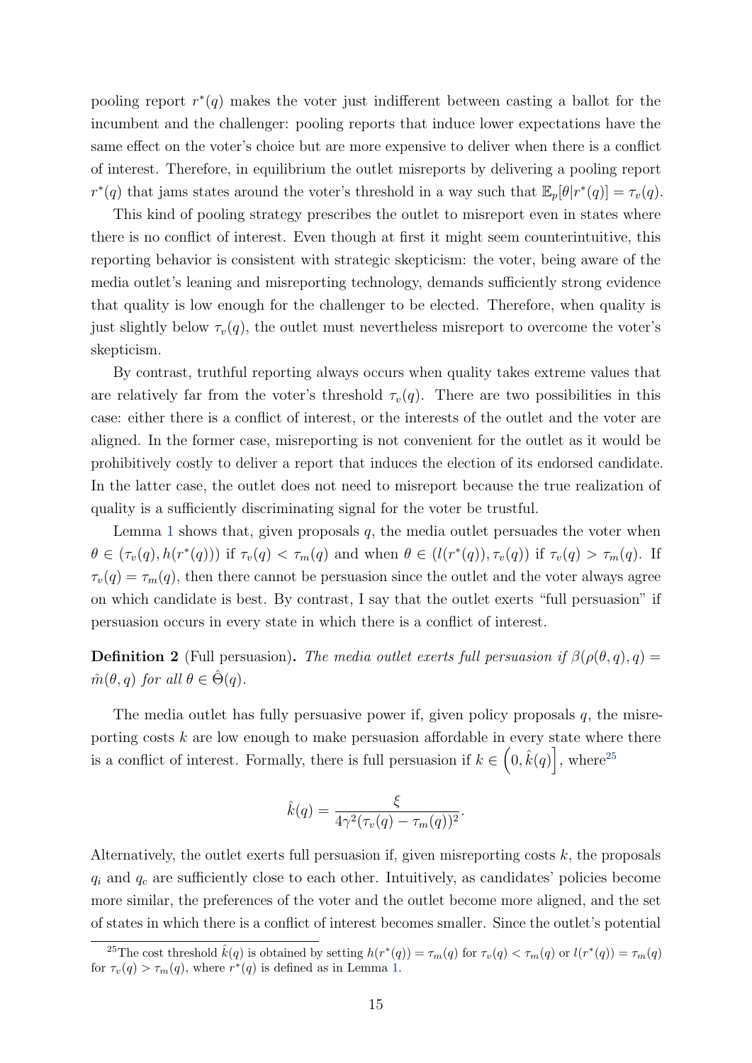pooling report $r^*(q)$ makes the voter just indifferent between casting a ballot for the incumbent and the challenger: pooling reports that induce lower expectations have the same effect on the voter's choice but are more expensive to deliver when there is a conflict of interest. Therefore, in equilibrium the outlet misreports by delivering a pooling report $r^*(q)$ that jams states around the voter's threshold in a way such that $\mathbb{E}_p[\theta|r^*(q)] = \tau_v(q)$.

This kind of pooling strategy prescribes the outlet to misreport even in states where there is no conflict of interest. Even though at first it might seem counterintuitive, this reporting behavior is consistent with strategic skepticism: the voter, being aware of the media outlet's leaning and misreporting technology, demands sufficiently strong evidence that quality is low enough for the challenger to be elected. Therefore, when quality is just slightly below $\tau_v(q)$, the outlet must nevertheless misreport to overcome the voter's skepticism.

By contrast, truthful reporting always occurs when quality takes extreme values that are relatively far from the voter's threshold $\tau_v(q)$. There are two possibilities in this case: either there is a conflict of interest, or the interests of the outlet and the voter are aligned. In the former case, misreporting is not convenient for the outlet as it would be prohibitively costly to deliver a report that induces the election of its endorsed candidate. In the latter case, the outlet does not need to misreport because the true realization of quality is a sufficiently discriminating signal for the voter be trustful.

Lemma 1 shows that, given proposals $q$, the media outlet persuades the voter when $\theta \in (\tau_v(q), h(r^*(q)))$ if $\tau_v(q) < \tau_m(q)$ and when $\theta \in (l(r^*(q)), \tau_v(q))$ if $\tau_v(q) > \tau_m(q)$. If $\tau_v(q) = \tau_m(q)$, then there cannot be persuasion since the outlet and the voter always agree on which candidate is best. By contrast, I say that the outlet exerts "full persuasion" if persuasion occurs in every state in which there is a conflict of interest.

**Definition 2** (Full persuasion)**.** *The media outlet exerts full persuasion if $\beta(\rho(\theta, q), q) = \hat{m}(\theta, q)$ for all $\theta \in \hat{\Theta}(q)$.*

The media outlet has fully persuasive power if, given policy proposals $q$, the misreporting costs $k$ are low enough to make persuasion affordable in every state where there is a conflict of interest. Formally, there is full persuasion if $k \in \left(0, \hat{k}(q)\right]$, where[25]

$$\hat{k}(q) = \frac{\xi}{4\gamma^2(\tau_v(q) - \tau_m(q))^2}.$$

Alternatively, the outlet exerts full persuasion if, given misreporting costs $k$, the proposals $q_i$ and $q_c$ are sufficiently close to each other. Intuitively, as candidates' policies become more similar, the preferences of the voter and the outlet become more aligned, and the set of states in which there is a conflict of interest becomes smaller. Since the outlet's potential

[25] The cost threshold $\hat{k}(q)$ is obtained by setting $h(r^*(q)) = \tau_m(q)$ for $\tau_v(q) < \tau_m(q)$ or $l(r^*(q)) = \tau_m(q)$ for $\tau_v(q) > \tau_m(q)$, where $r^*(q)$ is defined as in Lemma 1.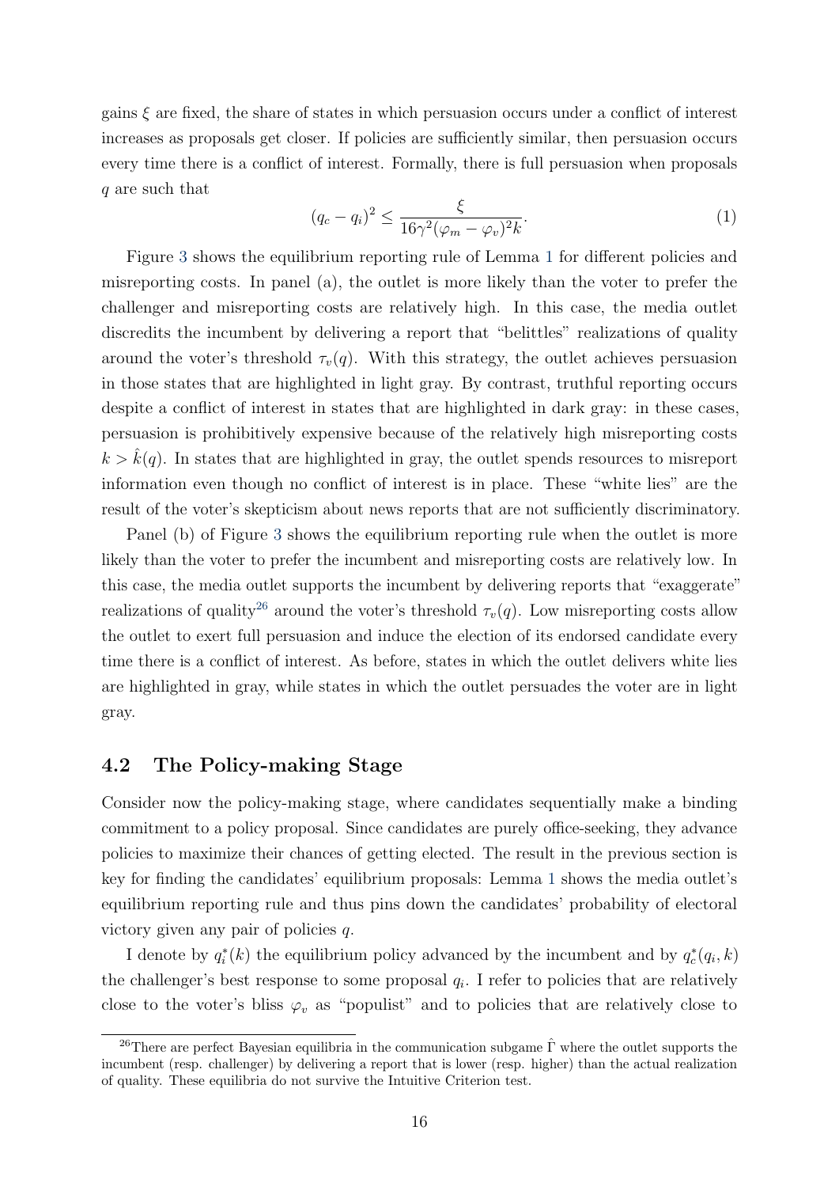gains $\xi$ are fixed, the share of states in which persuasion occurs under a conflict of interest increases as proposals get closer. If policies are sufficiently similar, then persuasion occurs every time there is a conflict of interest. Formally, there is full persuasion when proposals $q$ are such that

$$(q_c - q_i)^2 \leq \frac{\xi}{16\gamma^2(\varphi_m - \varphi_v)^2 k}. \tag{1}$$

Figure 3 shows the equilibrium reporting rule of Lemma 1 for different policies and misreporting costs. In panel (a), the outlet is more likely than the voter to prefer the challenger and misreporting costs are relatively high. In this case, the media outlet discredits the incumbent by delivering a report that "belittles" realizations of quality around the voter's threshold $\tau_v(q)$. With this strategy, the outlet achieves persuasion in those states that are highlighted in light gray. By contrast, truthful reporting occurs despite a conflict of interest in states that are highlighted in dark gray: in these cases, persuasion is prohibitively expensive because of the relatively high misreporting costs $k > \hat{k}(q)$. In states that are highlighted in gray, the outlet spends resources to misreport information even though no conflict of interest is in place. These "white lies" are the result of the voter's skepticism about news reports that are not sufficiently discriminatory.

Panel (b) of Figure 3 shows the equilibrium reporting rule when the outlet is more likely than the voter to prefer the incumbent and misreporting costs are relatively low. In this case, the media outlet supports the incumbent by delivering reports that "exaggerate" realizations of quality[26] around the voter's threshold $\tau_v(q)$. Low misreporting costs allow the outlet to exert full persuasion and induce the election of its endorsed candidate every time there is a conflict of interest. As before, states in which the outlet delivers white lies are highlighted in gray, while states in which the outlet persuades the voter are in light gray.

## 4.2 The Policy-making Stage

Consider now the policy-making stage, where candidates sequentially make a binding commitment to a policy proposal. Since candidates are purely office-seeking, they advance policies to maximize their chances of getting elected. The result in the previous section is key for finding the candidates' equilibrium proposals: Lemma 1 shows the media outlet's equilibrium reporting rule and thus pins down the candidates' probability of electoral victory given any pair of policies $q$.

I denote by $q_i^*(k)$ the equilibrium policy advanced by the incumbent and by $q_c^*(q_i, k)$ the challenger's best response to some proposal $q_i$. I refer to policies that are relatively close to the voter's bliss $\varphi_v$ as "populist" and to policies that are relatively close to

[26] There are perfect Bayesian equilibria in the communication subgame $\hat{\Gamma}$ where the outlet supports the incumbent (resp. challenger) by delivering a report that is lower (resp. higher) than the actual realization of quality. These equilibria do not survive the Intuitive Criterion test.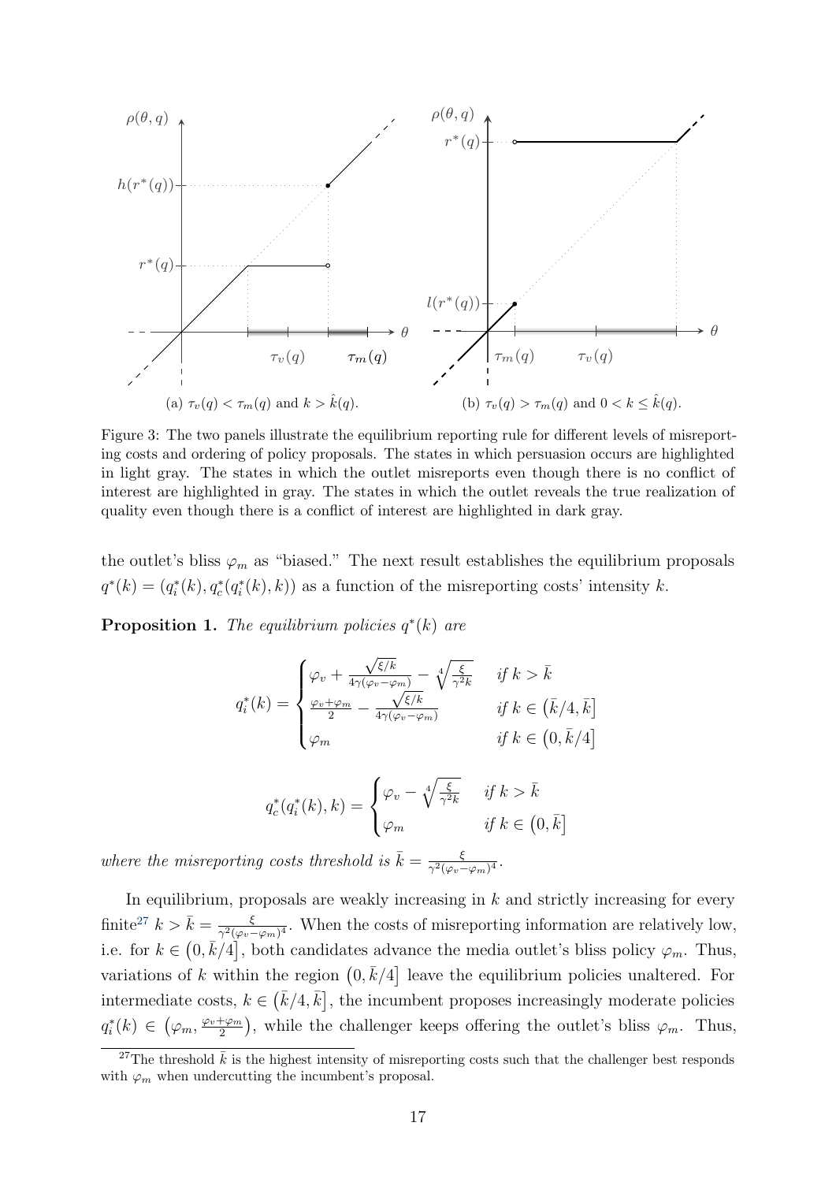(a) $\tau_v(q) < \tau_m(q)$ and $k > \hat{k}(q)$.

(b) $\tau_v(q) > \tau_m(q)$ and $0 < k \leq \hat{k}(q)$.

Figure 3: The two panels illustrate the equilibrium reporting rule for different levels of misreporting costs and ordering of policy proposals. The states in which persuasion occurs are highlighted in light gray. The states in which the outlet misreports even though there is no conflict of interest are highlighted in gray. The states in which the outlet reveals the true realization of quality even though there is a conflict of interest are highlighted in dark gray.

the outlet's bliss $\varphi_m$ as "biased." The next result establishes the equilibrium proposals $q^*(k) = (q_i^*(k), q_c^*(q_i^*(k), k))$ as a function of the misreporting costs' intensity $k$.

**Proposition 1.** *The equilibrium policies $q^*(k)$ are*

$$q_i^*(k) = \begin{cases} \varphi_v + \frac{\sqrt{\xi/k}}{4\gamma(\varphi_v - \varphi_m)} - \sqrt[4]{\frac{\xi}{\gamma^2 k}} & \text{if } k > \bar{k} \\ \frac{\varphi_v + \varphi_m}{2} - \frac{\sqrt{\xi/k}}{4\gamma(\varphi_v - \varphi_m)} & \text{if } k \in \left(\bar{k}/4, \bar{k}\right] \\ \varphi_m & \text{if } k \in \left(0, \bar{k}/4\right] \end{cases}$$

$$q_c^*(q_i^*(k), k) = \begin{cases} \varphi_v - \sqrt[4]{\frac{\xi}{\gamma^2 k}} & \text{if } k > \bar{k} \\ \varphi_m & \text{if } k \in \left(0, \bar{k}\right] \end{cases}$$

*where the misreporting costs threshold is $\bar{k} = \frac{\xi}{\gamma^2(\varphi_v - \varphi_m)^4}$.*

In equilibrium, proposals are weakly increasing in $k$ and strictly increasing for every finite[27] $k > \bar{k} = \frac{\xi}{\gamma^2(\varphi_v - \varphi_m)^4}$. When the costs of misreporting information are relatively low, i.e. for $k \in \left(0, \bar{k}/4\right]$, both candidates advance the media outlet's bliss policy $\varphi_m$. Thus, variations of $k$ within the region $\left(0, \bar{k}/4\right]$ leave the equilibrium policies unaltered. For intermediate costs, $k \in \left(\bar{k}/4, \bar{k}\right]$, the incumbent proposes increasingly moderate policies $q_i^*(k) \in \left(\varphi_m, \frac{\varphi_v + \varphi_m}{2}\right)$, while the challenger keeps offering the outlet's bliss $\varphi_m$. Thus,

[27] The threshold $\bar{k}$ is the highest intensity of misreporting costs such that the challenger best responds with $\varphi_m$ when undercutting the incumbent's proposal.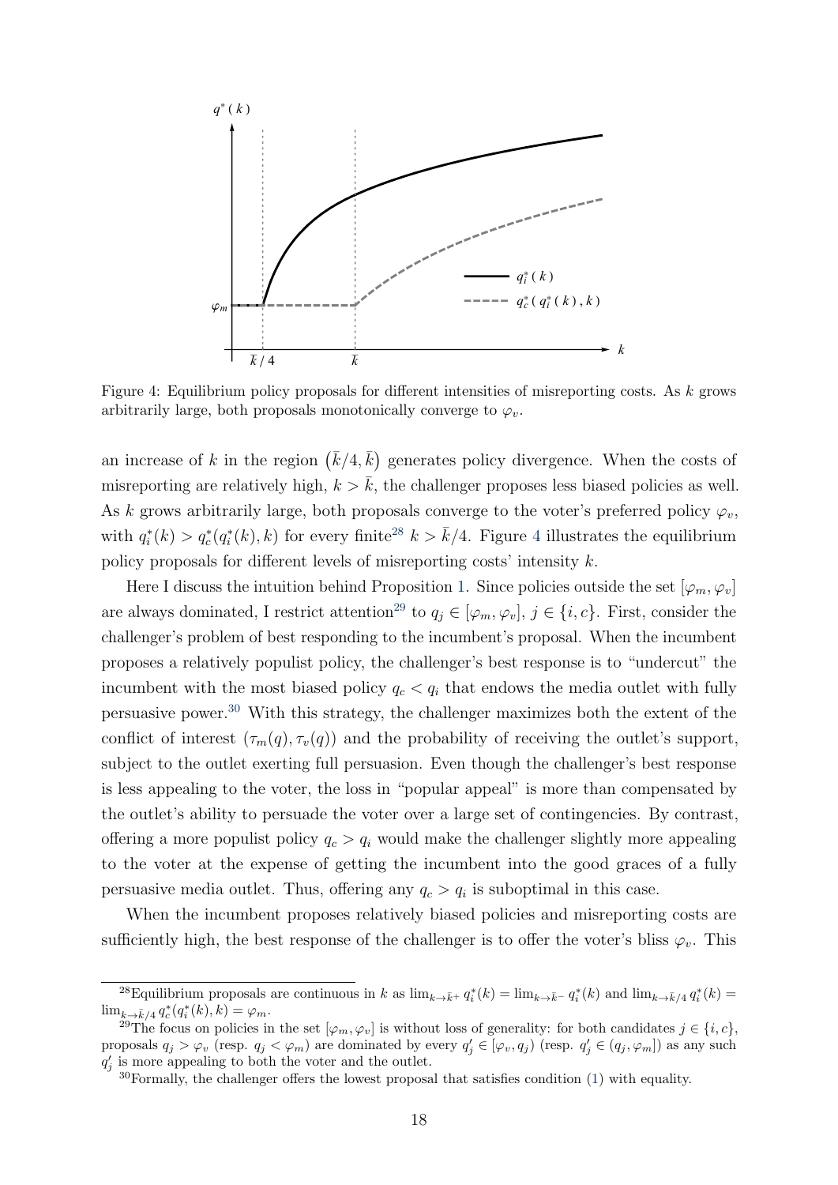Figure 4: Equilibrium policy proposals for different intensities of misreporting costs. As $k$ grows arbitrarily large, both proposals monotonically converge to $\varphi_v$.

an increase of $k$ in the region $(\bar{k}/4, \bar{k})$ generates policy divergence. When the costs of misreporting are relatively high, $k > \bar{k}$, the challenger proposes less biased policies as well. As $k$ grows arbitrarily large, both proposals converge to the voter's preferred policy $\varphi_v$, with $q_i^*(k) > q_c^*(q_i^*(k), k)$ for every finite[28] $k > \bar{k}/4$. Figure 4 illustrates the equilibrium policy proposals for different levels of misreporting costs' intensity $k$.

Here I discuss the intuition behind Proposition 1. Since policies outside the set $[\varphi_m, \varphi_v]$ are always dominated, I restrict attention[29] to $q_j \in [\varphi_m, \varphi_v]$, $j \in \{i, c\}$. First, consider the challenger's problem of best responding to the incumbent's proposal. When the incumbent proposes a relatively populist policy, the challenger's best response is to "undercut" the incumbent with the most biased policy $q_c < q_i$ that endows the media outlet with fully persuasive power.[30] With this strategy, the challenger maximizes both the extent of the conflict of interest $(\tau_m(q), \tau_v(q))$ and the probability of receiving the outlet's support, subject to the outlet exerting full persuasion. Even though the challenger's best response is less appealing to the voter, the loss in "popular appeal" is more than compensated by the outlet's ability to persuade the voter over a large set of contingencies. By contrast, offering a more populist policy $q_c > q_i$ would make the challenger slightly more appealing to the voter at the expense of getting the incumbent into the good graces of a fully persuasive media outlet. Thus, offering any $q_c > q_i$ is suboptimal in this case.

When the incumbent proposes relatively biased policies and misreporting costs are sufficiently high, the best response of the challenger is to offer the voter's bliss $\varphi_v$. This

---

[28] Equilibrium proposals are continuous in $k$ as $\lim_{k \to \bar{k}^+} q_i^*(k) = \lim_{k \to \bar{k}^-} q_i^*(k)$ and $\lim_{k \to \bar{k}/4} q_i^*(k) = \lim_{k \to \bar{k}/4} q_c^*(q_i^*(k), k) = \varphi_m$.

[29] The focus on policies in the set $[\varphi_m, \varphi_v]$ is without loss of generality: for both candidates $j \in \{i, c\}$, proposals $q_j > \varphi_v$ (resp. $q_j < \varphi_m$) are dominated by every $q_j' \in [\varphi_v, q_j)$ (resp. $q_j' \in (q_j, \varphi_m]$) as any such $q_j'$ is more appealing to both the voter and the outlet.

[30] Formally, the challenger offers the lowest proposal that satisfies condition (1) with equality.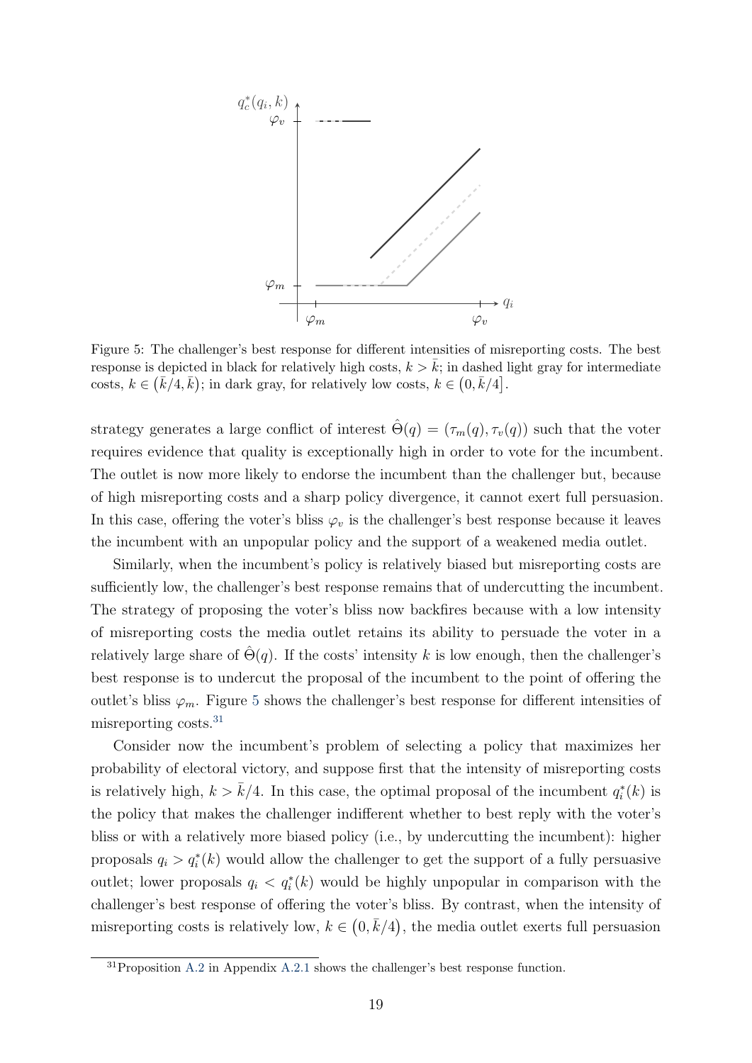Figure 5: The challenger's best response for different intensities of misreporting costs. The best response is depicted in black for relatively high costs, $k > \bar{k}$; in dashed light gray for intermediate costs, $k \in (\bar{k}/4, \bar{k})$; in dark gray, for relatively low costs, $k \in (0, \bar{k}/4]$.

strategy generates a large conflict of interest $\hat{\Theta}(q) = (\tau_m(q), \tau_v(q))$ such that the voter requires evidence that quality is exceptionally high in order to vote for the incumbent. The outlet is now more likely to endorse the incumbent than the challenger but, because of high misreporting costs and a sharp policy divergence, it cannot exert full persuasion. In this case, offering the voter's bliss $\varphi_v$ is the challenger's best response because it leaves the incumbent with an unpopular policy and the support of a weakened media outlet.

Similarly, when the incumbent's policy is relatively biased but misreporting costs are sufficiently low, the challenger's best response remains that of undercutting the incumbent. The strategy of proposing the voter's bliss now backfires because with a low intensity of misreporting costs the media outlet retains its ability to persuade the voter in a relatively large share of $\hat{\Theta}(q)$. If the costs' intensity $k$ is low enough, then the challenger's best response is to undercut the proposal of the incumbent to the point of offering the outlet's bliss $\varphi_m$. Figure 5 shows the challenger's best response for different intensities of misreporting costs.[31]

Consider now the incumbent's problem of selecting a policy that maximizes her probability of electoral victory, and suppose first that the intensity of misreporting costs is relatively high, $k > \bar{k}/4$. In this case, the optimal proposal of the incumbent $q_i^*(k)$ is the policy that makes the challenger indifferent whether to best reply with the voter's bliss or with a relatively more biased policy (i.e., by undercutting the incumbent): higher proposals $q_i > q_i^*(k)$ would allow the challenger to get the support of a fully persuasive outlet; lower proposals $q_i < q_i^*(k)$ would be highly unpopular in comparison with the challenger's best response of offering the voter's bliss. By contrast, when the intensity of misreporting costs is relatively low, $k \in (0, \bar{k}/4)$, the media outlet exerts full persuasion

[31] Proposition A.2 in Appendix A.2.1 shows the challenger's best response function.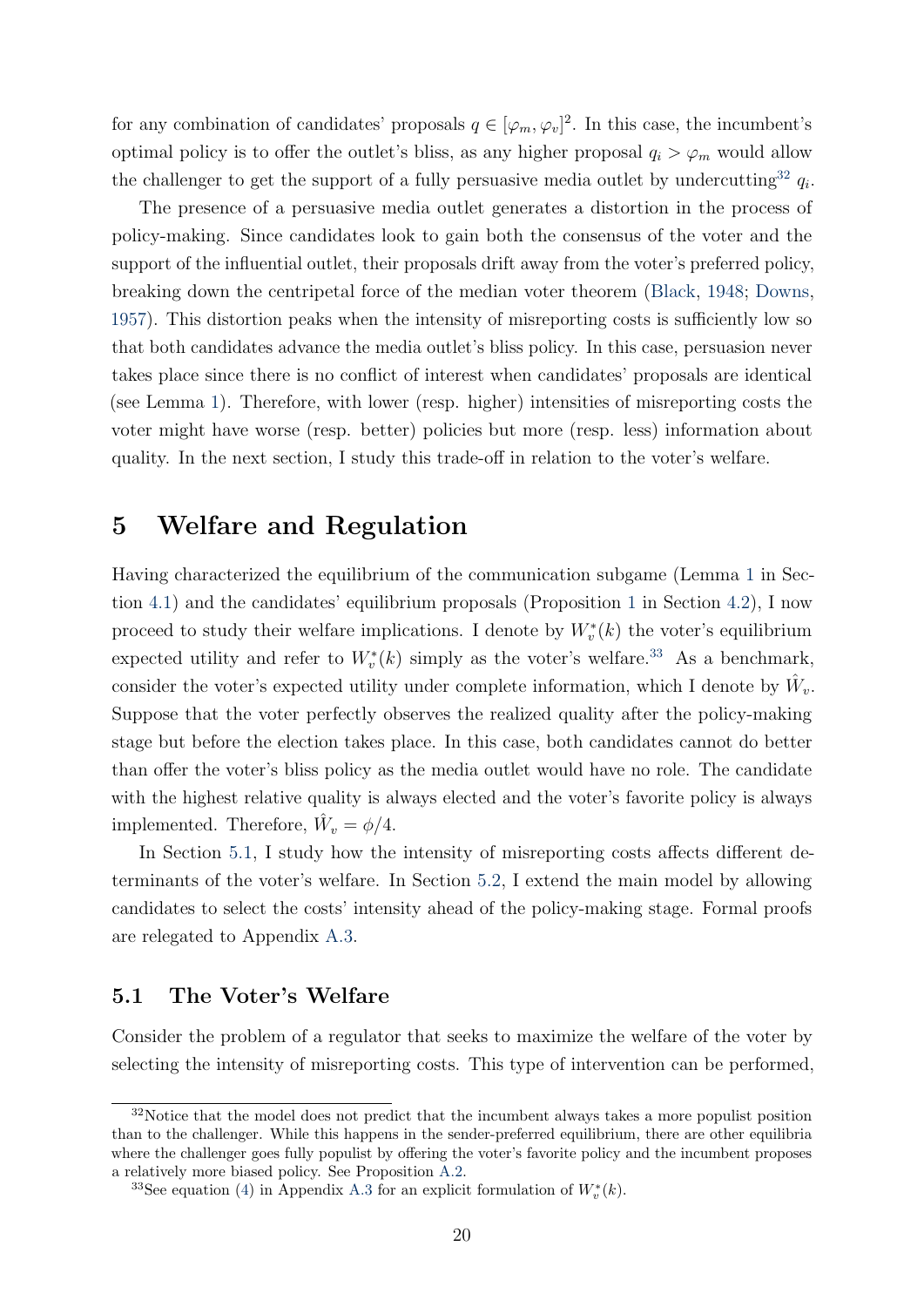for any combination of candidates' proposals $q \in [\varphi_m, \varphi_v]^2$. In this case, the incumbent's optimal policy is to offer the outlet's bliss, as any higher proposal $q_i > \varphi_m$ would allow the challenger to get the support of a fully persuasive media outlet by undercutting[32] $q_i$.

The presence of a persuasive media outlet generates a distortion in the process of policy-making. Since candidates look to gain both the consensus of the voter and the support of the influential outlet, their proposals drift away from the voter's preferred policy, breaking down the centripetal force of the median voter theorem (Black, 1948; Downs, 1957). This distortion peaks when the intensity of misreporting costs is sufficiently low so that both candidates advance the media outlet's bliss policy. In this case, persuasion never takes place since there is no conflict of interest when candidates' proposals are identical (see Lemma 1). Therefore, with lower (resp. higher) intensities of misreporting costs the voter might have worse (resp. better) policies but more (resp. less) information about quality. In the next section, I study this trade-off in relation to the voter's welfare.

# 5 Welfare and Regulation

Having characterized the equilibrium of the communication subgame (Lemma 1 in Section 4.1) and the candidates' equilibrium proposals (Proposition 1 in Section 4.2), I now proceed to study their welfare implications. I denote by $W_v^*(k)$ the voter's equilibrium expected utility and refer to $W_v^*(k)$ simply as the voter's welfare.[33] As a benchmark, consider the voter's expected utility under complete information, which I denote by $\hat{W}_v$. Suppose that the voter perfectly observes the realized quality after the policy-making stage but before the election takes place. In this case, both candidates cannot do better than offer the voter's bliss policy as the media outlet would have no role. The candidate with the highest relative quality is always elected and the voter's favorite policy is always implemented. Therefore, $\hat{W}_v = \phi/4$.

In Section 5.1, I study how the intensity of misreporting costs affects different determinants of the voter's welfare. In Section 5.2, I extend the main model by allowing candidates to select the costs' intensity ahead of the policy-making stage. Formal proofs are relegated to Appendix A.3.

## 5.1 The Voter's Welfare

Consider the problem of a regulator that seeks to maximize the welfare of the voter by selecting the intensity of misreporting costs. This type of intervention can be performed,

[32] Notice that the model does not predict that the incumbent always takes a more populist position than to the challenger. While this happens in the sender-preferred equilibrium, there are other equilibria where the challenger goes fully populist by offering the voter's favorite policy and the incumbent proposes a relatively more biased policy. See Proposition A.2.

[33] See equation (4) in Appendix A.3 for an explicit formulation of $W_v^*(k)$.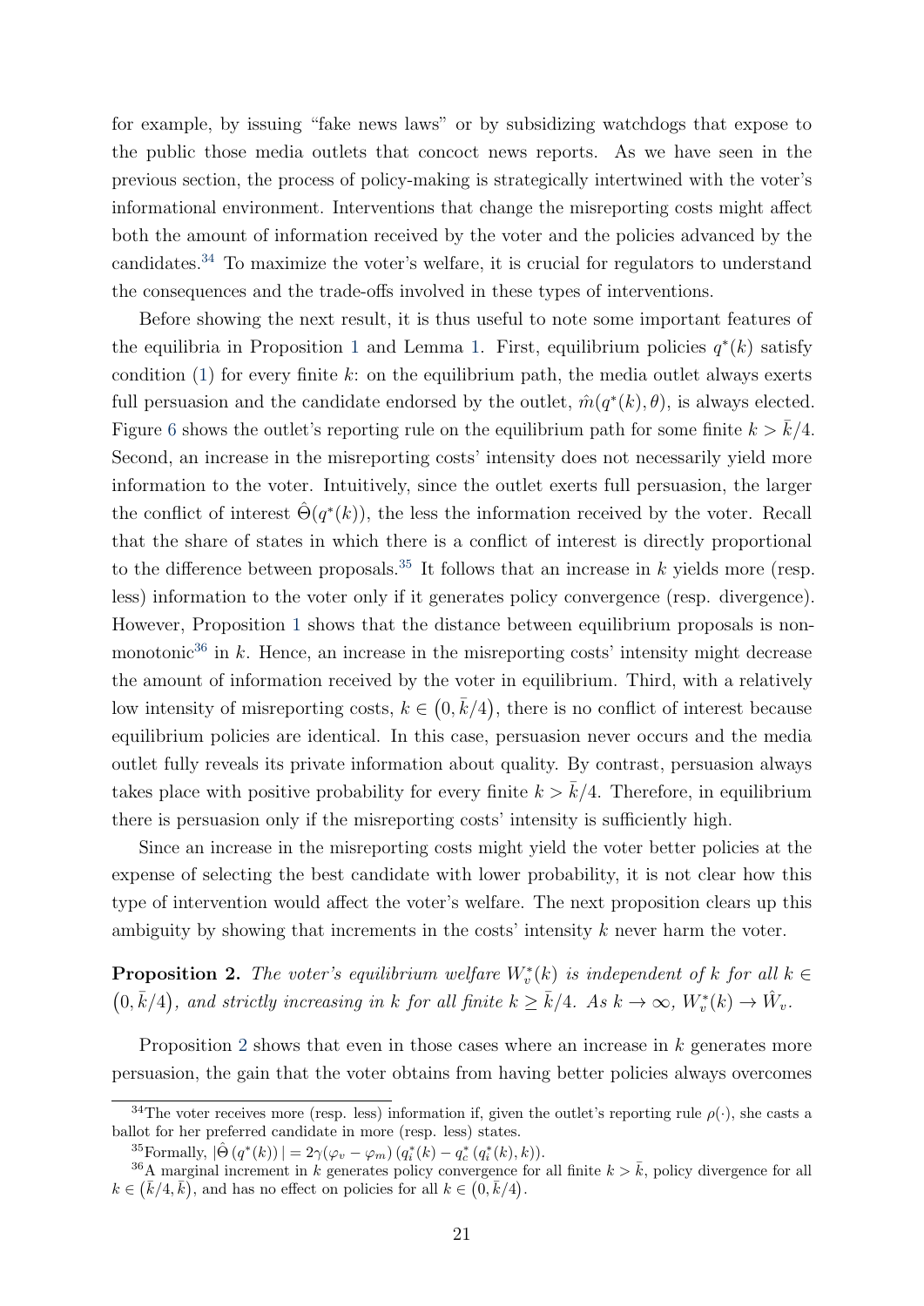for example, by issuing "fake news laws" or by subsidizing watchdogs that expose to the public those media outlets that concoct news reports. As we have seen in the previous section, the process of policy-making is strategically intertwined with the voter's informational environment. Interventions that change the misreporting costs might affect both the amount of information received by the voter and the policies advanced by the candidates.[34] To maximize the voter's welfare, it is crucial for regulators to understand the consequences and the trade-offs involved in these types of interventions.

Before showing the next result, it is thus useful to note some important features of the equilibria in Proposition 1 and Lemma 1. First, equilibrium policies $q^*(k)$ satisfy condition (1) for every finite $k$: on the equilibrium path, the media outlet always exerts full persuasion and the candidate endorsed by the outlet, $\hat{m}(q^*(k), \theta)$, is always elected. Figure 6 shows the outlet's reporting rule on the equilibrium path for some finite $k > \bar{k}/4$. Second, an increase in the misreporting costs' intensity does not necessarily yield more information to the voter. Intuitively, since the outlet exerts full persuasion, the larger the conflict of interest $\hat{\Theta}(q^*(k))$, the less the information received by the voter. Recall that the share of states in which there is a conflict of interest is directly proportional to the difference between proposals.[35] It follows that an increase in $k$ yields more (resp. less) information to the voter only if it generates policy convergence (resp. divergence). However, Proposition 1 shows that the distance between equilibrium proposals is non-monotonic[36] in $k$. Hence, an increase in the misreporting costs' intensity might decrease the amount of information received by the voter in equilibrium. Third, with a relatively low intensity of misreporting costs, $k \in (0, \bar{k}/4)$, there is no conflict of interest because equilibrium policies are identical. In this case, persuasion never occurs and the media outlet fully reveals its private information about quality. By contrast, persuasion always takes place with positive probability for every finite $k > \bar{k}/4$. Therefore, in equilibrium there is persuasion only if the misreporting costs' intensity is sufficiently high.

Since an increase in the misreporting costs might yield the voter better policies at the expense of selecting the best candidate with lower probability, it is not clear how this type of intervention would affect the voter's welfare. The next proposition clears up this ambiguity by showing that increments in the costs' intensity $k$ never harm the voter.

**Proposition 2.** *The voter's equilibrium welfare $W_v^*(k)$ is independent of $k$ for all $k \in (0, \bar{k}/4)$, and strictly increasing in $k$ for all finite $k \geq \bar{k}/4$. As $k \to \infty$, $W_v^*(k) \to \hat{W}_v$.*

Proposition 2 shows that even in those cases where an increase in $k$ generates more persuasion, the gain that the voter obtains from having better policies always overcomes

---

[34] The voter receives more (resp. less) information if, given the outlet's reporting rule $\rho(\cdot)$, she casts a ballot for her preferred candidate in more (resp. less) states.

[35] Formally, $|\hat{\Theta}(q^*(k))| = 2\gamma(\varphi_v - \varphi_m)(q_i^*(k) - q_c^*(q_i^*(k), k))$.

[36] A marginal increment in $k$ generates policy convergence for all finite $k > \bar{k}$, policy divergence for all $k \in (\bar{k}/4, \bar{k})$, and has no effect on policies for all $k \in (0, \bar{k}/4)$.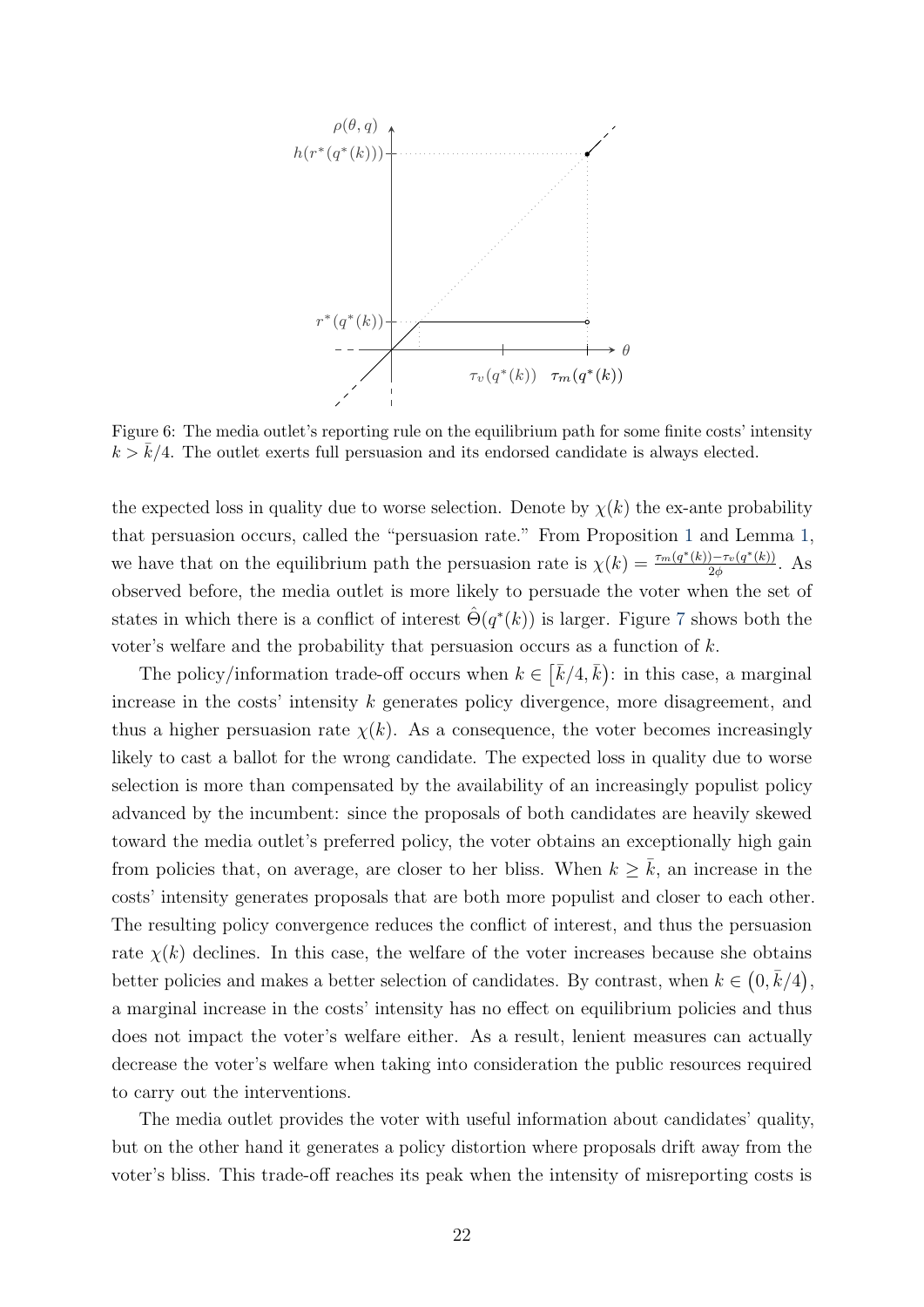Figure 6: The media outlet's reporting rule on the equilibrium path for some finite costs' intensity $k > \bar{k}/4$. The outlet exerts full persuasion and its endorsed candidate is always elected.

the expected loss in quality due to worse selection. Denote by $\chi(k)$ the ex-ante probability that persuasion occurs, called the "persuasion rate." From Proposition 1 and Lemma 1, we have that on the equilibrium path the persuasion rate is $\chi(k) = \frac{\tau_m(q^*(k)) - \tau_v(q^*(k))}{2\phi}$. As observed before, the media outlet is more likely to persuade the voter when the set of states in which there is a conflict of interest $\hat{\Theta}(q^*(k))$ is larger. Figure 7 shows both the voter's welfare and the probability that persuasion occurs as a function of $k$.

The policy/information trade-off occurs when $k \in [\bar{k}/4, \bar{k})$: in this case, a marginal increase in the costs' intensity $k$ generates policy divergence, more disagreement, and thus a higher persuasion rate $\chi(k)$. As a consequence, the voter becomes increasingly likely to cast a ballot for the wrong candidate. The expected loss in quality due to worse selection is more than compensated by the availability of an increasingly populist policy advanced by the incumbent: since the proposals of both candidates are heavily skewed toward the media outlet's preferred policy, the voter obtains an exceptionally high gain from policies that, on average, are closer to her bliss. When $k \geq \bar{k}$, an increase in the costs' intensity generates proposals that are both more populist and closer to each other. The resulting policy convergence reduces the conflict of interest, and thus the persuasion rate $\chi(k)$ declines. In this case, the welfare of the voter increases because she obtains better policies and makes a better selection of candidates. By contrast, when $k \in (0, \bar{k}/4)$, a marginal increase in the costs' intensity has no effect on equilibrium policies and thus does not impact the voter's welfare either. As a result, lenient measures can actually decrease the voter's welfare when taking into consideration the public resources required to carry out the interventions.

The media outlet provides the voter with useful information about candidates' quality, but on the other hand it generates a policy distortion where proposals drift away from the voter's bliss. This trade-off reaches its peak when the intensity of misreporting costs is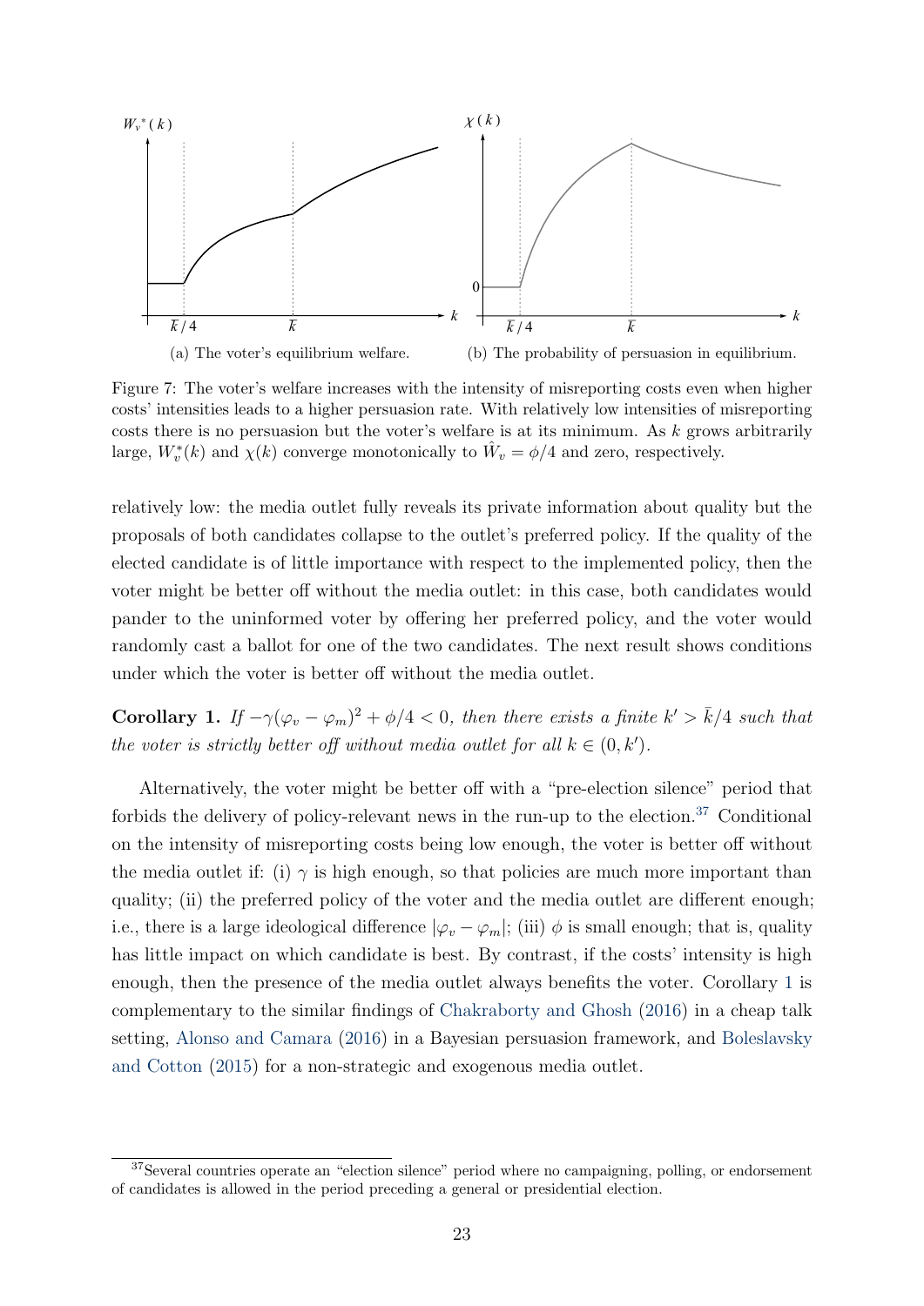(a) The voter's equilibrium welfare.

(b) The probability of persuasion in equilibrium.

Figure 7: The voter's welfare increases with the intensity of misreporting costs even when higher costs' intensities leads to a higher persuasion rate. With relatively low intensities of misreporting costs there is no persuasion but the voter's welfare is at its minimum. As $k$ grows arbitrarily large, $W_v^*(k)$ and $\chi(k)$ converge monotonically to $\hat{W}_v = \phi/4$ and zero, respectively.

relatively low: the media outlet fully reveals its private information about quality but the proposals of both candidates collapse to the outlet's preferred policy. If the quality of the elected candidate is of little importance with respect to the implemented policy, then the voter might be better off without the media outlet: in this case, both candidates would pander to the uninformed voter by offering her preferred policy, and the voter would randomly cast a ballot for one of the two candidates. The next result shows conditions under which the voter is better off without the media outlet.

**Corollary 1.** *If $-\gamma(\varphi_v - \varphi_m)^2 + \phi/4 < 0$, then there exists a finite $k' > \bar{k}/4$ such that the voter is strictly better off without media outlet for all $k \in (0, k')$.*

Alternatively, the voter might be better off with a "pre-election silence" period that forbids the delivery of policy-relevant news in the run-up to the election.[37] Conditional on the intensity of misreporting costs being low enough, the voter is better off without the media outlet if: (i) $\gamma$ is high enough, so that policies are much more important than quality; (ii) the preferred policy of the voter and the media outlet are different enough; i.e., there is a large ideological difference $|\varphi_v - \varphi_m|$; (iii) $\phi$ is small enough; that is, quality has little impact on which candidate is best. By contrast, if the costs' intensity is high enough, then the presence of the media outlet always benefits the voter. Corollary 1 is complementary to the similar findings of Chakraborty and Ghosh (2016) in a cheap talk setting, Alonso and Camara (2016) in a Bayesian persuasion framework, and Boleslavsky and Cotton (2015) for a non-strategic and exogenous media outlet.

[37] Several countries operate an "election silence" period where no campaigning, polling, or endorsement of candidates is allowed in the period preceding a general or presidential election.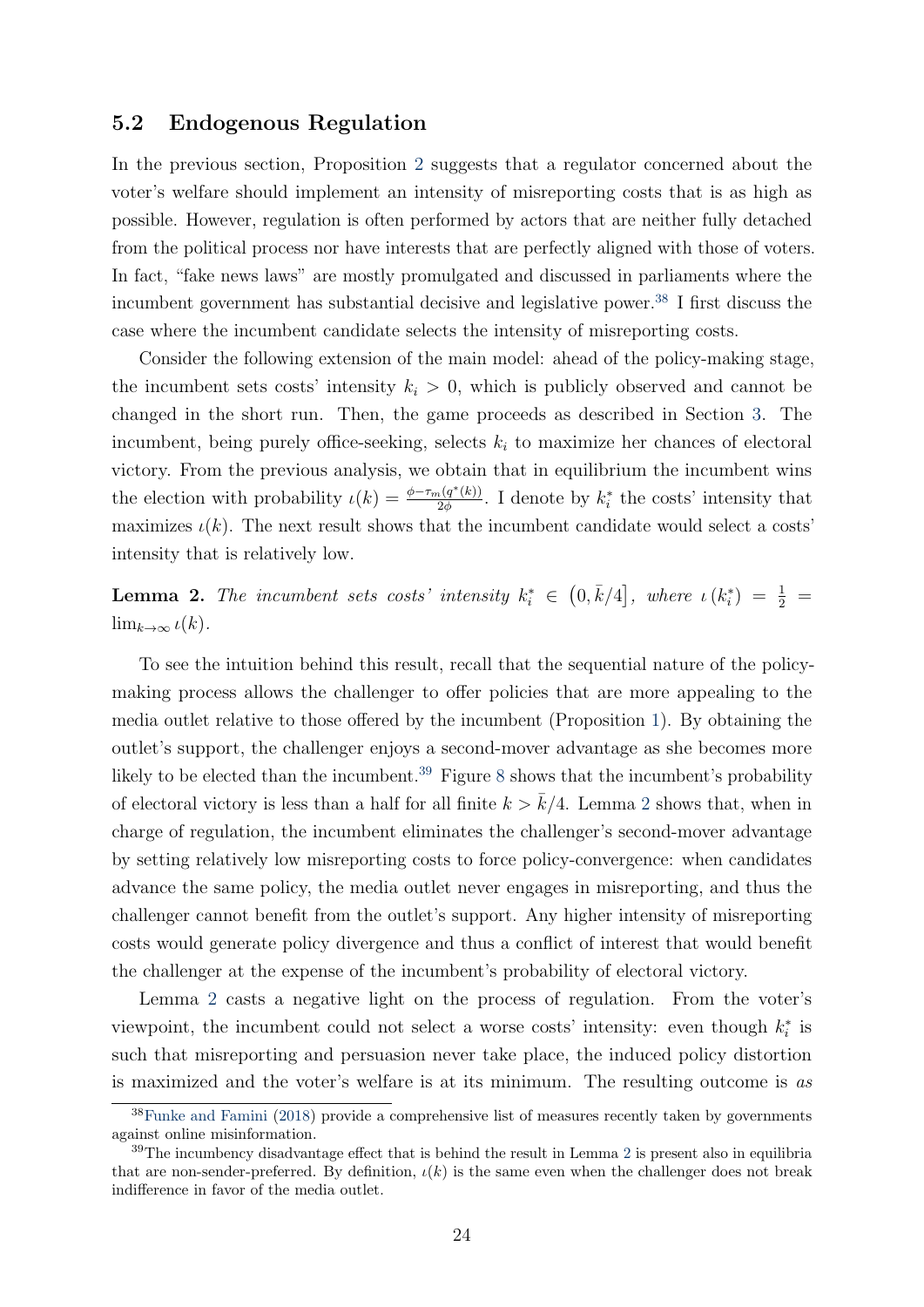## 5.2 Endogenous Regulation

In the previous section, Proposition 2 suggests that a regulator concerned about the voter's welfare should implement an intensity of misreporting costs that is as high as possible. However, regulation is often performed by actors that are neither fully detached from the political process nor have interests that are perfectly aligned with those of voters. In fact, "fake news laws" are mostly promulgated and discussed in parliaments where the incumbent government has substantial decisive and legislative power.[38] I first discuss the case where the incumbent candidate selects the intensity of misreporting costs.

Consider the following extension of the main model: ahead of the policy-making stage, the incumbent sets costs' intensity $k_i > 0$, which is publicly observed and cannot be changed in the short run. Then, the game proceeds as described in Section 3. The incumbent, being purely office-seeking, selects $k_i$ to maximize her chances of electoral victory. From the previous analysis, we obtain that in equilibrium the incumbent wins the election with probability $\iota(k) = \frac{\phi - \tau_m(q^*(k))}{2\phi}$. I denote by $k_i^*$ the costs' intensity that maximizes $\iota(k)$. The next result shows that the incumbent candidate would select a costs' intensity that is relatively low.

**Lemma 2.** *The incumbent sets costs' intensity $k_i^* \in \left(0, \bar{k}/4\right]$, where $\iota\left(k_i^*\right) = \frac{1}{2} = \lim_{k \to \infty} \iota(k)$.*

To see the intuition behind this result, recall that the sequential nature of the policy-making process allows the challenger to offer policies that are more appealing to the media outlet relative to those offered by the incumbent (Proposition 1). By obtaining the outlet's support, the challenger enjoys a second-mover advantage as she becomes more likely to be elected than the incumbent.[39] Figure 8 shows that the incumbent's probability of electoral victory is less than a half for all finite $k > \bar{k}/4$. Lemma 2 shows that, when in charge of regulation, the incumbent eliminates the challenger's second-mover advantage by setting relatively low misreporting costs to force policy-convergence: when candidates advance the same policy, the media outlet never engages in misreporting, and thus the challenger cannot benefit from the outlet's support. Any higher intensity of misreporting costs would generate policy divergence and thus a conflict of interest that would benefit the challenger at the expense of the incumbent's probability of electoral victory.

Lemma 2 casts a negative light on the process of regulation. From the voter's viewpoint, the incumbent could not select a worse costs' intensity: even though $k_i^*$ is such that misreporting and persuasion never take place, the induced policy distortion is maximized and the voter's welfare is at its minimum. The resulting outcome is *as*

[38] Funke and Famini (2018) provide a comprehensive list of measures recently taken by governments against online misinformation.

[39] The incumbency disadvantage effect that is behind the result in Lemma 2 is present also in equilibria that are non-sender-preferred. By definition, $\iota(k)$ is the same even when the challenger does not break indifference in favor of the media outlet.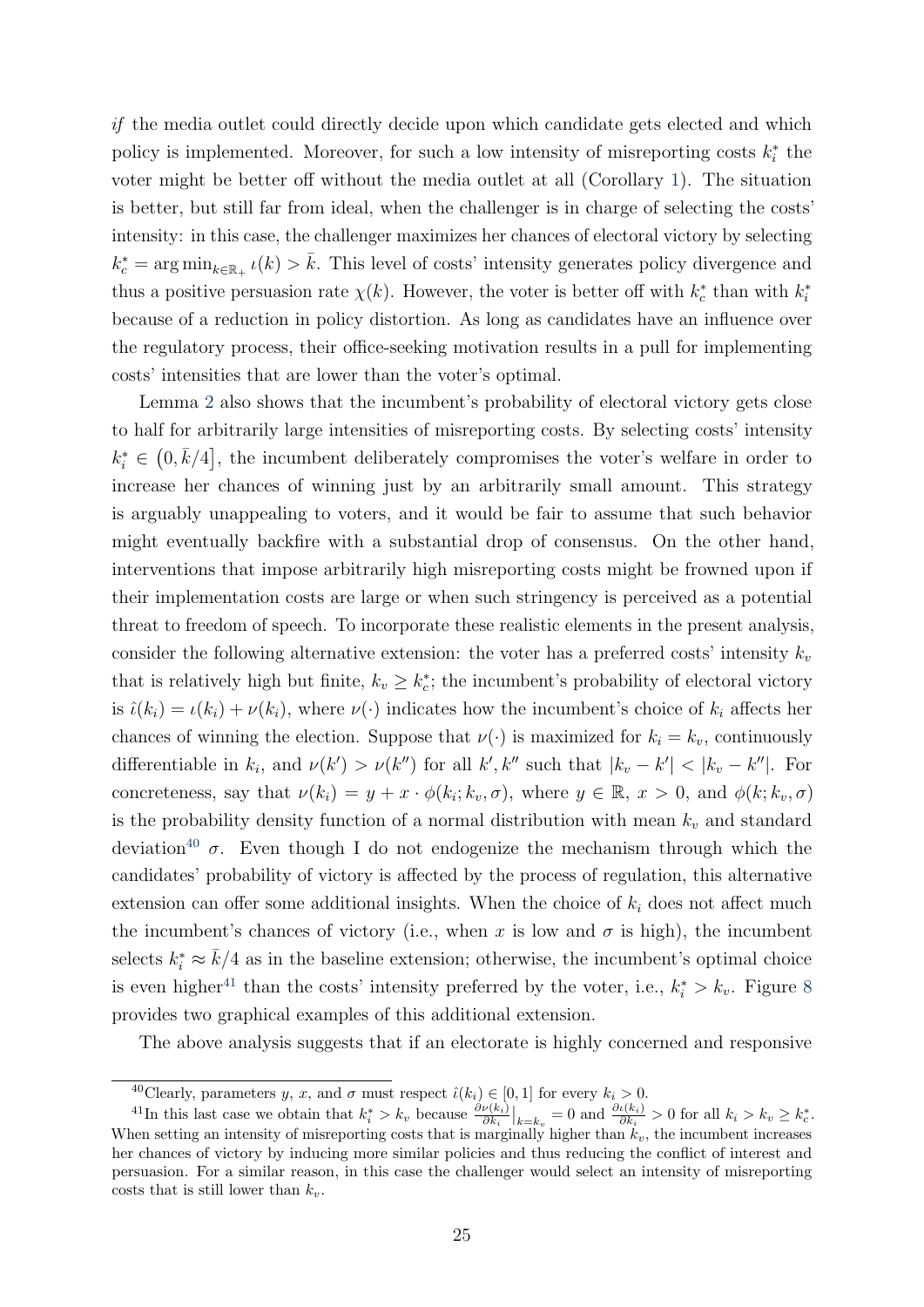*if* the media outlet could directly decide upon which candidate gets elected and which policy is implemented. Moreover, for such a low intensity of misreporting costs $k_i^*$ the voter might be better off without the media outlet at all (Corollary 1). The situation is better, but still far from ideal, when the challenger is in charge of selecting the costs' intensity: in this case, the challenger maximizes her chances of electoral victory by selecting $k_c^* = \arg\min_{k \in \mathbb{R}_+} \iota(k) > \bar{k}$. This level of costs' intensity generates policy divergence and thus a positive persuasion rate $\chi(k)$. However, the voter is better off with $k_c^*$ than with $k_i^*$ because of a reduction in policy distortion. As long as candidates have an influence over the regulatory process, their office-seeking motivation results in a pull for implementing costs' intensities that are lower than the voter's optimal.

Lemma 2 also shows that the incumbent's probability of electoral victory gets close to half for arbitrarily large intensities of misreporting costs. By selecting costs' intensity $k_i^* \in \left(0, \bar{k}/4\right]$, the incumbent deliberately compromises the voter's welfare in order to increase her chances of winning just by an arbitrarily small amount. This strategy is arguably unappealing to voters, and it would be fair to assume that such behavior might eventually backfire with a substantial drop of consensus. On the other hand, interventions that impose arbitrarily high misreporting costs might be frowned upon if their implementation costs are large or when such stringency is perceived as a potential threat to freedom of speech. To incorporate these realistic elements in the present analysis, consider the following alternative extension: the voter has a preferred costs' intensity $k_v$ that is relatively high but finite, $k_v \geq k_c^*$; the incumbent's probability of electoral victory is $\hat{\iota}(k_i) = \iota(k_i) + \nu(k_i)$, where $\nu(\cdot)$ indicates how the incumbent's choice of $k_i$ affects her chances of winning the election. Suppose that $\nu(\cdot)$ is maximized for $k_i = k_v$, continuously differentiable in $k_i$, and $\nu(k') > \nu(k'')$ for all $k', k''$ such that $|k_v - k'| < |k_v - k''|$. For concreteness, say that $\nu(k_i) = y + x \cdot \phi(k_i; k_v, \sigma)$, where $y \in \mathbb{R}$, $x > 0$, and $\phi(k; k_v, \sigma)$ is the probability density function of a normal distribution with mean $k_v$ and standard deviation[40] $\sigma$. Even though I do not endogenize the mechanism through which the candidates' probability of victory is affected by the process of regulation, this alternative extension can offer some additional insights. When the choice of $k_i$ does not affect much the incumbent's chances of victory (i.e., when $x$ is low and $\sigma$ is high), the incumbent selects $k_i^* \approx \bar{k}/4$ as in the baseline extension; otherwise, the incumbent's optimal choice is even higher[41] than the costs' intensity preferred by the voter, i.e., $k_i^* > k_v$. Figure 8 provides two graphical examples of this additional extension.

The above analysis suggests that if an electorate is highly concerned and responsive

[40] Clearly, parameters $y$, $x$, and $\sigma$ must respect $\hat{\iota}(k_i) \in [0, 1]$ for every $k_i > 0$.

[41] In this last case we obtain that $k_i^* > k_v$ because $\frac{\partial \nu(k_i)}{\partial k_i}\big|_{k=k_v} = 0$ and $\frac{\partial \iota(k_i)}{\partial k_i} > 0$ for all $k_i > k_v \geq k_c^*$. When setting an intensity of misreporting costs that is marginally higher than $k_v$, the incumbent increases her chances of victory by inducing more similar policies and thus reducing the conflict of interest and persuasion. For a similar reason, in this case the challenger would select an intensity of misreporting costs that is still lower than $k_v$.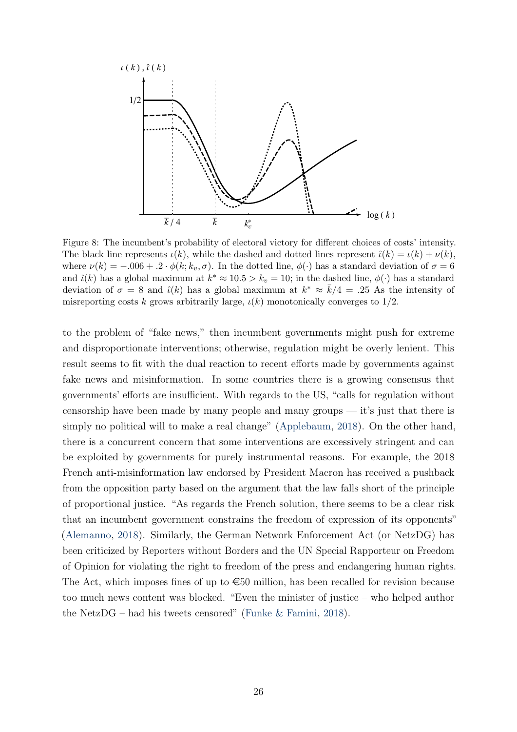Figure 8: The incumbent's probability of electoral victory for different choices of costs' intensity. The black line represents $\iota(k)$, while the dashed and dotted lines represent $\hat{\iota}(k) = \iota(k) + \nu(k)$, where $\nu(k) = -.006 + .2 \cdot \phi(k; k_v, \sigma)$. In the dotted line, $\phi(\cdot)$ has a standard deviation of $\sigma = 6$ and $\hat{\iota}(k)$ has a global maximum at $k^* \approx 10.5 > k_v = 10$; in the dashed line, $\phi(\cdot)$ has a standard deviation of $\sigma = 8$ and $\hat{\iota}(k)$ has a global maximum at $k^* \approx \bar{k}/4 = .25$ As the intensity of misreporting costs $k$ grows arbitrarily large, $\iota(k)$ monotonically converges to $1/2$.

to the problem of "fake news," then incumbent governments might push for extreme and disproportionate interventions; otherwise, regulation might be overly lenient. This result seems to fit with the dual reaction to recent efforts made by governments against fake news and misinformation. In some countries there is a growing consensus that governments' efforts are insufficient. With regards to the US, "calls for regulation without censorship have been made by many people and many groups — it's just that there is simply no political will to make a real change" (Applebaum, 2018). On the other hand, there is a concurrent concern that some interventions are excessively stringent and can be exploited by governments for purely instrumental reasons. For example, the 2018 French anti-misinformation law endorsed by President Macron has received a pushback from the opposition party based on the argument that the law falls short of the principle of proportional justice. "As regards the French solution, there seems to be a clear risk that an incumbent government constrains the freedom of expression of its opponents" (Alemanno, 2018). Similarly, the German Network Enforcement Act (or NetzDG) has been criticized by Reporters without Borders and the UN Special Rapporteur on Freedom of Opinion for violating the right to freedom of the press and endangering human rights. The Act, which imposes fines of up to €50 million, has been recalled for revision because too much news content was blocked. "Even the minister of justice – who helped author the NetzDG – had his tweets censored" (Funke & Famini, 2018).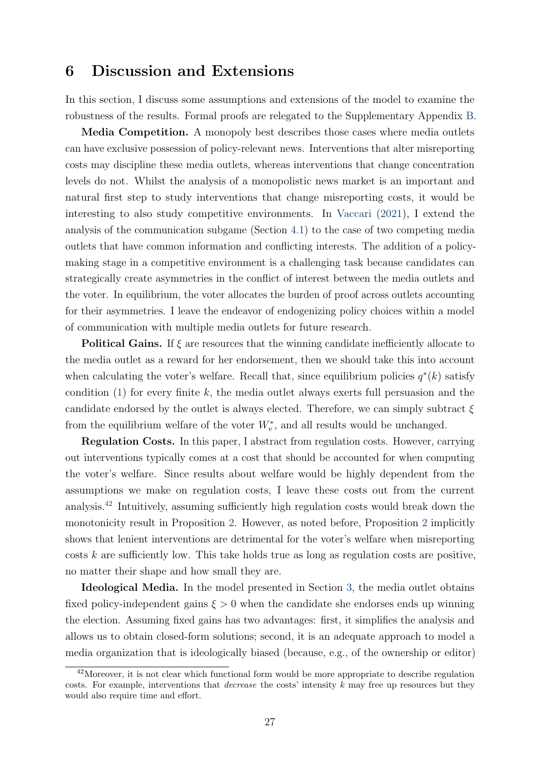# 6 Discussion and Extensions

In this section, I discuss some assumptions and extensions of the model to examine the robustness of the results. Formal proofs are relegated to the Supplementary Appendix B.

**Media Competition.** A monopoly best describes those cases where media outlets can have exclusive possession of policy-relevant news. Interventions that alter misreporting costs may discipline these media outlets, whereas interventions that change concentration levels do not. Whilst the analysis of a monopolistic news market is an important and natural first step to study interventions that change misreporting costs, it would be interesting to also study competitive environments. In Vaccari (2021), I extend the analysis of the communication subgame (Section 4.1) to the case of two competing media outlets that have common information and conflicting interests. The addition of a policy-making stage in a competitive environment is a challenging task because candidates can strategically create asymmetries in the conflict of interest between the media outlets and the voter. In equilibrium, the voter allocates the burden of proof across outlets accounting for their asymmetries. I leave the endeavor of endogenizing policy choices within a model of communication with multiple media outlets for future research.

**Political Gains.** If $\xi$ are resources that the winning candidate inefficiently allocate to the media outlet as a reward for her endorsement, then we should take this into account when calculating the voter's welfare. Recall that, since equilibrium policies $q^*(k)$ satisfy condition (1) for every finite $k$, the media outlet always exerts full persuasion and the candidate endorsed by the outlet is always elected. Therefore, we can simply subtract $\xi$ from the equilibrium welfare of the voter $W_v^*$, and all results would be unchanged.

**Regulation Costs.** In this paper, I abstract from regulation costs. However, carrying out interventions typically comes at a cost that should be accounted for when computing the voter's welfare. Since results about welfare would be highly dependent from the assumptions we make on regulation costs, I leave these costs out from the current analysis.[42] Intuitively, assuming sufficiently high regulation costs would break down the monotonicity result in Proposition 2. However, as noted before, Proposition 2 implicitly shows that lenient interventions are detrimental for the voter's welfare when misreporting costs $k$ are sufficiently low. This take holds true as long as regulation costs are positive, no matter their shape and how small they are.

**Ideological Media.** In the model presented in Section 3, the media outlet obtains fixed policy-independent gains $\xi > 0$ when the candidate she endorses ends up winning the election. Assuming fixed gains has two advantages: first, it simplifies the analysis and allows us to obtain closed-form solutions; second, it is an adequate approach to model a media organization that is ideologically biased (because, e.g., of the ownership or editor)

[42] Moreover, it is not clear which functional form would be more appropriate to describe regulation costs. For example, interventions that *decrease* the costs' intensity $k$ may free up resources but they would also require time and effort.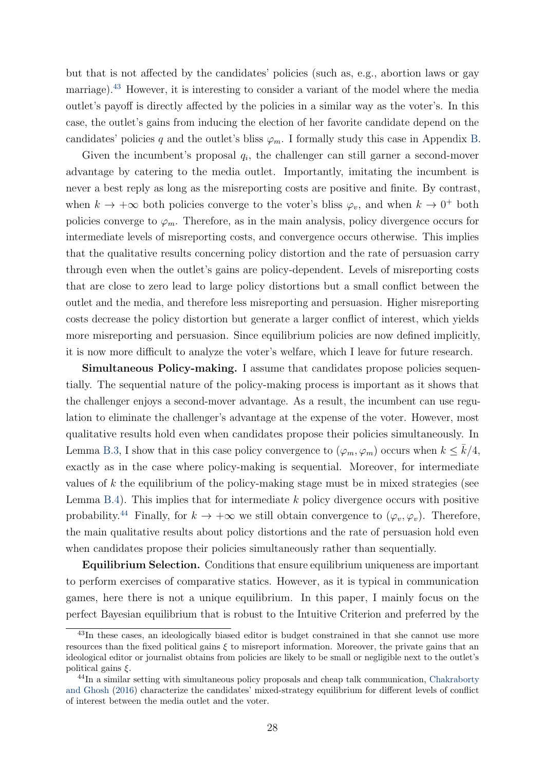but that is not affected by the candidates' policies (such as, e.g., abortion laws or gay marriage).[43] However, it is interesting to consider a variant of the model where the media outlet's payoff is directly affected by the policies in a similar way as the voter's. In this case, the outlet's gains from inducing the election of her favorite candidate depend on the candidates' policies $q$ and the outlet's bliss $\varphi_m$. I formally study this case in Appendix B.

Given the incumbent's proposal $q_i$, the challenger can still garner a second-mover advantage by catering to the media outlet. Importantly, imitating the incumbent is never a best reply as long as the misreporting costs are positive and finite. By contrast, when $k \to +\infty$ both policies converge to the voter's bliss $\varphi_v$, and when $k \to 0^+$ both policies converge to $\varphi_m$. Therefore, as in the main analysis, policy divergence occurs for intermediate levels of misreporting costs, and convergence occurs otherwise. This implies that the qualitative results concerning policy distortion and the rate of persuasion carry through even when the outlet's gains are policy-dependent. Levels of misreporting costs that are close to zero lead to large policy distortions but a small conflict between the outlet and the media, and therefore less misreporting and persuasion. Higher misreporting costs decrease the policy distortion but generate a larger conflict of interest, which yields more misreporting and persuasion. Since equilibrium policies are now defined implicitly, it is now more difficult to analyze the voter's welfare, which I leave for future research.

**Simultaneous Policy-making.** I assume that candidates propose policies sequentially. The sequential nature of the policy-making process is important as it shows that the challenger enjoys a second-mover advantage. As a result, the incumbent can use regulation to eliminate the challenger's advantage at the expense of the voter. However, most qualitative results hold even when candidates propose their policies simultaneously. In Lemma B.3, I show that in this case policy convergence to $(\varphi_m, \varphi_m)$ occurs when $k \leq \bar{k}/4$, exactly as in the case where policy-making is sequential. Moreover, for intermediate values of $k$ the equilibrium of the policy-making stage must be in mixed strategies (see Lemma B.4). This implies that for intermediate $k$ policy divergence occurs with positive probability.[44] Finally, for $k \to +\infty$ we still obtain convergence to $(\varphi_v, \varphi_v)$. Therefore, the main qualitative results about policy distortions and the rate of persuasion hold even when candidates propose their policies simultaneously rather than sequentially.

**Equilibrium Selection.** Conditions that ensure equilibrium uniqueness are important to perform exercises of comparative statics. However, as it is typical in communication games, here there is not a unique equilibrium. In this paper, I mainly focus on the perfect Bayesian equilibrium that is robust to the Intuitive Criterion and preferred by the

[43] In these cases, an ideologically biased editor is budget constrained in that she cannot use more resources than the fixed political gains $\xi$ to misreport information. Moreover, the private gains that an ideological editor or journalist obtains from policies are likely to be small or negligible next to the outlet's political gains $\xi$.

[44] In a similar setting with simultaneous policy proposals and cheap talk communication, Chakraborty and Ghosh (2016) characterize the candidates' mixed-strategy equilibrium for different levels of conflict of interest between the media outlet and the voter.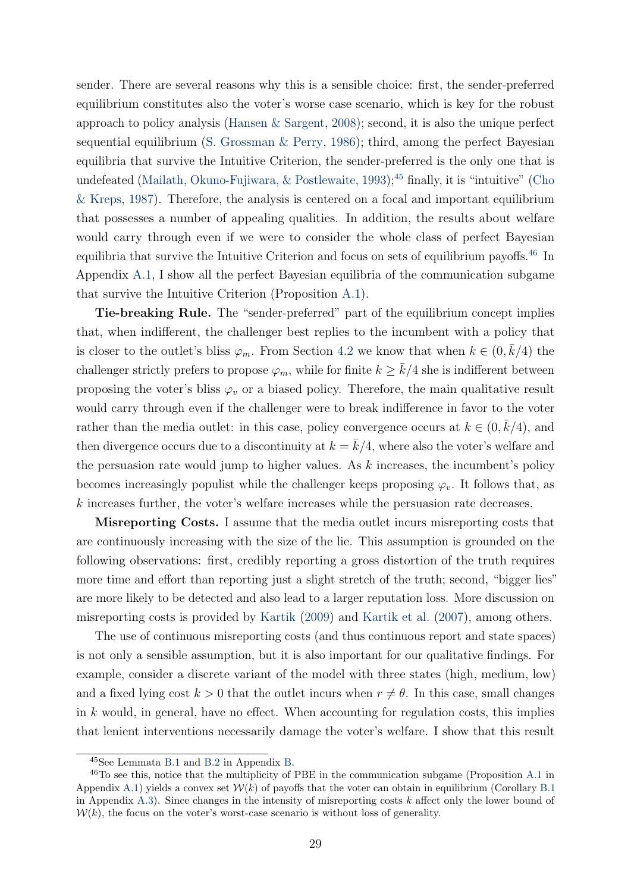sender. There are several reasons why this is a sensible choice: first, the sender-preferred equilibrium constitutes also the voter's worse case scenario, which is key for the robust approach to policy analysis (Hansen & Sargent, 2008); second, it is also the unique perfect sequential equilibrium (S. Grossman & Perry, 1986); third, among the perfect Bayesian equilibria that survive the Intuitive Criterion, the sender-preferred is the only one that is undefeated (Mailath, Okuno-Fujiwara, & Postlewaite, 1993);[45] finally, it is "intuitive" (Cho & Kreps, 1987). Therefore, the analysis is centered on a focal and important equilibrium that possesses a number of appealing qualities. In addition, the results about welfare would carry through even if we were to consider the whole class of perfect Bayesian equilibria that survive the Intuitive Criterion and focus on sets of equilibrium payoffs.[46] In Appendix A.1, I show all the perfect Bayesian equilibria of the communication subgame that survive the Intuitive Criterion (Proposition A.1).

**Tie-breaking Rule.** The "sender-preferred" part of the equilibrium concept implies that, when indifferent, the challenger best replies to the incumbent with a policy that is closer to the outlet's bliss $\varphi_m$. From Section 4.2 we know that when $k \in (0, \bar{k}/4)$ the challenger strictly prefers to propose $\varphi_m$, while for finite $k \geq \bar{k}/4$ she is indifferent between proposing the voter's bliss $\varphi_v$ or a biased policy. Therefore, the main qualitative result would carry through even if the challenger were to break indifference in favor to the voter rather than the media outlet: in this case, policy convergence occurs at $k \in (0, \bar{k}/4)$, and then divergence occurs due to a discontinuity at $k = \bar{k}/4$, where also the voter's welfare and the persuasion rate would jump to higher values. As $k$ increases, the incumbent's policy becomes increasingly populist while the challenger keeps proposing $\varphi_v$. It follows that, as $k$ increases further, the voter's welfare increases while the persuasion rate decreases.

**Misreporting Costs.** I assume that the media outlet incurs misreporting costs that are continuously increasing with the size of the lie. This assumption is grounded on the following observations: first, credibly reporting a gross distortion of the truth requires more time and effort than reporting just a slight stretch of the truth; second, "bigger lies" are more likely to be detected and also lead to a larger reputation loss. More discussion on misreporting costs is provided by Kartik (2009) and Kartik et al. (2007), among others.

The use of continuous misreporting costs (and thus continuous report and state spaces) is not only a sensible assumption, but it is also important for our qualitative findings. For example, consider a discrete variant of the model with three states (high, medium, low) and a fixed lying cost $k > 0$ that the outlet incurs when $r \neq \theta$. In this case, small changes in $k$ would, in general, have no effect. When accounting for regulation costs, this implies that lenient interventions necessarily damage the voter's welfare. I show that this result

---

[45] See Lemmata B.1 and B.2 in Appendix B.

[46] To see this, notice that the multiplicity of PBE in the communication subgame (Proposition A.1 in Appendix A.1) yields a convex set $\mathcal{W}(k)$ of payoffs that the voter can obtain in equilibrium (Corollary B.1 in Appendix A.3). Since changes in the intensity of misreporting costs $k$ affect only the lower bound of $\mathcal{W}(k)$, the focus on the voter's worst-case scenario is without loss of generality.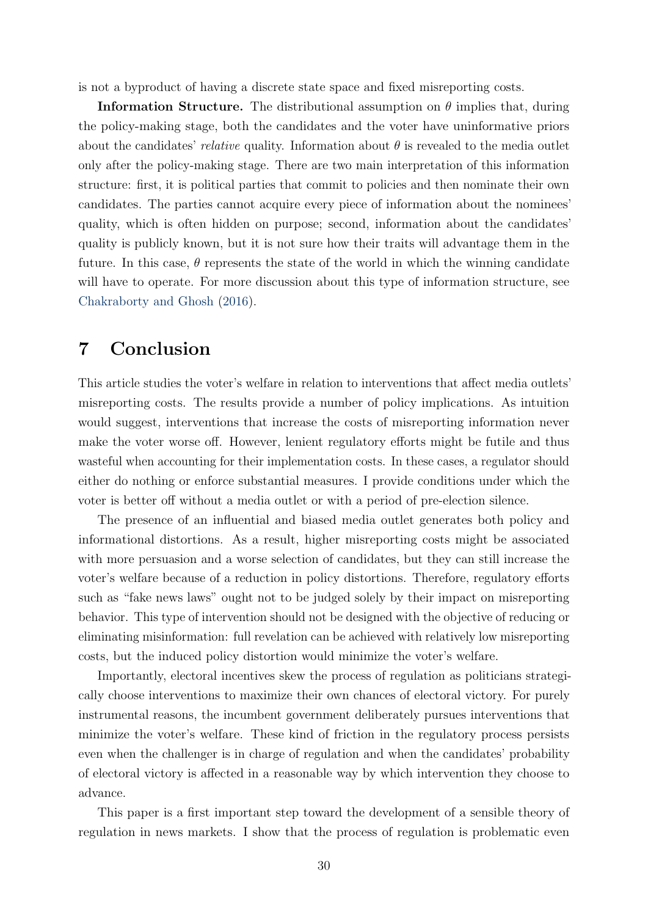is not a byproduct of having a discrete state space and fixed misreporting costs.

**Information Structure.** The distributional assumption on $\theta$ implies that, during the policy-making stage, both the candidates and the voter have uninformative priors about the candidates' *relative* quality. Information about $\theta$ is revealed to the media outlet only after the policy-making stage. There are two main interpretation of this information structure: first, it is political parties that commit to policies and then nominate their own candidates. The parties cannot acquire every piece of information about the nominees' quality, which is often hidden on purpose; second, information about the candidates' quality is publicly known, but it is not sure how their traits will advantage them in the future. In this case, $\theta$ represents the state of the world in which the winning candidate will have to operate. For more discussion about this type of information structure, see Chakraborty and Ghosh (2016).

# 7 Conclusion

This article studies the voter's welfare in relation to interventions that affect media outlets' misreporting costs. The results provide a number of policy implications. As intuition would suggest, interventions that increase the costs of misreporting information never make the voter worse off. However, lenient regulatory efforts might be futile and thus wasteful when accounting for their implementation costs. In these cases, a regulator should either do nothing or enforce substantial measures. I provide conditions under which the voter is better off without a media outlet or with a period of pre-election silence.

The presence of an influential and biased media outlet generates both policy and informational distortions. As a result, higher misreporting costs might be associated with more persuasion and a worse selection of candidates, but they can still increase the voter's welfare because of a reduction in policy distortions. Therefore, regulatory efforts such as "fake news laws" ought not to be judged solely by their impact on misreporting behavior. This type of intervention should not be designed with the objective of reducing or eliminating misinformation: full revelation can be achieved with relatively low misreporting costs, but the induced policy distortion would minimize the voter's welfare.

Importantly, electoral incentives skew the process of regulation as politicians strategically choose interventions to maximize their own chances of electoral victory. For purely instrumental reasons, the incumbent government deliberately pursues interventions that minimize the voter's welfare. These kind of friction in the regulatory process persists even when the challenger is in charge of regulation and when the candidates' probability of electoral victory is affected in a reasonable way by which intervention they choose to advance.

This paper is a first important step toward the development of a sensible theory of regulation in news markets. I show that the process of regulation is problematic even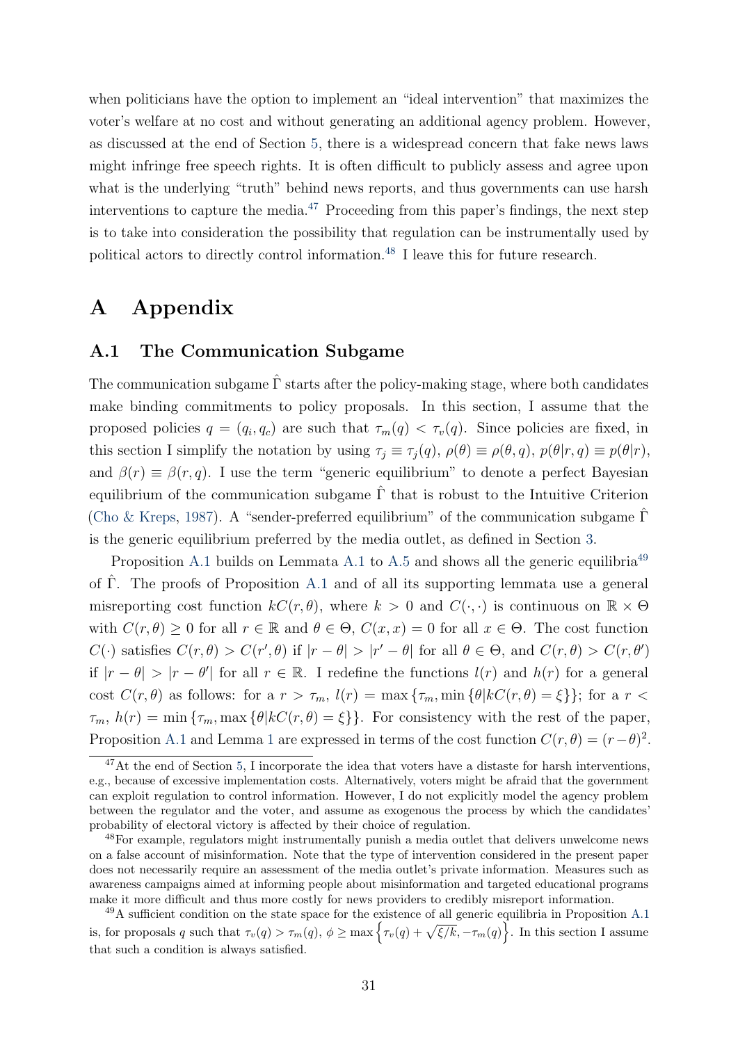when politicians have the option to implement an "ideal intervention" that maximizes the voter's welfare at no cost and without generating an additional agency problem. However, as discussed at the end of Section 5, there is a widespread concern that fake news laws might infringe free speech rights. It is often difficult to publicly assess and agree upon what is the underlying "truth" behind news reports, and thus governments can use harsh interventions to capture the media.[47] Proceeding from this paper's findings, the next step is to take into consideration the possibility that regulation can be instrumentally used by political actors to directly control information.[48] I leave this for future research.

# A Appendix

## A.1 The Communication Subgame

The communication subgame $\hat{\Gamma}$ starts after the policy-making stage, where both candidates make binding commitments to policy proposals. In this section, I assume that the proposed policies $q = (q_i, q_c)$ are such that $\tau_m(q) < \tau_v(q)$. Since policies are fixed, in this section I simplify the notation by using $\tau_j \equiv \tau_j(q)$, $\rho(\theta) \equiv \rho(\theta, q)$, $p(\theta|r, q) \equiv p(\theta|r)$, and $\beta(r) \equiv \beta(r, q)$. I use the term "generic equilibrium" to denote a perfect Bayesian equilibrium of the communication subgame $\hat{\Gamma}$ that is robust to the Intuitive Criterion (Cho & Kreps, 1987). A "sender-preferred equilibrium" of the communication subgame $\hat{\Gamma}$ is the generic equilibrium preferred by the media outlet, as defined in Section 3.

Proposition A.1 builds on Lemmata A.1 to A.5 and shows all the generic equilibria[49] of $\hat{\Gamma}$. The proofs of Proposition A.1 and of all its supporting lemmata use a general misreporting cost function $kC(r, \theta)$, where $k > 0$ and $C(\cdot, \cdot)$ is continuous on $\mathbb{R} \times \Theta$ with $C(r, \theta) \geq 0$ for all $r \in \mathbb{R}$ and $\theta \in \Theta$, $C(x, x) = 0$ for all $x \in \Theta$. The cost function $C(\cdot)$ satisfies $C(r, \theta) > C(r', \theta)$ if $|r - \theta| > |r' - \theta|$ for all $\theta \in \Theta$, and $C(r, \theta) > C(r, \theta')$ if $|r - \theta| > |r - \theta'|$ for all $r \in \mathbb{R}$. I redefine the functions $l(r)$ and $h(r)$ for a general cost $C(r, \theta)$ as follows: for a $r > \tau_m$, $l(r) = \max\{\tau_m, \min\{\theta | kC(r, \theta) = \xi\}\}$; for a $r < \tau_m$, $h(r) = \min\{\tau_m, \max\{\theta | kC(r, \theta) = \xi\}\}$. For consistency with the rest of the paper, Proposition A.1 and Lemma 1 are expressed in terms of the cost function $C(r, \theta) = (r - \theta)^2$.

[47] At the end of Section 5, I incorporate the idea that voters have a distaste for harsh interventions, e.g., because of excessive implementation costs. Alternatively, voters might be afraid that the government can exploit regulation to control information. However, I do not explicitly model the agency problem between the regulator and the voter, and assume as exogenous the process by which the candidates' probability of electoral victory is affected by their choice of regulation.

[48] For example, regulators might instrumentally punish a media outlet that delivers unwelcome news on a false account of misinformation. Note that the type of intervention considered in the present paper does not necessarily require an assessment of the media outlet's private information. Measures such as awareness campaigns aimed at informing people about misinformation and targeted educational programs make it more difficult and thus more costly for news providers to credibly misreport information.

[49] A sufficient condition on the state space for the existence of all generic equilibria in Proposition A.1 is, for proposals $q$ such that $\tau_v(q) > \tau_m(q)$, $\phi \geq \max\left\{\tau_v(q) + \sqrt{\xi/k}, -\tau_m(q)\right\}$. In this section I assume that such a condition is always satisfied.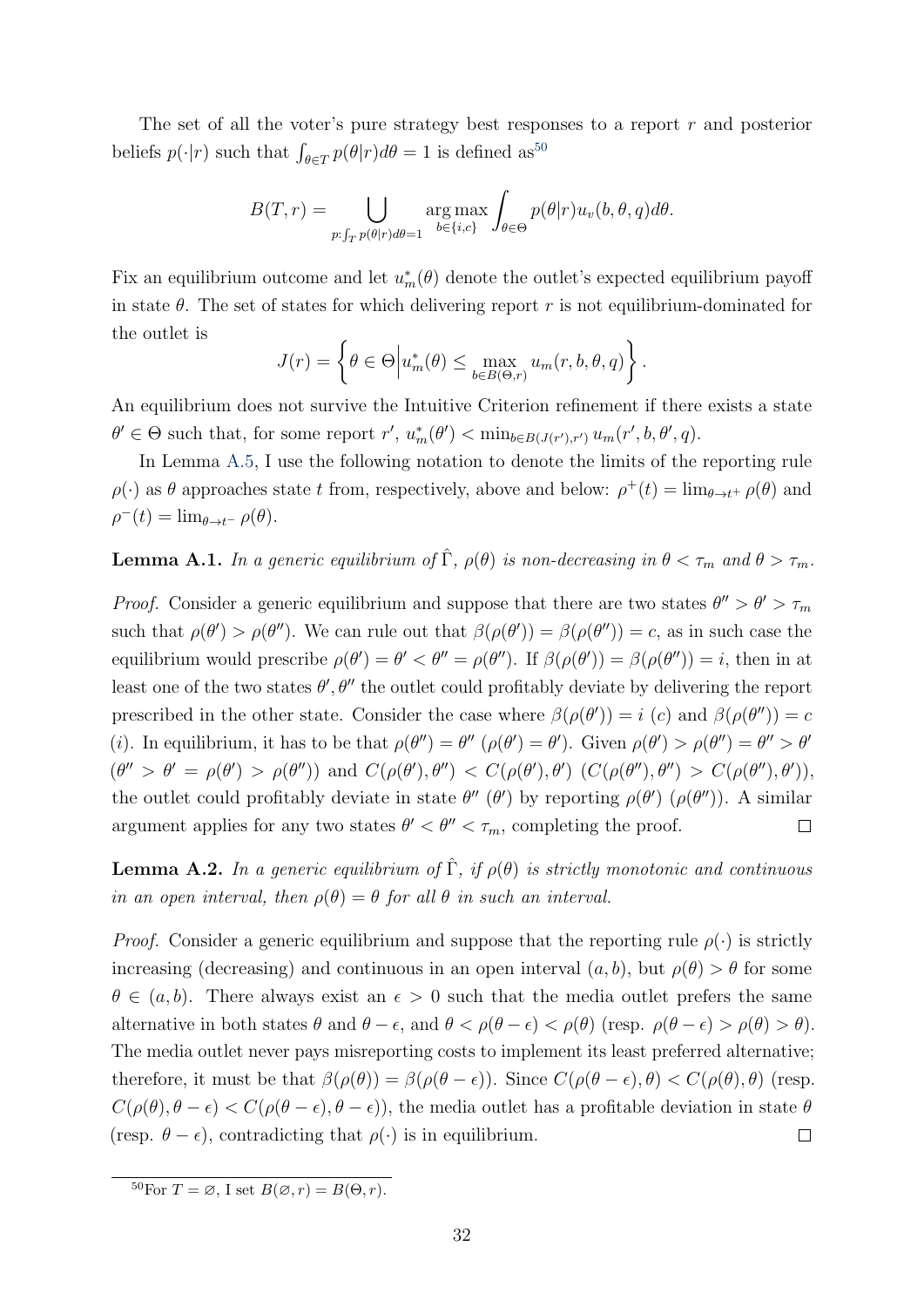The set of all the voter's pure strategy best responses to a report $r$ and posterior beliefs $p(\cdot|r)$ such that $\int_{\theta \in T} p(\theta|r)d\theta = 1$ is defined as[50]

$$B(T,r) = \bigcup_{p:\int_T p(\theta|r)d\theta=1} \underset{b\in\{i,c\}}{\arg\max} \int_{\theta\in\Theta} p(\theta|r)u_v(b,\theta,q)d\theta.$$

Fix an equilibrium outcome and let $u_m^*(\theta)$ denote the outlet's expected equilibrium payoff in state $\theta$. The set of states for which delivering report $r$ is not equilibrium-dominated for the outlet is

$$J(r) = \left\{ \theta \in \Theta \middle| u_m^*(\theta) \leq \max_{b\in B(\Theta,r)} u_m(r,b,\theta,q) \right\}.$$

An equilibrium does not survive the Intuitive Criterion refinement if there exists a state $\theta' \in \Theta$ such that, for some report $r'$, $u_m^*(\theta') < \min_{b\in B(J(r'),r')} u_m(r',b,\theta',q)$.

In Lemma A.5, I use the following notation to denote the limits of the reporting rule $\rho(\cdot)$ as $\theta$ approaches state $t$ from, respectively, above and below: $\rho^+(t) = \lim_{\theta\to t^+}\rho(\theta)$ and $\rho^-(t) = \lim_{\theta\to t^-}\rho(\theta)$.

**Lemma A.1.** *In a generic equilibrium of $\hat{\Gamma}$, $\rho(\theta)$ is non-decreasing in $\theta < \tau_m$ and $\theta > \tau_m$.*

*Proof.* Consider a generic equilibrium and suppose that there are two states $\theta'' > \theta' > \tau_m$ such that $\rho(\theta') > \rho(\theta'')$. We can rule out that $\beta(\rho(\theta')) = \beta(\rho(\theta'')) = c$, as in such case the equilibrium would prescribe $\rho(\theta') = \theta' < \theta'' = \rho(\theta'')$. If $\beta(\rho(\theta')) = \beta(\rho(\theta'')) = i$, then in at least one of the two states $\theta', \theta''$ the outlet could profitably deviate by delivering the report prescribed in the other state. Consider the case where $\beta(\rho(\theta')) = i$ $(c)$ and $\beta(\rho(\theta'')) = c$ $(i)$. In equilibrium, it has to be that $\rho(\theta'') = \theta''$ $(\rho(\theta') = \theta')$. Given $\rho(\theta') > \rho(\theta'') = \theta'' > \theta'$ $(\theta'' > \theta' = \rho(\theta') > \rho(\theta''))$ and $C(\rho(\theta'),\theta'') < C(\rho(\theta'),\theta')$ $(C(\rho(\theta''),\theta'') > C(\rho(\theta''),\theta'))$, the outlet could profitably deviate in state $\theta''$ $(\theta')$ by reporting $\rho(\theta')$ $(\rho(\theta''))$. A similar argument applies for any two states $\theta' < \theta'' < \tau_m$, completing the proof. $\square$

**Lemma A.2.** *In a generic equilibrium of $\hat{\Gamma}$, if $\rho(\theta)$ is strictly monotonic and continuous in an open interval, then $\rho(\theta) = \theta$ for all $\theta$ in such an interval.*

*Proof.* Consider a generic equilibrium and suppose that the reporting rule $\rho(\cdot)$ is strictly increasing (decreasing) and continuous in an open interval $(a,b)$, but $\rho(\theta) > \theta$ for some $\theta \in (a,b)$. There always exist an $\epsilon > 0$ such that the media outlet prefers the same alternative in both states $\theta$ and $\theta - \epsilon$, and $\theta < \rho(\theta - \epsilon) < \rho(\theta)$ (resp. $\rho(\theta-\epsilon) > \rho(\theta) > \theta$). The media outlet never pays misreporting costs to implement its least preferred alternative; therefore, it must be that $\beta(\rho(\theta)) = \beta(\rho(\theta-\epsilon))$. Since $C(\rho(\theta-\epsilon),\theta) < C(\rho(\theta),\theta)$ (resp. $C(\rho(\theta),\theta-\epsilon) < C(\rho(\theta-\epsilon),\theta-\epsilon)$), the media outlet has a profitable deviation in state $\theta$ (resp. $\theta - \epsilon$), contradicting that $\rho(\cdot)$ is in equilibrium. $\square$

---

[50] For $T = \varnothing$, I set $B(\varnothing, r) = B(\Theta, r)$.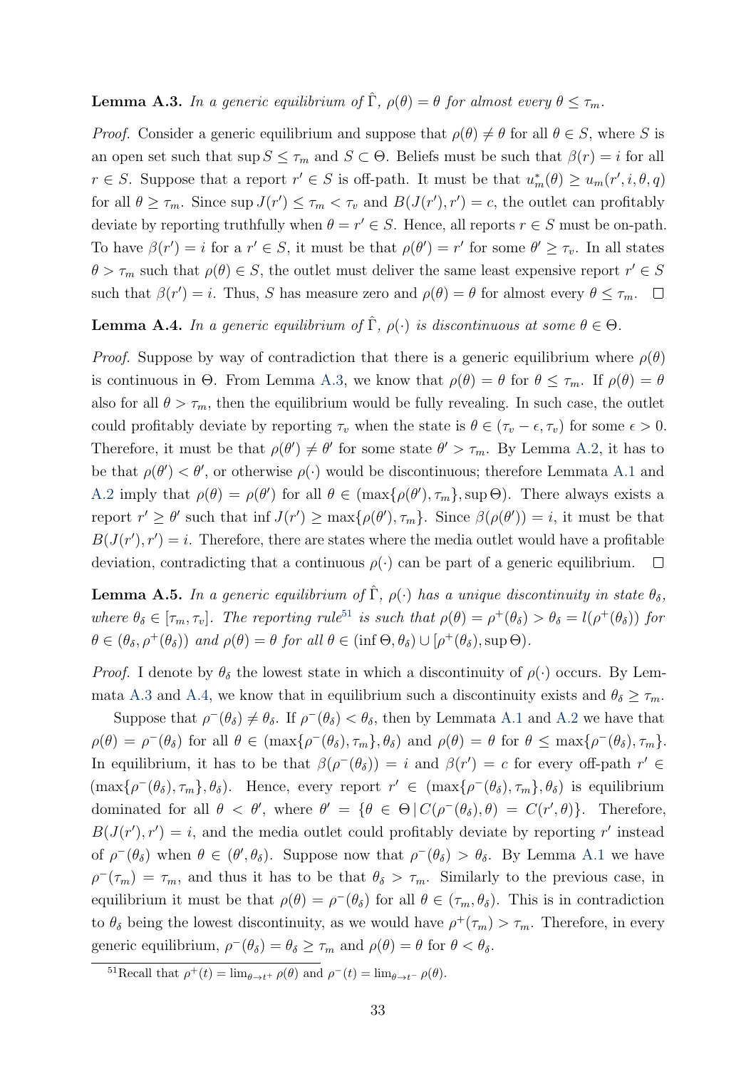**Lemma A.3.** *In a generic equilibrium of $\hat{\Gamma}$, $\rho(\theta) = \theta$ for almost every $\theta \leq \tau_m$.*

*Proof.* Consider a generic equilibrium and suppose that $\rho(\theta) \neq \theta$ for all $\theta \in S$, where $S$ is an open set such that $\sup S \leq \tau_m$ and $S \subset \Theta$. Beliefs must be such that $\beta(r) = i$ for all $r \in S$. Suppose that a report $r' \in S$ is off-path. It must be that $u_m^*(\theta) \geq u_m(r', i, \theta, q)$ for all $\theta \geq \tau_m$. Since $\sup J(r') \leq \tau_m < \tau_v$ and $B(J(r'), r') = c$, the outlet can profitably deviate by reporting truthfully when $\theta = r' \in S$. Hence, all reports $r \in S$ must be on-path. To have $\beta(r') = i$ for a $r' \in S$, it must be that $\rho(\theta') = r'$ for some $\theta' \geq \tau_v$. In all states $\theta > \tau_m$ such that $\rho(\theta) \in S$, the outlet must deliver the same least expensive report $r' \in S$ such that $\beta(r') = i$. Thus, $S$ has measure zero and $\rho(\theta) = \theta$ for almost every $\theta \leq \tau_m$. $\square$

**Lemma A.4.** *In a generic equilibrium of $\hat{\Gamma}$, $\rho(\cdot)$ is discontinuous at some $\theta \in \Theta$.*

*Proof.* Suppose by way of contradiction that there is a generic equilibrium where $\rho(\theta)$ is continuous in $\Theta$. From Lemma A.3, we know that $\rho(\theta) = \theta$ for $\theta \leq \tau_m$. If $\rho(\theta) = \theta$ also for all $\theta > \tau_m$, then the equilibrium would be fully revealing. In such case, the outlet could profitably deviate by reporting $\tau_v$ when the state is $\theta \in (\tau_v - \epsilon, \tau_v)$ for some $\epsilon > 0$. Therefore, it must be that $\rho(\theta') \neq \theta'$ for some state $\theta' > \tau_m$. By Lemma A.2, it has to be that $\rho(\theta') < \theta'$, or otherwise $\rho(\cdot)$ would be discontinuous; therefore Lemmata A.1 and A.2 imply that $\rho(\theta) = \rho(\theta')$ for all $\theta \in (\max\{\rho(\theta'), \tau_m\}, \sup \Theta)$. There always exists a report $r' \geq \theta'$ such that $\inf J(r') \geq \max\{\rho(\theta'), \tau_m\}$. Since $\beta(\rho(\theta')) = i$, it must be that $B(J(r'), r') = i$. Therefore, there are states where the media outlet would have a profitable deviation, contradicting that a continuous $\rho(\cdot)$ can be part of a generic equilibrium. $\square$

**Lemma A.5.** *In a generic equilibrium of $\hat{\Gamma}$, $\rho(\cdot)$ has a unique discontinuity in state $\theta_\delta$, where $\theta_\delta \in [\tau_m, \tau_v]$. The reporting rule*[51] *is such that $\rho(\theta) = \rho^+(\theta_\delta) > \theta_\delta = l(\rho^+(\theta_\delta))$ for $\theta \in (\theta_\delta, \rho^+(\theta_\delta))$ and $\rho(\theta) = \theta$ for all $\theta \in (\inf \Theta, \theta_\delta) \cup [\rho^+(\theta_\delta), \sup \Theta)$.*

*Proof.* I denote by $\theta_\delta$ the lowest state in which a discontinuity of $\rho(\cdot)$ occurs. By Lemmata A.3 and A.4, we know that in equilibrium such a discontinuity exists and $\theta_\delta \geq \tau_m$.

Suppose that $\rho^-(\theta_\delta) \neq \theta_\delta$. If $\rho^-(\theta_\delta) < \theta_\delta$, then by Lemmata A.1 and A.2 we have that $\rho(\theta) = \rho^-(\theta_\delta)$ for all $\theta \in (\max\{\rho^-(\theta_\delta), \tau_m\}, \theta_\delta)$ and $\rho(\theta) = \theta$ for $\theta \leq \max\{\rho^-(\theta_\delta), \tau_m\}$. In equilibrium, it has to be that $\beta(\rho^-(\theta_\delta)) = i$ and $\beta(r') = c$ for every off-path $r' \in (\max\{\rho^-(\theta_\delta), \tau_m\}, \theta_\delta)$. Hence, every report $r' \in (\max\{\rho^-(\theta_\delta), \tau_m\}, \theta_\delta)$ is equilibrium dominated for all $\theta < \theta'$, where $\theta' = \{\theta \in \Theta \,|\, C(\rho^-(\theta_\delta), \theta) = C(r', \theta)\}$. Therefore, $B(J(r'), r') = i$, and the media outlet could profitably deviate by reporting $r'$ instead of $\rho^-(\theta_\delta)$ when $\theta \in (\theta', \theta_\delta)$. Suppose now that $\rho^-(\theta_\delta) > \theta_\delta$. By Lemma A.1 we have $\rho^-(\tau_m) = \tau_m$, and thus it has to be that $\theta_\delta > \tau_m$. Similarly to the previous case, in equilibrium it must be that $\rho(\theta) = \rho^-(\theta_\delta)$ for all $\theta \in (\tau_m, \theta_\delta)$. This is in contradiction to $\theta_\delta$ being the lowest discontinuity, as we would have $\rho^+(\tau_m) > \tau_m$. Therefore, in every generic equilibrium, $\rho^-(\theta_\delta) = \theta_\delta \geq \tau_m$ and $\rho(\theta) = \theta$ for $\theta < \theta_\delta$.

[51] Recall that $\rho^+(t) = \lim_{\theta \to t^+} \rho(\theta)$ and $\rho^-(t) = \lim_{\theta \to t^-} \rho(\theta)$.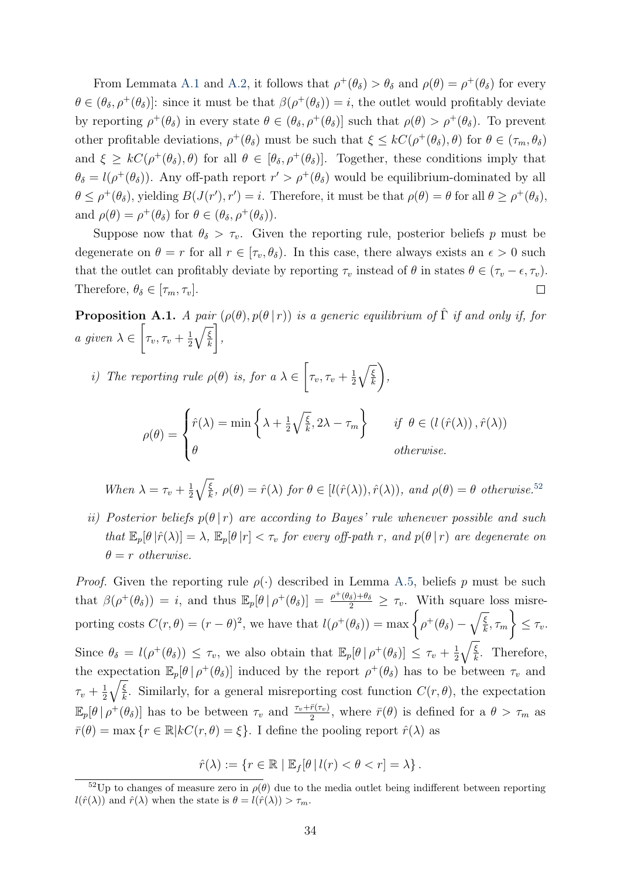From Lemmata A.1 and A.2, it follows that $\rho^+(\theta_\delta) > \theta_\delta$ and $\rho(\theta) = \rho^+(\theta_\delta)$ for every $\theta \in (\theta_\delta, \rho^+(\theta_\delta)]$: since it must be that $\beta(\rho^+(\theta_\delta)) = i$, the outlet would profitably deviate by reporting $\rho^+(\theta_\delta)$ in every state $\theta \in (\theta_\delta, \rho^+(\theta_\delta)]$ such that $\rho(\theta) > \rho^+(\theta_\delta)$. To prevent other profitable deviations, $\rho^+(\theta_\delta)$ must be such that $\xi \leq kC(\rho^+(\theta_\delta), \theta)$ for $\theta \in (\tau_m, \theta_\delta)$ and $\xi \geq kC(\rho^+(\theta_\delta), \theta)$ for all $\theta \in [\theta_\delta, \rho^+(\theta_\delta)]$. Together, these conditions imply that $\theta_\delta = l(\rho^+(\theta_\delta))$. Any off-path report $r' > \rho^+(\theta_\delta)$ would be equilibrium-dominated by all $\theta \leq \rho^+(\theta_\delta)$, yielding $B(J(r'), r') = i$. Therefore, it must be that $\rho(\theta) = \theta$ for all $\theta \geq \rho^+(\theta_\delta)$, and $\rho(\theta) = \rho^+(\theta_\delta)$ for $\theta \in (\theta_\delta, \rho^+(\theta_\delta))$.

Suppose now that $\theta_\delta > \tau_v$. Given the reporting rule, posterior beliefs $p$ must be degenerate on $\theta = r$ for all $r \in [\tau_v, \theta_\delta)$. In this case, there always exists an $\epsilon > 0$ such that the outlet can profitably deviate by reporting $\tau_v$ instead of $\theta$ in states $\theta \in (\tau_v - \epsilon, \tau_v)$. Therefore, $\theta_\delta \in [\tau_m, \tau_v]$. ◻

**Proposition A.1.** *A pair $(\rho(\theta), p(\theta\,|\,r))$ is a generic equilibrium of $\hat{\Gamma}$ if and only if, for a given $\lambda \in \left[\tau_v, \tau_v + \frac{1}{2}\sqrt{\frac{\xi}{k}}\right]$,*

*i) The reporting rule $\rho(\theta)$ is, for a $\lambda \in \left[\tau_v, \tau_v + \frac{1}{2}\sqrt{\frac{\xi}{k}}\right)$,*

$$\rho(\theta) = \begin{cases} \hat{r}(\lambda) = \min\left\{\lambda + \frac{1}{2}\sqrt{\frac{\xi}{k}}, 2\lambda - \tau_m\right\} & \text{if } \theta \in (l(\hat{r}(\lambda)), \hat{r}(\lambda)) \\ \theta & \text{otherwise.} \end{cases}$$

*When $\lambda = \tau_v + \frac{1}{2}\sqrt{\frac{\xi}{k}}$, $\rho(\theta) = \hat{r}(\lambda)$ for $\theta \in [l(\hat{r}(\lambda)), \hat{r}(\lambda))$, and $\rho(\theta) = \theta$ otherwise.*[52]

*ii) Posterior beliefs $p(\theta\,|\,r)$ are according to Bayes' rule whenever possible and such that $\mathbb{E}_p[\theta\,|\hat{r}(\lambda)] = \lambda$, $\mathbb{E}_p[\theta\,|r] < \tau_v$ for every off-path $r$, and $p(\theta\,|\,r)$ are degenerate on $\theta = r$ otherwise.*

*Proof.* Given the reporting rule $\rho(\cdot)$ described in Lemma A.5, beliefs $p$ must be such that $\beta(\rho^+(\theta_\delta)) = i$, and thus $\mathbb{E}_p[\theta\,|\,\rho^+(\theta_\delta)] = \frac{\rho^+(\theta_\delta)+\theta_\delta}{2} \geq \tau_v$. With square loss misreporting costs $C(r, \theta) = (r - \theta)^2$, we have that $l(\rho^+(\theta_\delta)) = \max\left\{\rho^+(\theta_\delta) - \sqrt{\frac{\xi}{k}}, \tau_m\right\} \leq \tau_v$. Since $\theta_\delta = l(\rho^+(\theta_\delta)) \leq \tau_v$, we also obtain that $\mathbb{E}_p[\theta\,|\,\rho^+(\theta_\delta)] \leq \tau_v + \frac{1}{2}\sqrt{\frac{\xi}{k}}$. Therefore, the expectation $\mathbb{E}_p[\theta\,|\,\rho^+(\theta_\delta)]$ induced by the report $\rho^+(\theta_\delta)$ has to be between $\tau_v$ and $\tau_v + \frac{1}{2}\sqrt{\frac{\xi}{k}}$. Similarly, for a general misreporting cost function $C(r, \theta)$, the expectation $\mathbb{E}_p[\theta\,|\,\rho^+(\theta_\delta)]$ has to be between $\tau_v$ and $\frac{\tau_v + \bar{r}(\tau_v)}{2}$, where $\bar{r}(\theta)$ is defined for a $\theta > \tau_m$ as $\bar{r}(\theta) = \max\{r \in \mathbb{R} | kC(r, \theta) = \xi\}$. I define the pooling report $\hat{r}(\lambda)$ as

$$\hat{r}(\lambda) := \{r \in \mathbb{R} \mid \mathbb{E}_f[\theta\,|\,l(r) < \theta < r] = \lambda\}.$$

[52] Up to changes of measure zero in $\rho(\theta)$ due to the media outlet being indifferent between reporting $l(\hat{r}(\lambda))$ and $\hat{r}(\lambda)$ when the state is $\theta = l(\hat{r}(\lambda)) > \tau_m$.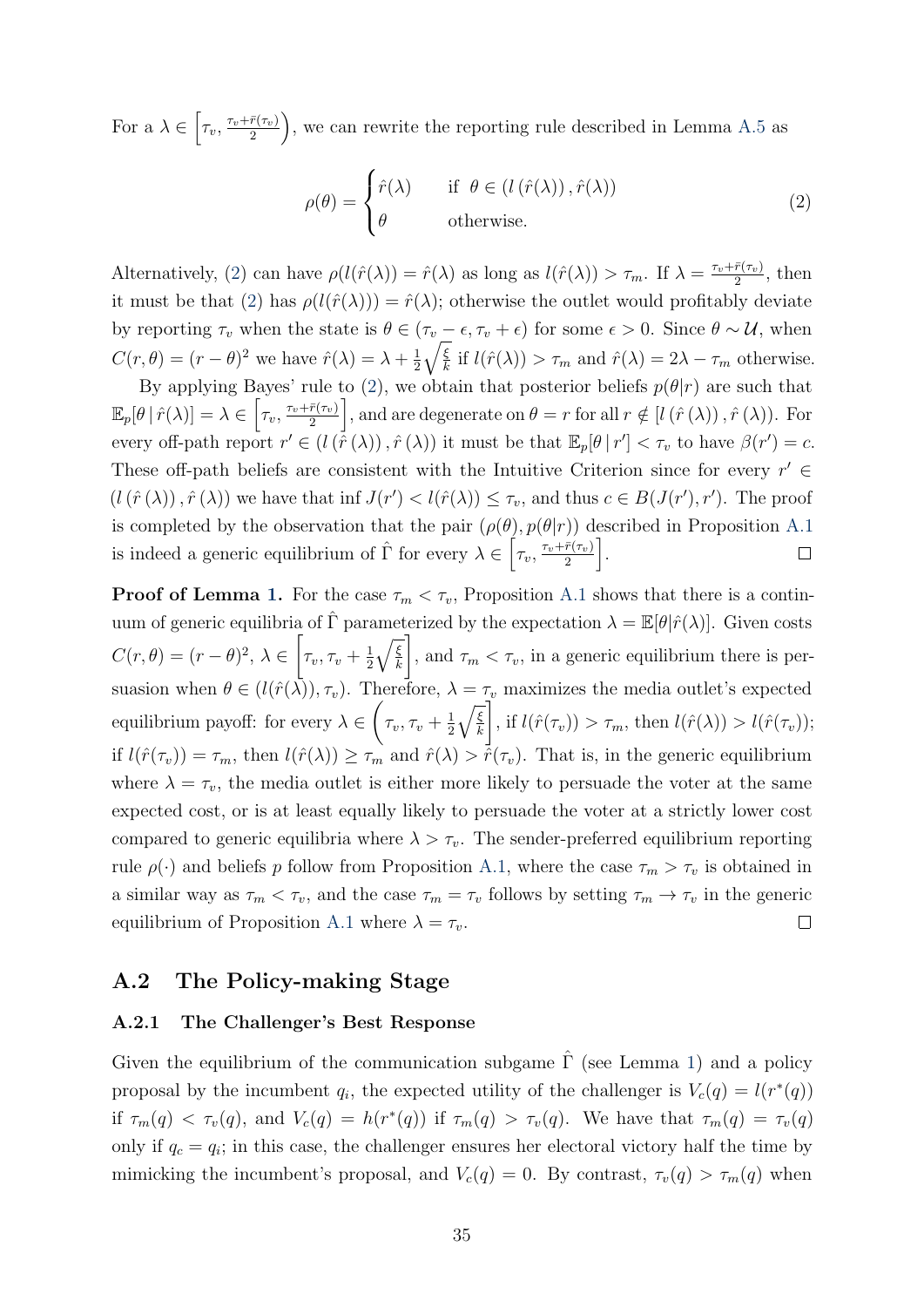For a $\lambda \in \left[\tau_v, \frac{\tau_v + \bar{r}(\tau_v)}{2}\right)$, we can rewrite the reporting rule described in Lemma A.5 as

$$\rho(\theta) = \begin{cases} \hat{r}(\lambda) & \text{if } \theta \in (l(\hat{r}(\lambda)), \hat{r}(\lambda)) \\ \theta & \text{otherwise.} \end{cases} \tag{2}$$

Alternatively, (2) can have $\rho(l(\hat{r}(\lambda)) = \hat{r}(\lambda)$ as long as $l(\hat{r}(\lambda)) > \tau_m$. If $\lambda = \frac{\tau_v + \bar{r}(\tau_v)}{2}$, then it must be that (2) has $\rho(l(\hat{r}(\lambda))) = \hat{r}(\lambda)$; otherwise the outlet would profitably deviate by reporting $\tau_v$ when the state is $\theta \in (\tau_v - \epsilon, \tau_v + \epsilon)$ for some $\epsilon > 0$. Since $\theta \sim \mathcal{U}$, when $C(r, \theta) = (r - \theta)^2$ we have $\hat{r}(\lambda) = \lambda + \frac{1}{2}\sqrt{\frac{\xi}{k}}$ if $l(\hat{r}(\lambda)) > \tau_m$ and $\hat{r}(\lambda) = 2\lambda - \tau_m$ otherwise.

By applying Bayes' rule to (2), we obtain that posterior beliefs $p(\theta|r)$ are such that $\mathbb{E}_p[\theta \mid \hat{r}(\lambda)] = \lambda \in \left[\tau_v, \frac{\tau_v + \bar{r}(\tau_v)}{2}\right]$, and are degenerate on $\theta = r$ for all $r \notin [l(\hat{r}(\lambda)), \hat{r}(\lambda))$. For every off-path report $r' \in (l(\hat{r}(\lambda)), \hat{r}(\lambda))$ it must be that $\mathbb{E}_p[\theta \mid r'] < \tau_v$ to have $\beta(r') = c$. These off-path beliefs are consistent with the Intuitive Criterion since for every $r' \in (l(\hat{r}(\lambda)), \hat{r}(\lambda))$ we have that $\inf J(r') < l(\hat{r}(\lambda)) \leq \tau_v$, and thus $c \in B(J(r'), r')$. The proof is completed by the observation that the pair $(\rho(\theta), p(\theta|r))$ described in Proposition A.1 is indeed a generic equilibrium of $\hat{\Gamma}$ for every $\lambda \in \left[\tau_v, \frac{\tau_v + \bar{r}(\tau_v)}{2}\right]$. $\square$

**Proof of Lemma 1.** For the case $\tau_m < \tau_v$, Proposition A.1 shows that there is a continuum of generic equilibria of $\hat{\Gamma}$ parameterized by the expectation $\lambda = \mathbb{E}[\theta|\hat{r}(\lambda)]$. Given costs $C(r, \theta) = (r - \theta)^2$, $\lambda \in \left[\tau_v, \tau_v + \frac{1}{2}\sqrt{\frac{\xi}{k}}\right]$, and $\tau_m < \tau_v$, in a generic equilibrium there is persuasion when $\theta \in (l(\hat{r}(\lambda)), \tau_v)$. Therefore, $\lambda = \tau_v$ maximizes the media outlet's expected equilibrium payoff: for every $\lambda \in \left(\tau_v, \tau_v + \frac{1}{2}\sqrt{\frac{\xi}{k}}\right]$, if $l(\hat{r}(\tau_v)) > \tau_m$, then $l(\hat{r}(\lambda)) > l(\hat{r}(\tau_v))$; if $l(\hat{r}(\tau_v)) = \tau_m$, then $l(\hat{r}(\lambda)) \geq \tau_m$ and $\hat{r}(\lambda) > \hat{r}(\tau_v)$. That is, in the generic equilibrium where $\lambda = \tau_v$, the media outlet is either more likely to persuade the voter at the same expected cost, or is at least equally likely to persuade the voter at a strictly lower cost compared to generic equilibria where $\lambda > \tau_v$. The sender-preferred equilibrium reporting rule $\rho(\cdot)$ and beliefs $p$ follow from Proposition A.1, where the case $\tau_m > \tau_v$ is obtained in a similar way as $\tau_m < \tau_v$, and the case $\tau_m = \tau_v$ follows by setting $\tau_m \to \tau_v$ in the generic equilibrium of Proposition A.1 where $\lambda = \tau_v$. $\square$

## A.2 The Policy-making Stage

### A.2.1 The Challenger's Best Response

Given the equilibrium of the communication subgame $\hat{\Gamma}$ (see Lemma 1) and a policy proposal by the incumbent $q_i$, the expected utility of the challenger is $V_c(q) = l(r^*(q))$ if $\tau_m(q) < \tau_v(q)$, and $V_c(q) = h(r^*(q))$ if $\tau_m(q) > \tau_v(q)$. We have that $\tau_m(q) = \tau_v(q)$ only if $q_c = q_i$; in this case, the challenger ensures her electoral victory half the time by mimicking the incumbent's proposal, and $V_c(q) = 0$. By contrast, $\tau_v(q) > \tau_m(q)$ when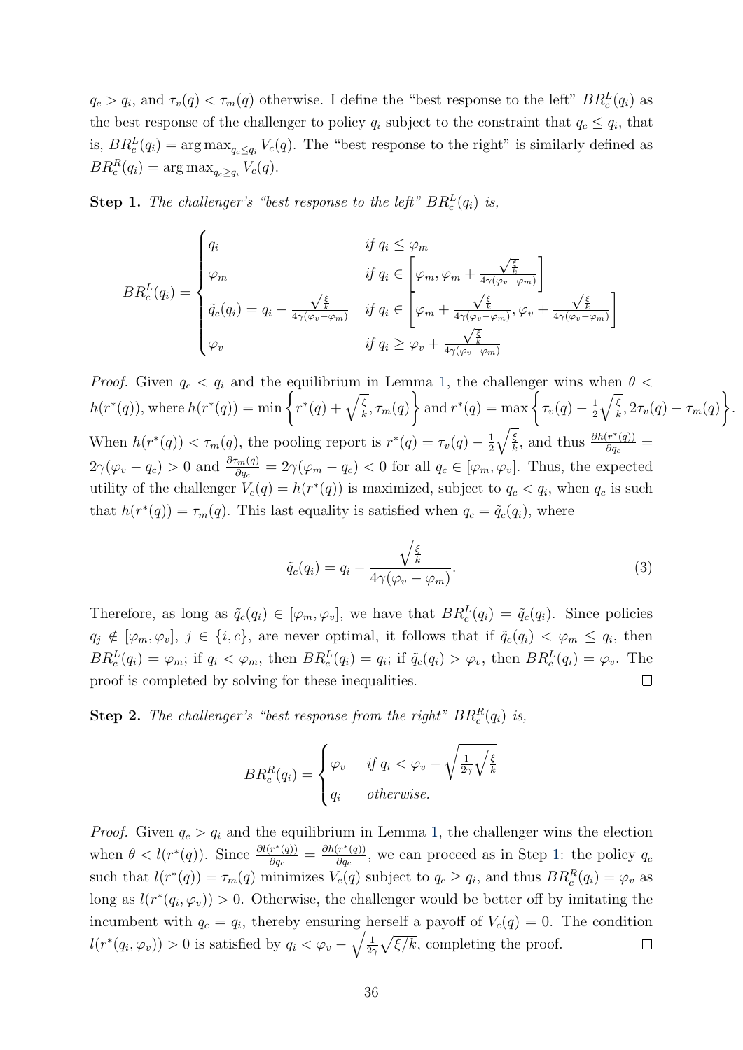$q_c > q_i$, and $\tau_v(q) < \tau_m(q)$ otherwise. I define the "best response to the left" $BR_c^L(q_i)$ as the best response of the challenger to policy $q_i$ subject to the constraint that $q_c \leq q_i$, that is, $BR_c^L(q_i) = \arg\max_{q_c \leq q_i} V_c(q)$. The "best response to the right" is similarly defined as $BR_c^R(q_i) = \arg\max_{q_c \geq q_i} V_c(q)$.

**Step 1.** *The challenger's "best response to the left" $BR_c^L(q_i)$ is,*

$$
BR_c^L(q_i) = \begin{cases} q_i & \text{if } q_i \leq \varphi_m \\ \varphi_m & \text{if } q_i \in \left[\varphi_m, \varphi_m + \frac{\sqrt{\frac{\xi}{k}}}{4\gamma(\varphi_v - \varphi_m)}\right] \\ \tilde{q}_c(q_i) = q_i - \frac{\sqrt{\frac{\xi}{k}}}{4\gamma(\varphi_v - \varphi_m)} & \text{if } q_i \in \left[\varphi_m + \frac{\sqrt{\frac{\xi}{k}}}{4\gamma(\varphi_v - \varphi_m)}, \varphi_v + \frac{\sqrt{\frac{\xi}{k}}}{4\gamma(\varphi_v - \varphi_m)}\right] \\ \varphi_v & \text{if } q_i \geq \varphi_v + \frac{\sqrt{\frac{\xi}{k}}}{4\gamma(\varphi_v - \varphi_m)} \end{cases}
$$

*Proof.* Given $q_c < q_i$ and the equilibrium in Lemma 1, the challenger wins when $\theta < h(r^*(q))$, where $h(r^*(q)) = \min\left\{r^*(q) + \sqrt{\frac{\xi}{k}}, \tau_m(q)\right\}$ and $r^*(q) = \max\left\{\tau_v(q) - \frac{1}{2}\sqrt{\frac{\xi}{k}}, 2\tau_v(q) - \tau_m(q)\right\}$. When $h(r^*(q)) < \tau_m(q)$, the pooling report is $r^*(q) = \tau_v(q) - \frac{1}{2}\sqrt{\frac{\xi}{k}}$, and thus $\frac{\partial h(r^*(q))}{\partial q_c} = 2\gamma(\varphi_v - q_c) > 0$ and $\frac{\partial \tau_m(q)}{\partial q_c} = 2\gamma(\varphi_m - q_c) < 0$ for all $q_c \in [\varphi_m, \varphi_v]$. Thus, the expected utility of the challenger $V_c(q) = h(r^*(q))$ is maximized, subject to $q_c < q_i$, when $q_c$ is such that $h(r^*(q)) = \tau_m(q)$. This last equality is satisfied when $q_c = \tilde{q}_c(q_i)$, where

$$
\tilde{q}_c(q_i) = q_i - \frac{\sqrt{\frac{\xi}{k}}}{4\gamma(\varphi_v - \varphi_m)}. \tag{3}
$$

Therefore, as long as $\tilde{q}_c(q_i) \in [\varphi_m, \varphi_v]$, we have that $BR_c^L(q_i) = \tilde{q}_c(q_i)$. Since policies $q_j \notin [\varphi_m, \varphi_v]$, $j \in \{i, c\}$, are never optimal, it follows that if $\tilde{q}_c(q_i) < \varphi_m \leq q_i$, then $BR_c^L(q_i) = \varphi_m$; if $q_i < \varphi_m$, then $BR_c^L(q_i) = q_i$; if $\tilde{q}_c(q_i) > \varphi_v$, then $BR_c^L(q_i) = \varphi_v$. The proof is completed by solving for these inequalities. $\square$

**Step 2.** *The challenger's "best response from the right" $BR_c^R(q_i)$ is,*

$$
BR_c^R(q_i) = \begin{cases} \varphi_v & \text{if } q_i < \varphi_v - \sqrt{\frac{1}{2\gamma}\sqrt{\frac{\xi}{k}}} \\ q_i & \text{otherwise.} \end{cases}
$$

*Proof.* Given $q_c > q_i$ and the equilibrium in Lemma 1, the challenger wins the election when $\theta < l(r^*(q))$. Since $\frac{\partial l(r^*(q))}{\partial q_c} = \frac{\partial h(r^*(q))}{\partial q_c}$, we can proceed as in Step 1: the policy $q_c$ such that $l(r^*(q)) = \tau_m(q)$ minimizes $V_c(q)$ subject to $q_c \geq q_i$, and thus $BR_c^R(q_i) = \varphi_v$ as long as $l(r^*(q_i, \varphi_v)) > 0$. Otherwise, the challenger would be better off by imitating the incumbent with $q_c = q_i$, thereby ensuring herself a payoff of $V_c(q) = 0$. The condition $l(r^*(q_i, \varphi_v)) > 0$ is satisfied by $q_i < \varphi_v - \sqrt{\frac{1}{2\gamma}\sqrt{\xi/k}}$, completing the proof. $\square$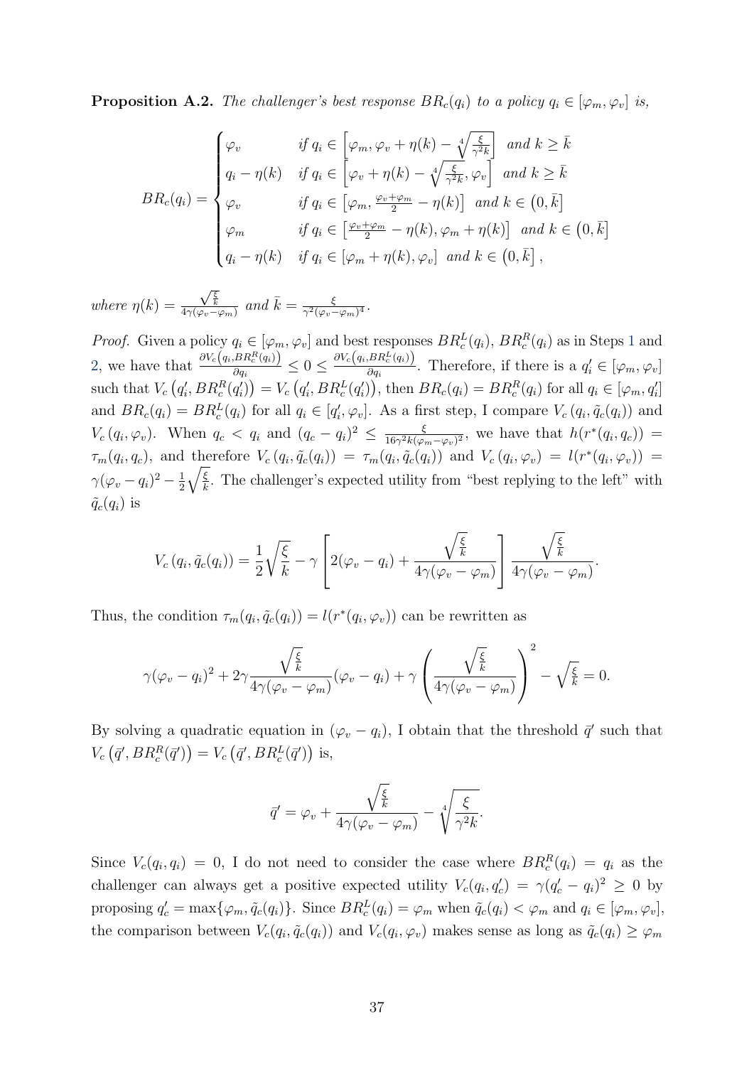**Proposition A.2.** *The challenger's best response $BR_c(q_i)$ to a policy $q_i \in [\varphi_m, \varphi_v]$ is,*

$$BR_c(q_i) = \begin{cases} \varphi_v & \text{if } q_i \in \left[\varphi_m, \varphi_v + \eta(k) - \sqrt[4]{\frac{\xi}{\gamma^2 k}}\right] \text{ and } k \geq \bar{k} \\ q_i - \eta(k) & \text{if } q_i \in \left[\varphi_v + \eta(k) - \sqrt[4]{\frac{\xi}{\gamma^2 k}}, \varphi_v\right] \text{ and } k \geq \bar{k} \\ \varphi_v & \text{if } q_i \in \left[\varphi_m, \frac{\varphi_v + \varphi_m}{2} - \eta(k)\right] \text{ and } k \in \left(0, \bar{k}\right] \\ \varphi_m & \text{if } q_i \in \left[\frac{\varphi_v + \varphi_m}{2} - \eta(k), \varphi_m + \eta(k)\right] \text{ and } k \in \left(0, \bar{k}\right] \\ q_i - \eta(k) & \text{if } q_i \in [\varphi_m + \eta(k), \varphi_v] \text{ and } k \in \left(0, \bar{k}\right], \end{cases}$$

*where* $\eta(k) = \frac{\sqrt{\frac{\xi}{k}}}{4\gamma(\varphi_v - \varphi_m)}$ *and* $\bar{k} = \frac{\xi}{\gamma^2(\varphi_v - \varphi_m)^4}$.

*Proof.* Given a policy $q_i \in [\varphi_m, \varphi_v]$ and best responses $BR_c^L(q_i)$, $BR_c^R(q_i)$ as in Steps 1 and 2, we have that $\frac{\partial V_c\left(q_i, BR_c^R(q_i)\right)}{\partial q_i} \leq 0 \leq \frac{\partial V_c\left(q_i, BR_c^L(q_i)\right)}{\partial q_i}$. Therefore, if there is a $q_i' \in [\varphi_m, \varphi_v]$ such that $V_c\left(q_i', BR_c^R(q_i')\right) = V_c\left(q_i', BR_c^L(q_i')\right)$, then $BR_c(q_i) = BR_c^R(q_i)$ for all $q_i \in [\varphi_m, q_i']$ and $BR_c(q_i) = BR_c^L(q_i)$ for all $q_i \in [q_i', \varphi_v]$. As a first step, I compare $V_c\left(q_i, \tilde{q}_c(q_i)\right)$ and $V_c\left(q_i, \varphi_v\right)$. When $q_c < q_i$ and $(q_c - q_i)^2 \leq \frac{\xi}{16\gamma^2 k(\varphi_m - \varphi_v)^2}$, we have that $h(r^*(q_i, q_c)) = \tau_m(q_i, q_c)$, and therefore $V_c\left(q_i, \tilde{q}_c(q_i)\right) = \tau_m(q_i, \tilde{q}_c(q_i))$ and $V_c\left(q_i, \varphi_v\right) = l(r^*(q_i, \varphi_v)) = \gamma(\varphi_v - q_i)^2 - \frac{1}{2}\sqrt{\frac{\xi}{k}}$. The challenger's expected utility from "best replying to the left" with $\tilde{q}_c(q_i)$ is

$$V_c\left(q_i, \tilde{q}_c(q_i)\right) = \frac{1}{2}\sqrt{\frac{\xi}{k}} - \gamma\left[2(\varphi_v - q_i) + \frac{\sqrt{\frac{\xi}{k}}}{4\gamma(\varphi_v - \varphi_m)}\right]\frac{\sqrt{\frac{\xi}{k}}}{4\gamma(\varphi_v - \varphi_m)}.$$

Thus, the condition $\tau_m(q_i, \tilde{q}_c(q_i)) = l(r^*(q_i, \varphi_v))$ can be rewritten as

$$\gamma(\varphi_v - q_i)^2 + 2\gamma\frac{\sqrt{\frac{\xi}{k}}}{4\gamma(\varphi_v - \varphi_m)}(\varphi_v - q_i) + \gamma\left(\frac{\sqrt{\frac{\xi}{k}}}{4\gamma(\varphi_v - \varphi_m)}\right)^2 - \sqrt{\frac{\xi}{k}} = 0.$$

By solving a quadratic equation in $(\varphi_v - q_i)$, I obtain that the threshold $\bar{q}'$ such that $V_c\left(\bar{q}', BR_c^R(\bar{q}')\right) = V_c\left(\bar{q}', BR_c^L(\bar{q}')\right)$ is,

$$\bar{q}' = \varphi_v + \frac{\sqrt{\frac{\xi}{k}}}{4\gamma(\varphi_v - \varphi_m)} - \sqrt[4]{\frac{\xi}{\gamma^2 k}}.$$

Since $V_c(q_i, q_i) = 0$, I do not need to consider the case where $BR_c^R(q_i) = q_i$ as the challenger can always get a positive expected utility $V_c(q_i, q_c') = \gamma(q_c' - q_i)^2 \geq 0$ by proposing $q_c' = \max\{\varphi_m, \tilde{q}_c(q_i)\}$. Since $BR_c^L(q_i) = \varphi_m$ when $\tilde{q}_c(q_i) < \varphi_m$ and $q_i \in [\varphi_m, \varphi_v]$, the comparison between $V_c(q_i, \tilde{q}_c(q_i))$ and $V_c(q_i, \varphi_v)$ makes sense as long as $\tilde{q}_c(q_i) \geq \varphi_m$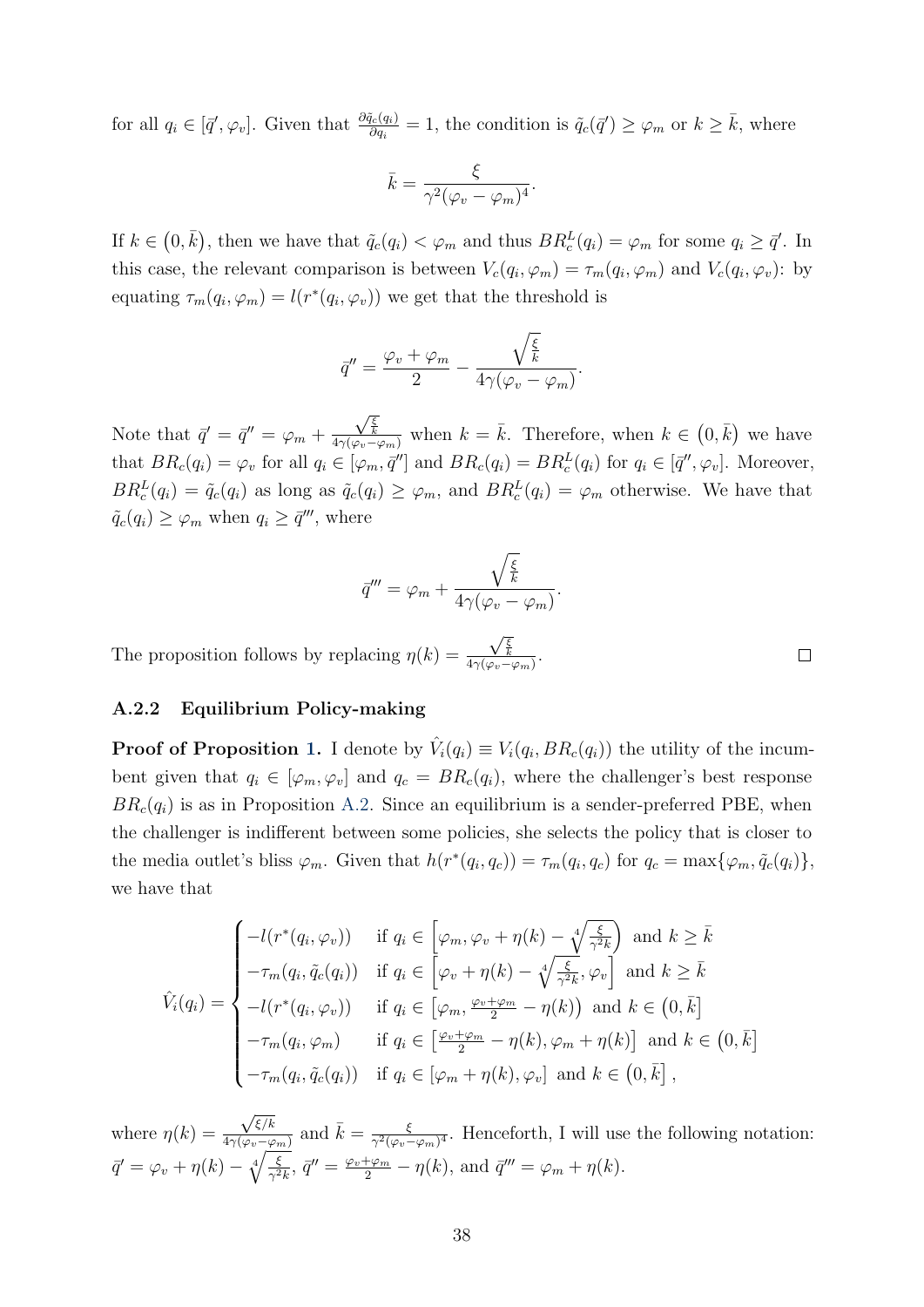for all $q_i \in [\bar{q}', \varphi_v]$. Given that $\frac{\partial \tilde{q}_c(q_i)}{\partial q_i} = 1$, the condition is $\tilde{q}_c(\bar{q}') \geq \varphi_m$ or $k \geq \bar{k}$, where

$$\bar{k} = \frac{\xi}{\gamma^2(\varphi_v - \varphi_m)^4}.$$

If $k \in (0, \bar{k})$, then we have that $\tilde{q}_c(q_i) < \varphi_m$ and thus $BR_c^L(q_i) = \varphi_m$ for some $q_i \geq \bar{q}'$. In this case, the relevant comparison is between $V_c(q_i, \varphi_m) = \tau_m(q_i, \varphi_m)$ and $V_c(q_i, \varphi_v)$: by equating $\tau_m(q_i, \varphi_m) = l(r^*(q_i, \varphi_v))$ we get that the threshold is

$$\bar{q}'' = \frac{\varphi_v + \varphi_m}{2} - \frac{\sqrt{\frac{\xi}{k}}}{4\gamma(\varphi_v - \varphi_m)}.$$

Note that $\bar{q}' = \bar{q}'' = \varphi_m + \frac{\sqrt{\frac{\xi}{k}}}{4\gamma(\varphi_v - \varphi_m)}$ when $k = \bar{k}$. Therefore, when $k \in (0, \bar{k})$ we have that $BR_c(q_i) = \varphi_v$ for all $q_i \in [\varphi_m, \bar{q}'']$ and $BR_c(q_i) = BR_c^L(q_i)$ for $q_i \in [\bar{q}'', \varphi_v]$. Moreover, $BR_c^L(q_i) = \tilde{q}_c(q_i)$ as long as $\tilde{q}_c(q_i) \geq \varphi_m$, and $BR_c^L(q_i) = \varphi_m$ otherwise. We have that $\tilde{q}_c(q_i) \geq \varphi_m$ when $q_i \geq \bar{q}'''$, where

$$\bar{q}''' = \varphi_m + \frac{\sqrt{\frac{\xi}{k}}}{4\gamma(\varphi_v - \varphi_m)}.$$

The proposition follows by replacing $\eta(k) = \frac{\sqrt{\frac{\xi}{k}}}{4\gamma(\varphi_v - \varphi_m)}$. □

### A.2.2 Equilibrium Policy-making

**Proof of Proposition 1.** I denote by $\hat{V}_i(q_i) \equiv V_i(q_i, BR_c(q_i))$ the utility of the incumbent given that $q_i \in [\varphi_m, \varphi_v]$ and $q_c = BR_c(q_i)$, where the challenger's best response $BR_c(q_i)$ is as in Proposition A.2. Since an equilibrium is a sender-preferred PBE, when the challenger is indifferent between some policies, she selects the policy that is closer to the media outlet's bliss $\varphi_m$. Given that $h(r^*(q_i, q_c)) = \tau_m(q_i, q_c)$ for $q_c = \max\{\varphi_m, \tilde{q}_c(q_i)\}$, we have that

$$\hat{V}_i(q_i) = \begin{cases} -l(r^*(q_i, \varphi_v)) & \text{if } q_i \in \left[\varphi_m, \varphi_v + \eta(k) - \sqrt[4]{\frac{\xi}{\gamma^2 k}}\right) \text{ and } k \geq \bar{k} \\ -\tau_m(q_i, \tilde{q}_c(q_i)) & \text{if } q_i \in \left[\varphi_v + \eta(k) - \sqrt[4]{\frac{\xi}{\gamma^2 k}}, \varphi_v\right] \text{ and } k \geq \bar{k} \\ -l(r^*(q_i, \varphi_v)) & \text{if } q_i \in \left[\varphi_m, \frac{\varphi_v + \varphi_m}{2} - \eta(k)\right) \text{ and } k \in (0, \bar{k}] \\ -\tau_m(q_i, \varphi_m) & \text{if } q_i \in \left[\frac{\varphi_v + \varphi_m}{2} - \eta(k), \varphi_m + \eta(k)\right] \text{ and } k \in (0, \bar{k}] \\ -\tau_m(q_i, \tilde{q}_c(q_i)) & \text{if } q_i \in [\varphi_m + \eta(k), \varphi_v] \text{ and } k \in (0, \bar{k}], \end{cases}$$

where $\eta(k) = \frac{\sqrt{\xi/k}}{4\gamma(\varphi_v - \varphi_m)}$ and $\bar{k} = \frac{\xi}{\gamma^2(\varphi_v - \varphi_m)^4}$. Henceforth, I will use the following notation: $\bar{q}' = \varphi_v + \eta(k) - \sqrt[4]{\frac{\xi}{\gamma^2 k}}$, $\bar{q}'' = \frac{\varphi_v + \varphi_m}{2} - \eta(k)$, and $\bar{q}''' = \varphi_m + \eta(k)$.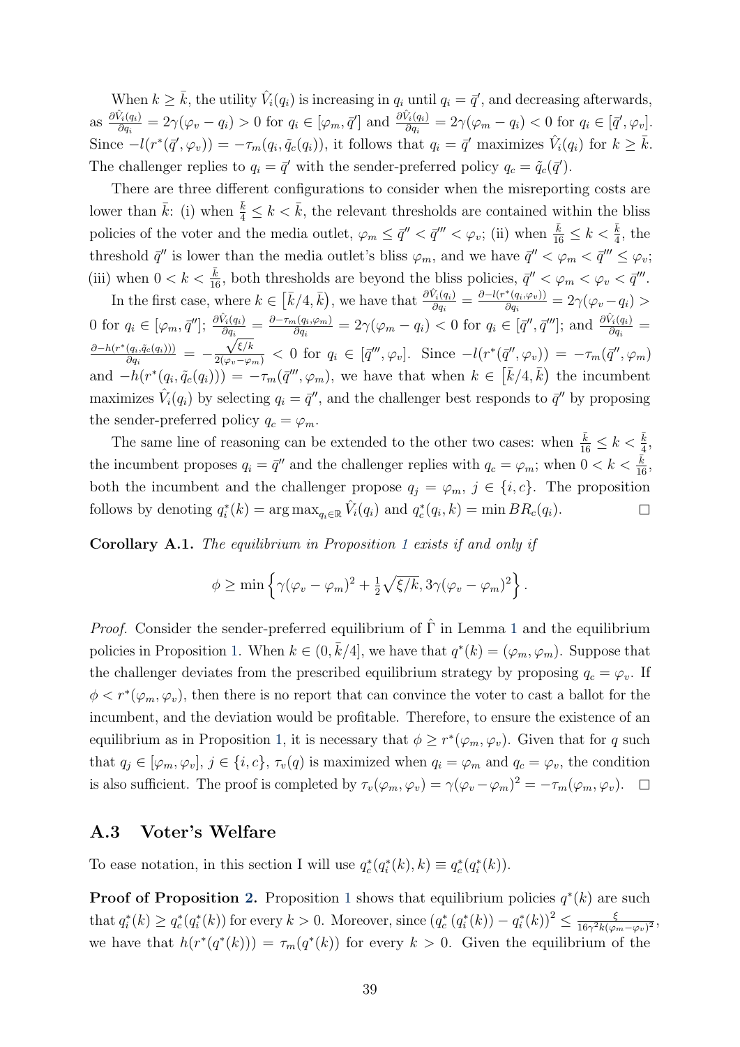When $k \geq \bar{k}$, the utility $\hat{V}_i(q_i)$ is increasing in $q_i$ until $q_i = \bar{q}'$, and decreasing afterwards, as $\frac{\partial \hat{V}_i(q_i)}{\partial q_i} = 2\gamma(\varphi_v - q_i) > 0$ for $q_i \in [\varphi_m, \bar{q}']$ and $\frac{\partial \hat{V}_i(q_i)}{\partial q_i} = 2\gamma(\varphi_m - q_i) < 0$ for $q_i \in [\bar{q}', \varphi_v]$. Since $-l(r^*(\bar{q}', \varphi_v)) = -\tau_m(q_i, \tilde{q}_c(q_i))$, it follows that $q_i = \bar{q}'$ maximizes $\hat{V}_i(q_i)$ for $k \geq \bar{k}$. The challenger replies to $q_i = \bar{q}'$ with the sender-preferred policy $q_c = \tilde{q}_c(\bar{q}')$.

There are three different configurations to consider when the misreporting costs are lower than $\bar{k}$: (i) when $\frac{\bar{k}}{4} \leq k < \bar{k}$, the relevant thresholds are contained within the bliss policies of the voter and the media outlet, $\varphi_m \leq \bar{q}'' < \bar{q}''' < \varphi_v$; (ii) when $\frac{\bar{k}}{16} \leq k < \frac{\bar{k}}{4}$, the threshold $\bar{q}''$ is lower than the media outlet's bliss $\varphi_m$, and we have $\bar{q}'' < \varphi_m < \bar{q}''' \leq \varphi_v$; (iii) when $0 < k < \frac{\bar{k}}{16}$, both thresholds are beyond the bliss policies, $\bar{q}'' < \varphi_m < \varphi_v < \bar{q}'''$.

In the first case, where $k \in [\bar{k}/4, \bar{k})$, we have that $\frac{\partial \hat{V}_i(q_i)}{\partial q_i} = \frac{\partial - l(r^*(q_i, \varphi_v))}{\partial q_i} = 2\gamma(\varphi_v - q_i) > 0$ for $q_i \in [\varphi_m, \bar{q}'']$; $\frac{\partial \hat{V}_i(q_i)}{\partial q_i} = \frac{\partial - \tau_m(q_i, \varphi_m)}{\partial q_i} = 2\gamma(\varphi_m - q_i) < 0$ for $q_i \in [\bar{q}'', \bar{q}''']$; and $\frac{\partial \hat{V}_i(q_i)}{\partial q_i} = \frac{\partial - h(r^*(q_i, \tilde{q}_c(q_i)))}{\partial q_i} = -\frac{\sqrt{\xi/k}}{2(\varphi_v - \varphi_m)} < 0$ for $q_i \in [\bar{q}''', \varphi_v]$. Since $-l(r^*(\bar{q}'', \varphi_v)) = -\tau_m(\bar{q}'', \varphi_m)$ and $-h(r^*(q_i, \tilde{q}_c(q_i))) = -\tau_m(\bar{q}''', \varphi_m)$, we have that when $k \in [\bar{k}/4, \bar{k})$ the incumbent maximizes $\hat{V}_i(q_i)$ by selecting $q_i = \bar{q}''$, and the challenger best responds to $\bar{q}''$ by proposing the sender-preferred policy $q_c = \varphi_m$.

The same line of reasoning can be extended to the other two cases: when $\frac{\bar{k}}{16} \leq k < \frac{\bar{k}}{4}$, the incumbent proposes $q_i = \bar{q}''$ and the challenger replies with $q_c = \varphi_m$; when $0 < k < \frac{\bar{k}}{16}$, both the incumbent and the challenger propose $q_j = \varphi_m$, $j \in \{i, c\}$. The proposition follows by denoting $q_i^*(k) = \arg\max_{q_i \in \mathbb{R}} \hat{V}_i(q_i)$ and $q_c^*(q_i, k) = \min BR_c(q_i)$. $\square$

**Corollary A.1.** *The equilibrium in Proposition 1 exists if and only if*

$$\phi \geq \min\left\{\gamma(\varphi_v - \varphi_m)^2 + \tfrac{1}{2}\sqrt{\xi/k}, 3\gamma(\varphi_v - \varphi_m)^2\right\}.$$

*Proof.* Consider the sender-preferred equilibrium of $\hat{\Gamma}$ in Lemma 1 and the equilibrium policies in Proposition 1. When $k \in (0, \bar{k}/4]$, we have that $q^*(k) = (\varphi_m, \varphi_m)$. Suppose that the challenger deviates from the prescribed equilibrium strategy by proposing $q_c = \varphi_v$. If $\phi < r^*(\varphi_m, \varphi_v)$, then there is no report that can convince the voter to cast a ballot for the incumbent, and the deviation would be profitable. Therefore, to ensure the existence of an equilibrium as in Proposition 1, it is necessary that $\phi \geq r^*(\varphi_m, \varphi_v)$. Given that for $q$ such that $q_j \in [\varphi_m, \varphi_v]$, $j \in \{i, c\}$, $\tau_v(q)$ is maximized when $q_i = \varphi_m$ and $q_c = \varphi_v$, the condition is also sufficient. The proof is completed by $\tau_v(\varphi_m, \varphi_v) = \gamma(\varphi_v - \varphi_m)^2 = -\tau_m(\varphi_m, \varphi_v)$. $\square$

## A.3 Voter's Welfare

To ease notation, in this section I will use $q_c^*(q_i^*(k), k) \equiv q_c^*(q_i^*(k))$.

**Proof of Proposition 2.** Proposition 1 shows that equilibrium policies $q^*(k)$ are such that $q_i^*(k) \geq q_c^*(q_i^*(k))$ for every $k > 0$. Moreover, since $\left(q_c^*\left(q_i^*(k)\right) - q_i^*(k)\right)^2 \leq \frac{\xi}{16\gamma^2 k(\varphi_m - \varphi_v)^2}$, we have that $h(r^*(q^*(k))) = \tau_m(q^*(k))$ for every $k > 0$. Given the equilibrium of the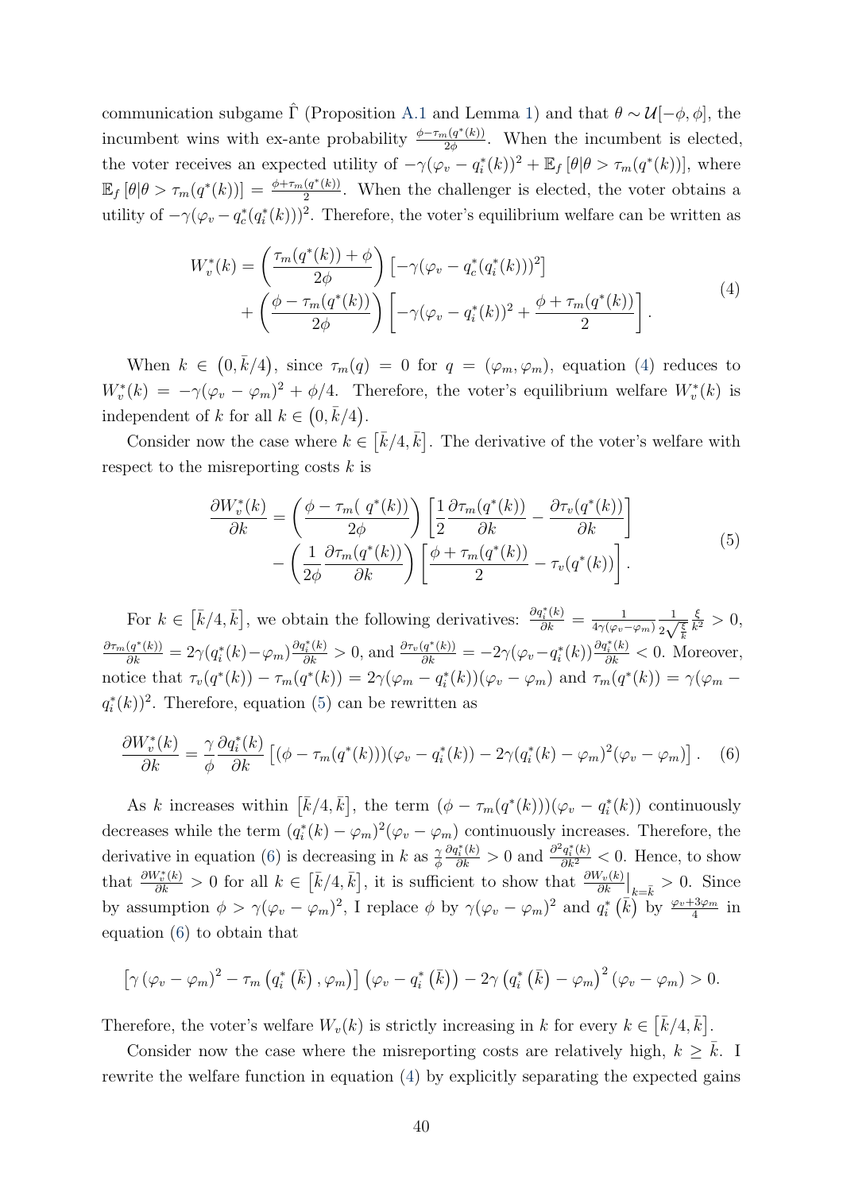communication subgame $\hat{\Gamma}$ (Proposition A.1 and Lemma 1) and that $\theta \sim \mathcal{U}[-\phi, \phi]$, the incumbent wins with ex-ante probability $\frac{\phi - \tau_m(q^*(k))}{2\phi}$. When the incumbent is elected, the voter receives an expected utility of $-\gamma(\varphi_v - q_i^*(k))^2 + \mathbb{E}_f[\theta|\theta > \tau_m(q^*(k))]$, where $\mathbb{E}_f[\theta|\theta > \tau_m(q^*(k))] = \frac{\phi + \tau_m(q^*(k))}{2}$. When the challenger is elected, the voter obtains a utility of $-\gamma(\varphi_v - q_c^*(q_i^*(k)))^2$. Therefore, the voter's equilibrium welfare can be written as

$$
\begin{aligned}
W_v^*(k) = &\left(\frac{\tau_m(q^*(k)) + \phi}{2\phi}\right)\left[-\gamma(\varphi_v - q_c^*(q_i^*(k)))^2\right] \\
&+ \left(\frac{\phi - \tau_m(q^*(k))}{2\phi}\right)\left[-\gamma(\varphi_v - q_i^*(k))^2 + \frac{\phi + \tau_m(q^*(k))}{2}\right].
\end{aligned} \tag{4}
$$

When $k \in (0, \bar{k}/4)$, since $\tau_m(q) = 0$ for $q = (\varphi_m, \varphi_m)$, equation (4) reduces to $W_v^*(k) = -\gamma(\varphi_v - \varphi_m)^2 + \phi/4$. Therefore, the voter's equilibrium welfare $W_v^*(k)$ is independent of $k$ for all $k \in (0, \bar{k}/4)$.

Consider now the case where $k \in [\bar{k}/4, \bar{k}]$. The derivative of the voter's welfare with respect to the misreporting costs $k$ is

$$
\begin{aligned}
\frac{\partial W_v^*(k)}{\partial k} = &\left(\frac{\phi - \tau_m(\ q^*(k))}{2\phi}\right)\left[\frac{1}{2}\frac{\partial \tau_m(q^*(k))}{\partial k} - \frac{\partial \tau_v(q^*(k))}{\partial k}\right] \\
&- \left(\frac{1}{2\phi}\frac{\partial \tau_m(q^*(k))}{\partial k}\right)\left[\frac{\phi + \tau_m(q^*(k))}{2} - \tau_v(q^*(k))\right].
\end{aligned} \tag{5}
$$

For $k \in [\bar{k}/4, \bar{k}]$, we obtain the following derivatives: $\frac{\partial q_i^*(k)}{\partial k} = \frac{1}{4\gamma(\varphi_v - \varphi_m)}\frac{1}{2\sqrt{\frac{\xi}{k}}}\frac{\xi}{k^2} > 0$, $\frac{\partial \tau_m(q^*(k))}{\partial k} = 2\gamma(q_i^*(k) - \varphi_m)\frac{\partial q_i^*(k)}{\partial k} > 0$, and $\frac{\partial \tau_v(q^*(k))}{\partial k} = -2\gamma(\varphi_v - q_i^*(k))\frac{\partial q_i^*(k)}{\partial k} < 0$. Moreover, notice that $\tau_v(q^*(k)) - \tau_m(q^*(k)) = 2\gamma(\varphi_m - q_i^*(k))(\varphi_v - \varphi_m)$ and $\tau_m(q^*(k)) = \gamma(\varphi_m - q_i^*(k))^2$. Therefore, equation (5) can be rewritten as

$$
\frac{\partial W_v^*(k)}{\partial k} = \frac{\gamma}{\phi}\frac{\partial q_i^*(k)}{\partial k}\left[(\phi - \tau_m(q^*(k)))(\varphi_v - q_i^*(k)) - 2\gamma(q_i^*(k) - \varphi_m)^2(\varphi_v - \varphi_m)\right]. \tag{6}
$$

As $k$ increases within $[\bar{k}/4, \bar{k}]$, the term $(\phi - \tau_m(q^*(k)))(\varphi_v - q_i^*(k))$ continuously decreases while the term $(q_i^*(k) - \varphi_m)^2(\varphi_v - \varphi_m)$ continuously increases. Therefore, the derivative in equation (6) is decreasing in $k$ as $\frac{\gamma}{\phi}\frac{\partial q_i^*(k)}{\partial k} > 0$ and $\frac{\partial^2 q_i^*(k)}{\partial k^2} < 0$. Hence, to show that $\frac{\partial W_v^*(k)}{\partial k} > 0$ for all $k \in [\bar{k}/4, \bar{k}]$, it is sufficient to show that $\frac{\partial W_v(k)}{\partial k}\Big|_{k=\bar{k}} > 0$. Since by assumption $\phi > \gamma(\varphi_v - \varphi_m)^2$, I replace $\phi$ by $\gamma(\varphi_v - \varphi_m)^2$ and $q_i^*(\bar{k})$ by $\frac{\varphi_v + 3\varphi_m}{4}$ in equation (6) to obtain that

$$
\left[\gamma(\varphi_v - \varphi_m)^2 - \tau_m\left(q_i^*(\bar{k}), \varphi_m\right)\right]\left(\varphi_v - q_i^*(\bar{k})\right) - 2\gamma\left(q_i^*(\bar{k}) - \varphi_m\right)^2(\varphi_v - \varphi_m) > 0.
$$

Therefore, the voter's welfare $W_v(k)$ is strictly increasing in $k$ for every $k \in [\bar{k}/4, \bar{k}]$.

Consider now the case where the misreporting costs are relatively high, $k \geq \bar{k}$. I rewrite the welfare function in equation (4) by explicitly separating the expected gains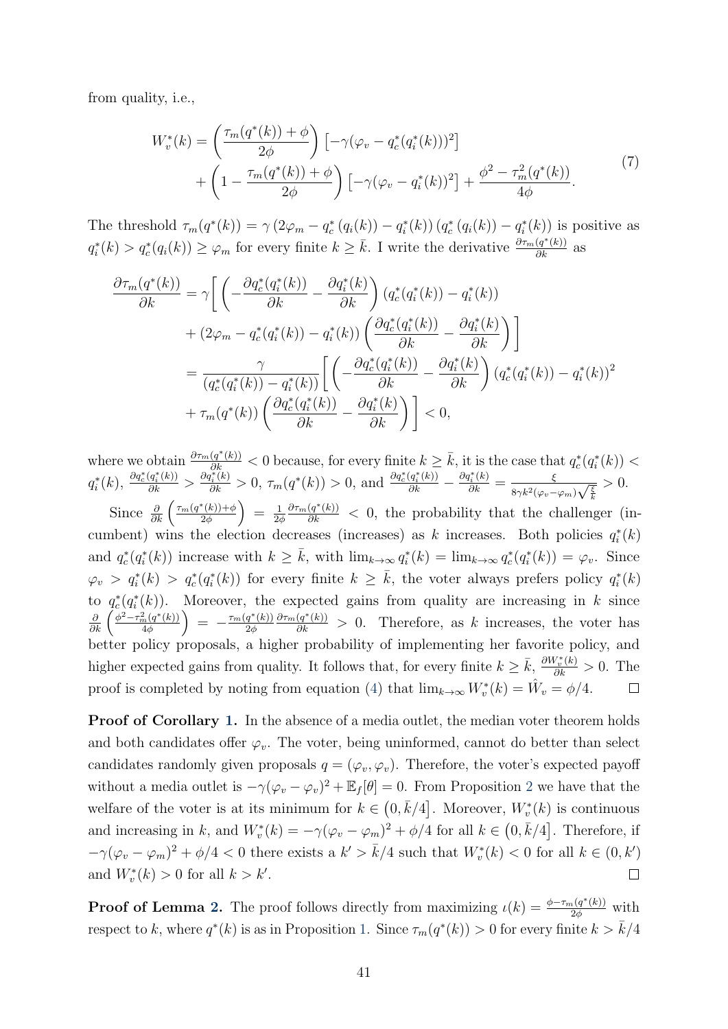from quality, i.e.,

$$
\begin{aligned}
W_v^*(k) = &\left(\frac{\tau_m(q^*(k)) + \phi}{2\phi}\right)\left[-\gamma(\varphi_v - q_c^*(q_i^*(k)))^2\right] \\
&+ \left(1 - \frac{\tau_m(q^*(k)) + \phi}{2\phi}\right)\left[-\gamma(\varphi_v - q_i^*(k))^2\right] + \frac{\phi^2 - \tau_m^2(q^*(k))}{4\phi}.
\end{aligned}
\tag{7}
$$

The threshold $\tau_m(q^*(k)) = \gamma\left(2\varphi_m - q_c^*\left(q_i(k)\right) - q_i^*(k)\right)\left(q_c^*\left(q_i(k)\right) - q_i^*(k)\right)$ is positive as $q_i^*(k) > q_c^*(q_i(k)) \geq \varphi_m$ for every finite $k \geq \bar{k}$. I write the derivative $\frac{\partial \tau_m(q^*(k))}{\partial k}$ as

$$
\begin{aligned}
\frac{\partial \tau_m(q^*(k))}{\partial k} &= \gamma\Bigg[\left(-\frac{\partial q_c^*(q_i^*(k))}{\partial k} - \frac{\partial q_i^*(k)}{\partial k}\right)\left(q_c^*(q_i^*(k)) - q_i^*(k)\right) \\
&\quad + \left(2\varphi_m - q_c^*(q_i^*(k)) - q_i^*(k)\right)\left(\frac{\partial q_c^*(q_i^*(k))}{\partial k} - \frac{\partial q_i^*(k)}{\partial k}\right)\Bigg] \\
&= \frac{\gamma}{\left(q_c^*(q_i^*(k)) - q_i^*(k)\right)}\Bigg[\left(-\frac{\partial q_c^*(q_i^*(k))}{\partial k} - \frac{\partial q_i^*(k)}{\partial k}\right)\left(q_c^*(q_i^*(k)) - q_i^*(k)\right)^2 \\
&\quad + \tau_m(q^*(k))\left(\frac{\partial q_c^*(q_i^*(k))}{\partial k} - \frac{\partial q_i^*(k)}{\partial k}\right)\Bigg] < 0,
\end{aligned}
$$

where we obtain $\frac{\partial \tau_m(q^*(k))}{\partial k} < 0$ because, for every finite $k \geq \bar{k}$, it is the case that $q_c^*(q_i^*(k)) < q_i^*(k)$, $\frac{\partial q_c^*(q_i^*(k))}{\partial k} > \frac{\partial q_i^*(k)}{\partial k} > 0$, $\tau_m(q^*(k)) > 0$, and $\frac{\partial q_c^*(q_i^*(k))}{\partial k} - \frac{\partial q_i^*(k)}{\partial k} = \frac{\xi}{8\gamma k^2(\varphi_v - \varphi_m)\sqrt{\frac{\xi}{k}}} > 0$.

Since $\frac{\partial}{\partial k}\left(\frac{\tau_m(q^*(k))+\phi}{2\phi}\right) = \frac{1}{2\phi}\frac{\partial \tau_m(q^*(k))}{\partial k} < 0$, the probability that the challenger (incumbent) wins the election decreases (increases) as $k$ increases. Both policies $q_i^*(k)$ and $q_c^*(q_i^*(k))$ increase with $k \geq \bar{k}$, with $\lim_{k\to\infty} q_i^*(k) = \lim_{k\to\infty} q_c^*(q_i^*(k)) = \varphi_v$. Since $\varphi_v > q_i^*(k) > q_c^*(q_i^*(k))$ for every finite $k \geq \bar{k}$, the voter always prefers policy $q_i^*(k)$ to $q_c^*(q_i^*(k))$. Moreover, the expected gains from quality are increasing in $k$ since $\frac{\partial}{\partial k}\left(\frac{\phi^2 - \tau_m^2(q^*(k))}{4\phi}\right) = -\frac{\tau_m(q^*(k))}{2\phi}\frac{\partial \tau_m(q^*(k))}{\partial k} > 0$. Therefore, as $k$ increases, the voter has better policy proposals, a higher probability of implementing her favorite policy, and higher expected gains from quality. It follows that, for every finite $k \geq \bar{k}$, $\frac{\partial W_v^*(k)}{\partial k} > 0$. The proof is completed by noting from equation (4) that $\lim_{k\to\infty} W_v^*(k) = \hat{W}_v = \phi/4$. □

**Proof of Corollary 1.** In the absence of a media outlet, the median voter theorem holds and both candidates offer $\varphi_v$. The voter, being uninformed, cannot do better than select candidates randomly given proposals $q = (\varphi_v, \varphi_v)$. Therefore, the voter's expected payoff without a media outlet is $-\gamma(\varphi_v - \varphi_v)^2 + \mathbb{E}_f[\theta] = 0$. From Proposition 2 we have that the welfare of the voter is at its minimum for $k \in \left(0, \bar{k}/4\right]$. Moreover, $W_v^*(k)$ is continuous and increasing in $k$, and $W_v^*(k) = -\gamma(\varphi_v - \varphi_m)^2 + \phi/4$ for all $k \in \left(0, \bar{k}/4\right]$. Therefore, if $-\gamma(\varphi_v - \varphi_m)^2 + \phi/4 < 0$ there exists a $k' > \bar{k}/4$ such that $W_v^*(k) < 0$ for all $k \in (0, k')$ and $W_v^*(k) > 0$ for all $k > k'$. □

**Proof of Lemma 2.** The proof follows directly from maximizing $\iota(k) = \frac{\phi - \tau_m(q^*(k))}{2\phi}$ with respect to $k$, where $q^*(k)$ is as in Proposition 1. Since $\tau_m(q^*(k)) > 0$ for every finite $k > \bar{k}/4$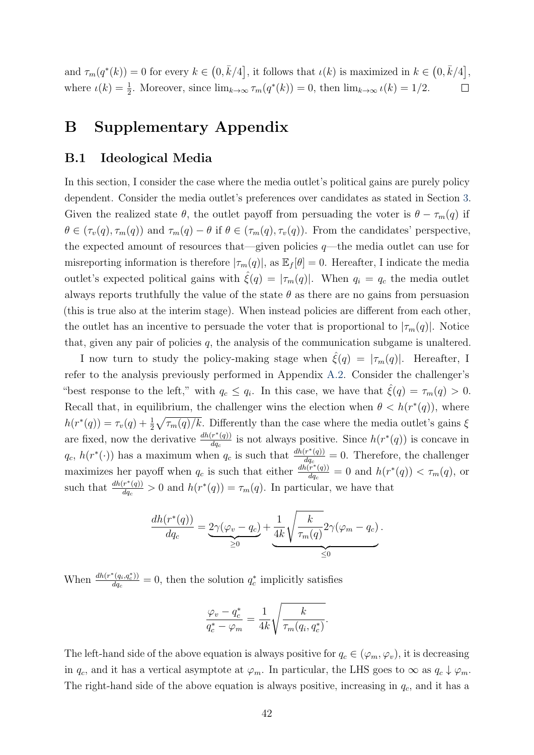and $\tau_m(q^*(k)) = 0$ for every $k \in \left(0, \bar{k}/4\right]$, it follows that $\iota(k)$ is maximized in $k \in \left(0, \bar{k}/4\right]$, where $\iota(k) = \frac{1}{2}$. Moreover, since $\lim_{k\to\infty} \tau_m(q^*(k)) = 0$, then $\lim_{k\to\infty} \iota(k) = 1/2$. $\square$

# B Supplementary Appendix

## B.1 Ideological Media

In this section, I consider the case where the media outlet's political gains are purely policy dependent. Consider the media outlet's preferences over candidates as stated in Section 3. Given the realized state $\theta$, the outlet payoff from persuading the voter is $\theta - \tau_m(q)$ if $\theta \in (\tau_v(q), \tau_m(q))$ and $\tau_m(q) - \theta$ if $\theta \in (\tau_m(q), \tau_v(q))$. From the candidates' perspective, the expected amount of resources that—given policies $q$—the media outlet can use for misreporting information is therefore $|\tau_m(q)|$, as $\mathbb{E}_f[\theta] = 0$. Hereafter, I indicate the media outlet's expected political gains with $\hat{\xi}(q) = |\tau_m(q)|$. When $q_i = q_c$ the media outlet always reports truthfully the value of the state $\theta$ as there are no gains from persuasion (this is true also at the interim stage). When instead policies are different from each other, the outlet has an incentive to persuade the voter that is proportional to $|\tau_m(q)|$. Notice that, given any pair of policies $q$, the analysis of the communication subgame is unaltered.

I now turn to study the policy-making stage when $\hat{\xi}(q) = |\tau_m(q)|$. Hereafter, I refer to the analysis previously performed in Appendix A.2. Consider the challenger's "best response to the left," with $q_c \le q_i$. In this case, we have that $\hat{\xi}(q) = \tau_m(q) > 0$. Recall that, in equilibrium, the challenger wins the election when $\theta < h(r^*(q))$, where $h(r^*(q)) = \tau_v(q) + \frac{1}{2}\sqrt{\tau_m(q)/k}$. Differently than the case where the media outlet's gains $\xi$ are fixed, now the derivative $\frac{dh(r^*(q))}{dq_c}$ is not always positive. Since $h(r^*(q))$ is concave in $q_c$, $h(r^*(\cdot))$ has a maximum when $q_c$ is such that $\frac{dh(r^*(q))}{dq_c} = 0$. Therefore, the challenger maximizes her payoff when $q_c$ is such that either $\frac{dh(r^*(q))}{dq_c} = 0$ and $h(r^*(q)) < \tau_m(q)$, or such that $\frac{dh(r^*(q))}{dq_c} > 0$ and $h(r^*(q)) = \tau_m(q)$. In particular, we have that

$$\frac{dh(r^*(q))}{dq_c} = \underbrace{2\gamma(\varphi_v - q_c)}_{\ge 0} + \underbrace{\frac{1}{4k}\sqrt{\frac{k}{\tau_m(q)}}2\gamma(\varphi_m - q_c)}_{\le 0}.$$

When $\frac{dh(r^*(q_i,q_c^*))}{dq_c} = 0$, then the solution $q_c^*$ implicitly satisfies

$$\frac{\varphi_v - q_c^*}{q_c^* - \varphi_m} = \frac{1}{4k}\sqrt{\frac{k}{\tau_m(q_i, q_c^*)}}.$$

The left-hand side of the above equation is always positive for $q_c \in (\varphi_m, \varphi_v)$, it is decreasing in $q_c$, and it has a vertical asymptote at $\varphi_m$. In particular, the LHS goes to $\infty$ as $q_c \downarrow \varphi_m$. The right-hand side of the above equation is always positive, increasing in $q_c$, and it has a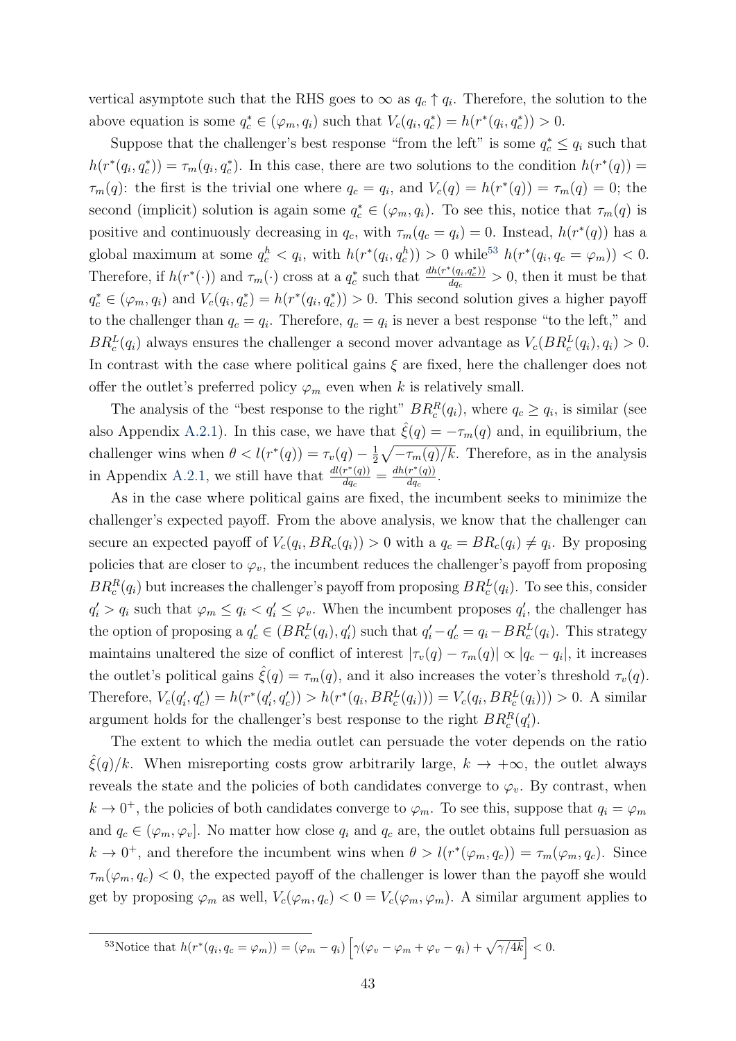vertical asymptote such that the RHS goes to $\infty$ as $q_c \uparrow q_i$. Therefore, the solution to the above equation is some $q_c^* \in (\varphi_m, q_i)$ such that $V_c(q_i, q_c^*) = h(r^*(q_i, q_c^*)) > 0$.

Suppose that the challenger's best response "from the left" is some $q_c^* \leq q_i$ such that $h(r^*(q_i, q_c^*)) = \tau_m(q_i, q_c^*)$. In this case, there are two solutions to the condition $h(r^*(q)) = \tau_m(q)$: the first is the trivial one where $q_c = q_i$, and $V_c(q) = h(r^*(q)) = \tau_m(q) = 0$; the second (implicit) solution is again some $q_c^* \in (\varphi_m, q_i)$. To see this, notice that $\tau_m(q)$ is positive and continuously decreasing in $q_c$, with $\tau_m(q_c = q_i) = 0$. Instead, $h(r^*(q))$ has a global maximum at some $q_c^h < q_i$, with $h(r^*(q_i, q_c^h)) > 0$ while[53] $h(r^*(q_i, q_c = \varphi_m)) < 0$. Therefore, if $h(r^*(\cdot))$ and $\tau_m(\cdot)$ cross at a $q_c^*$ such that $\frac{dh(r^*(q_i, q_c^*))}{dq_c} > 0$, then it must be that $q_c^* \in (\varphi_m, q_i)$ and $V_c(q_i, q_c^*) = h(r^*(q_i, q_c^*)) > 0$. This second solution gives a higher payoff to the challenger than $q_c = q_i$. Therefore, $q_c = q_i$ is never a best response "to the left," and $BR_c^L(q_i)$ always ensures the challenger a second mover advantage as $V_c(BR_c^L(q_i), q_i) > 0$. In contrast with the case where political gains $\xi$ are fixed, here the challenger does not offer the outlet's preferred policy $\varphi_m$ even when $k$ is relatively small.

The analysis of the "best response to the right" $BR_c^R(q_i)$, where $q_c \geq q_i$, is similar (see also Appendix A.2.1). In this case, we have that $\hat{\xi}(q) = -\tau_m(q)$ and, in equilibrium, the challenger wins when $\theta < l(r^*(q)) = \tau_v(q) - \frac{1}{2}\sqrt{-\tau_m(q)/k}$. Therefore, as in the analysis in Appendix A.2.1, we still have that $\frac{dl(r^*(q))}{dq_c} = \frac{dh(r^*(q))}{dq_c}$.

As in the case where political gains are fixed, the incumbent seeks to minimize the challenger's expected payoff. From the above analysis, we know that the challenger can secure an expected payoff of $V_c(q_i, BR_c(q_i)) > 0$ with a $q_c = BR_c(q_i) \neq q_i$. By proposing policies that are closer to $\varphi_v$, the incumbent reduces the challenger's payoff from proposing $BR_c^R(q_i)$ but increases the challenger's payoff from proposing $BR_c^L(q_i)$. To see this, consider $q_i' > q_i$ such that $\varphi_m \leq q_i < q_i' \leq \varphi_v$. When the incumbent proposes $q_i'$, the challenger has the option of proposing a $q_c' \in (BR_c^L(q_i), q_i')$ such that $q_i' - q_c' = q_i - BR_c^L(q_i)$. This strategy maintains unaltered the size of conflict of interest $|\tau_v(q) - \tau_m(q)| \propto |q_c - q_i|$, it increases the outlet's political gains $\hat{\xi}(q) = \tau_m(q)$, and it also increases the voter's threshold $\tau_v(q)$. Therefore, $V_c(q_i', q_c') = h(r^*(q_i', q_c')) > h(r^*(q_i, BR_c^L(q_i))) = V_c(q_i, BR_c^L(q_i))) > 0$. A similar argument holds for the challenger's best response to the right $BR_c^R(q_i')$.

The extent to which the media outlet can persuade the voter depends on the ratio $\hat{\xi}(q)/k$. When misreporting costs grow arbitrarily large, $k \to +\infty$, the outlet always reveals the state and the policies of both candidates converge to $\varphi_v$. By contrast, when $k \to 0^+$, the policies of both candidates converge to $\varphi_m$. To see this, suppose that $q_i = \varphi_m$ and $q_c \in (\varphi_m, \varphi_v]$. No matter how close $q_i$ and $q_c$ are, the outlet obtains full persuasion as $k \to 0^+$, and therefore the incumbent wins when $\theta > l(r^*(\varphi_m, q_c)) = \tau_m(\varphi_m, q_c)$. Since $\tau_m(\varphi_m, q_c) < 0$, the expected payoff of the challenger is lower than the payoff she would get by proposing $\varphi_m$ as well, $V_c(\varphi_m, q_c) < 0 = V_c(\varphi_m, \varphi_m)$. A similar argument applies to

[53] Notice that $h(r^*(q_i, q_c = \varphi_m)) = (\varphi_m - q_i)\left[\gamma(\varphi_v - \varphi_m + \varphi_v - q_i) + \sqrt{\gamma/4k}\right] < 0$.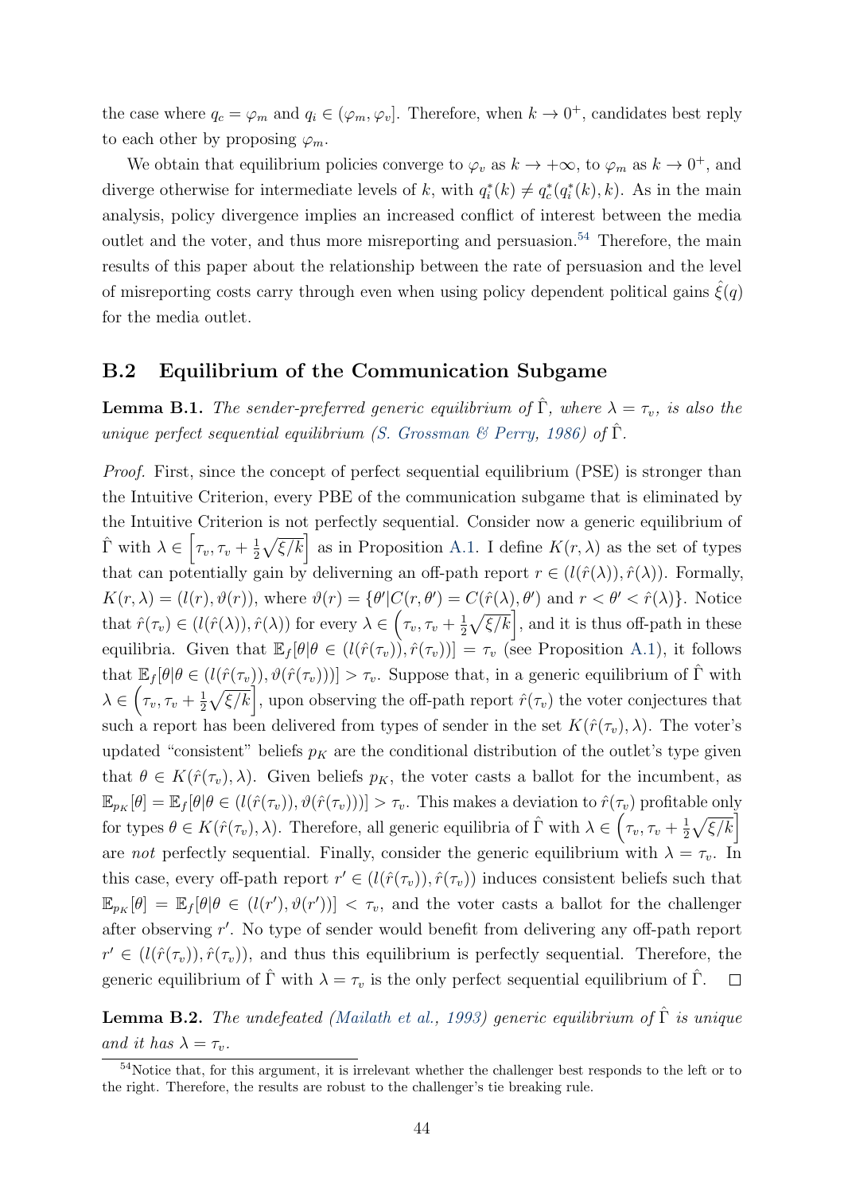the case where $q_c = \varphi_m$ and $q_i \in (\varphi_m, \varphi_v]$. Therefore, when $k \to 0^+$, candidates best reply to each other by proposing $\varphi_m$.

We obtain that equilibrium policies converge to $\varphi_v$ as $k \to +\infty$, to $\varphi_m$ as $k \to 0^+$, and diverge otherwise for intermediate levels of $k$, with $q_i^*(k) \neq q_c^*(q_i^*(k), k)$. As in the main analysis, policy divergence implies an increased conflict of interest between the media outlet and the voter, and thus more misreporting and persuasion.[54] Therefore, the main results of this paper about the relationship between the rate of persuasion and the level of misreporting costs carry through even when using policy dependent political gains $\hat{\xi}(q)$ for the media outlet.

## B.2 Equilibrium of the Communication Subgame

**Lemma B.1.** *The sender-preferred generic equilibrium of $\hat{\Gamma}$, where $\lambda = \tau_v$, is also the unique perfect sequential equilibrium (S. Grossman & Perry, 1986) of $\hat{\Gamma}$.*

*Proof.* First, since the concept of perfect sequential equilibrium (PSE) is stronger than the Intuitive Criterion, every PBE of the communication subgame that is eliminated by the Intuitive Criterion is not perfectly sequential. Consider now a generic equilibrium of $\hat{\Gamma}$ with $\lambda \in \left[\tau_v, \tau_v + \frac{1}{2}\sqrt{\xi/k}\right]$ as in Proposition A.1. I define $K(r, \lambda)$ as the set of types that can potentially gain by deliverning an off-path report $r \in (l(\hat{r}(\lambda)), \hat{r}(\lambda))$. Formally, $K(r, \lambda) = (l(r), \vartheta(r))$, where $\vartheta(r) = \{\theta' | C(r, \theta') = C(\hat{r}(\lambda), \theta')$ and $r < \theta' < \hat{r}(\lambda)\}$. Notice that $\hat{r}(\tau_v) \in (l(\hat{r}(\lambda)), \hat{r}(\lambda))$ for every $\lambda \in \left(\tau_v, \tau_v + \frac{1}{2}\sqrt{\xi/k}\right]$, and it is thus off-path in these equilibria. Given that $\mathbb{E}_f[\theta | \theta \in (l(\hat{r}(\tau_v)), \hat{r}(\tau_v))] = \tau_v$ (see Proposition A.1), it follows that $\mathbb{E}_f[\theta | \theta \in (l(\hat{r}(\tau_v)), \vartheta(\hat{r}(\tau_v)))] > \tau_v$. Suppose that, in a generic equilibrium of $\hat{\Gamma}$ with $\lambda \in \left(\tau_v, \tau_v + \frac{1}{2}\sqrt{\xi/k}\right]$, upon observing the off-path report $\hat{r}(\tau_v)$ the voter conjectures that such a report has been delivered from types of sender in the set $K(\hat{r}(\tau_v), \lambda)$. The voter's updated "consistent" beliefs $p_K$ are the conditional distribution of the outlet's type given that $\theta \in K(\hat{r}(\tau_v), \lambda)$. Given beliefs $p_K$, the voter casts a ballot for the incumbent, as $\mathbb{E}_{p_K}[\theta] = \mathbb{E}_f[\theta | \theta \in (l(\hat{r}(\tau_v)), \vartheta(\hat{r}(\tau_v)))] > \tau_v$. This makes a deviation to $\hat{r}(\tau_v)$ profitable only for types $\theta \in K(\hat{r}(\tau_v), \lambda)$. Therefore, all generic equilibria of $\hat{\Gamma}$ with $\lambda \in \left(\tau_v, \tau_v + \frac{1}{2}\sqrt{\xi/k}\right]$ are *not* perfectly sequential. Finally, consider the generic equilibrium with $\lambda = \tau_v$. In this case, every off-path report $r' \in (l(\hat{r}(\tau_v)), \hat{r}(\tau_v))$ induces consistent beliefs such that $\mathbb{E}_{p_K}[\theta] = \mathbb{E}_f[\theta | \theta \in (l(r'), \vartheta(r'))] < \tau_v$, and the voter casts a ballot for the challenger after observing $r'$. No type of sender would benefit from delivering any off-path report $r' \in (l(\hat{r}(\tau_v)), \hat{r}(\tau_v))$, and thus this equilibrium is perfectly sequential. Therefore, the generic equilibrium of $\hat{\Gamma}$ with $\lambda = \tau_v$ is the only perfect sequential equilibrium of $\hat{\Gamma}$. $\square$

**Lemma B.2.** *The undefeated (Mailath et al., 1993) generic equilibrium of $\hat{\Gamma}$ is unique and it has $\lambda = \tau_v$.*

[54] Notice that, for this argument, it is irrelevant whether the challenger best responds to the left or to the right. Therefore, the results are robust to the challenger's tie breaking rule.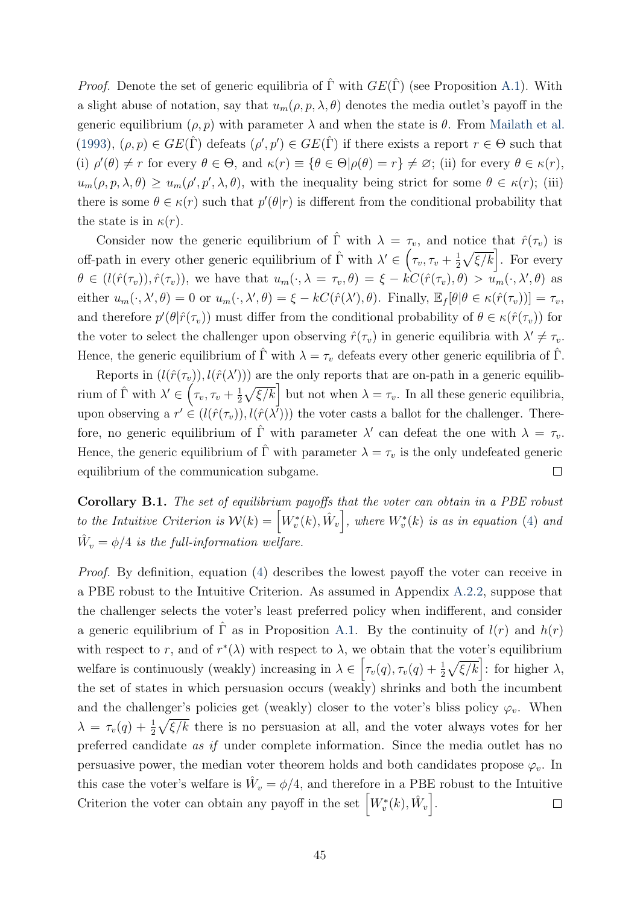*Proof.* Denote the set of generic equilibria of $\hat{\Gamma}$ with $GE(\hat{\Gamma})$ (see Proposition A.1). With a slight abuse of notation, say that $u_m(\rho, p, \lambda, \theta)$ denotes the media outlet's payoff in the generic equilibrium $(\rho, p)$ with parameter $\lambda$ and when the state is $\theta$. From Mailath et al. (1993), $(\rho, p) \in GE(\hat{\Gamma})$ defeats $(\rho', p') \in GE(\hat{\Gamma})$ if there exists a report $r \in \Theta$ such that (i) $\rho'(\theta) \neq r$ for every $\theta \in \Theta$, and $\kappa(r) \equiv \{\theta \in \Theta | \rho(\theta) = r\} \neq \varnothing$; (ii) for every $\theta \in \kappa(r)$, $u_m(\rho, p, \lambda, \theta) \geq u_m(\rho', p', \lambda, \theta)$, with the inequality being strict for some $\theta \in \kappa(r)$; (iii) there is some $\theta \in \kappa(r)$ such that $p'(\theta|r)$ is different from the conditional probability that the state is in $\kappa(r)$.

Consider now the generic equilibrium of $\hat{\Gamma}$ with $\lambda = \tau_v$, and notice that $\hat{r}(\tau_v)$ is off-path in every other generic equilibrium of $\hat{\Gamma}$ with $\lambda' \in \left(\tau_v, \tau_v + \frac{1}{2}\sqrt{\xi/k}\right]$. For every $\theta \in (l(\hat{r}(\tau_v)), \hat{r}(\tau_v))$, we have that $u_m(\cdot, \lambda = \tau_v, \theta) = \xi - kC(\hat{r}(\tau_v), \theta) > u_m(\cdot, \lambda', \theta)$ as either $u_m(\cdot, \lambda', \theta) = 0$ or $u_m(\cdot, \lambda', \theta) = \xi - kC(\hat{r}(\lambda'), \theta)$. Finally, $\mathbb{E}_f[\theta | \theta \in \kappa(\hat{r}(\tau_v))] = \tau_v$, and therefore $p'(\theta|\hat{r}(\tau_v))$ must differ from the conditional probability of $\theta \in \kappa(\hat{r}(\tau_v))$ for the voter to select the challenger upon observing $\hat{r}(\tau_v)$ in generic equilibria with $\lambda' \neq \tau_v$. Hence, the generic equilibrium of $\hat{\Gamma}$ with $\lambda = \tau_v$ defeats every other generic equilibria of $\hat{\Gamma}$.

Reports in $(l(\hat{r}(\tau_v)), l(\hat{r}(\lambda')))$ are the only reports that are on-path in a generic equilibrium of $\hat{\Gamma}$ with $\lambda' \in \left(\tau_v, \tau_v + \frac{1}{2}\sqrt{\xi/k}\right]$ but not when $\lambda = \tau_v$. In all these generic equilibria, upon observing a $r' \in (l(\hat{r}(\tau_v)), l(\hat{r}(\lambda')))$ the voter casts a ballot for the challenger. Therefore, no generic equilibrium of $\hat{\Gamma}$ with parameter $\lambda'$ can defeat the one with $\lambda = \tau_v$. Hence, the generic equilibrium of $\hat{\Gamma}$ with parameter $\lambda = \tau_v$ is the only undefeated generic equilibrium of the communication subgame. □

**Corollary B.1.** *The set of equilibrium payoffs that the voter can obtain in a PBE robust to the Intuitive Criterion is* $\mathcal{W}(k) = \left[W_v^*(k), \hat{W}_v\right]$*, where* $W_v^*(k)$ *is as in equation* (4) *and* $\hat{W}_v = \phi/4$ *is the full-information welfare.*

*Proof.* By definition, equation (4) describes the lowest payoff the voter can receive in a PBE robust to the Intuitive Criterion. As assumed in Appendix A.2.2, suppose that the challenger selects the voter's least preferred policy when indifferent, and consider a generic equilibrium of $\hat{\Gamma}$ as in Proposition A.1. By the continuity of $l(r)$ and $h(r)$ with respect to $r$, and of $r^*(\lambda)$ with respect to $\lambda$, we obtain that the voter's equilibrium welfare is continuously (weakly) increasing in $\lambda \in \left[\tau_v(q), \tau_v(q) + \frac{1}{2}\sqrt{\xi/k}\right]$: for higher $\lambda$, the set of states in which persuasion occurs (weakly) shrinks and both the incumbent and the challenger's policies get (weakly) closer to the voter's bliss policy $\varphi_v$. When $\lambda = \tau_v(q) + \frac{1}{2}\sqrt{\xi/k}$ there is no persuasion at all, and the voter always votes for her preferred candidate *as if* under complete information. Since the media outlet has no persuasive power, the median voter theorem holds and both candidates propose $\varphi_v$. In this case the voter's welfare is $\hat{W}_v = \phi/4$, and therefore in a PBE robust to the Intuitive Criterion the voter can obtain any payoff in the set $\left[W_v^*(k), \hat{W}_v\right]$. □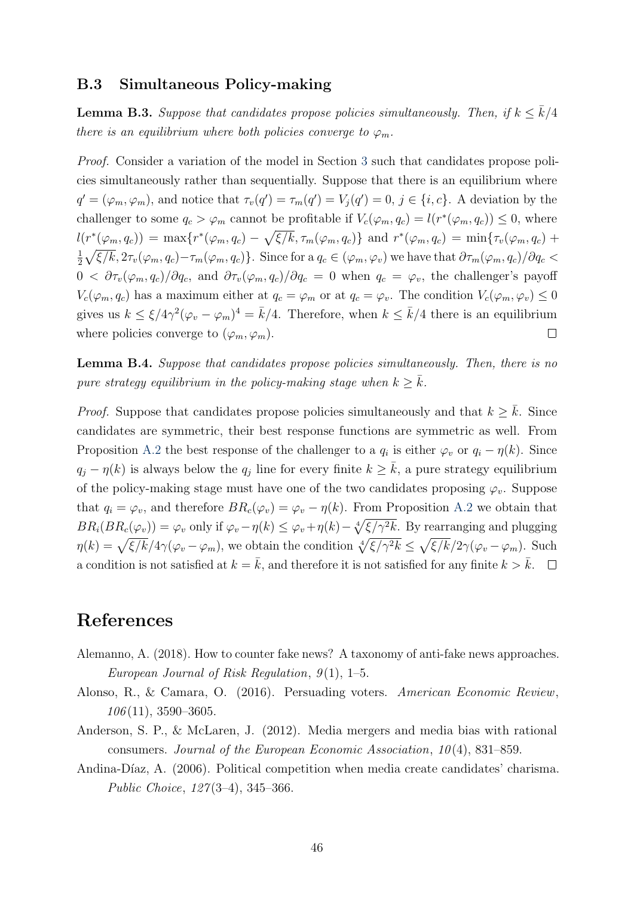### B.3 Simultaneous Policy-making

**Lemma B.3.** *Suppose that candidates propose policies simultaneously. Then, if $k \leq \bar{k}/4$ there is an equilibrium where both policies converge to $\varphi_m$.*

*Proof.* Consider a variation of the model in Section 3 such that candidates propose policies simultaneously rather than sequentially. Suppose that there is an equilibrium where $q' = (\varphi_m, \varphi_m)$, and notice that $\tau_v(q') = \tau_m(q') = V_j(q') = 0$, $j \in \{i, c\}$. A deviation by the challenger to some $q_c > \varphi_m$ cannot be profitable if $V_c(\varphi_m, q_c) = l(r^*(\varphi_m, q_c)) \leq 0$, where $l(r^*(\varphi_m, q_c)) = \max\{r^*(\varphi_m, q_c) - \sqrt{\xi/k}, \tau_m(\varphi_m, q_c)\}$ and $r^*(\varphi_m, q_c) = \min\{\tau_v(\varphi_m, q_c) + \frac{1}{2}\sqrt{\xi/k}, 2\tau_v(\varphi_m, q_c) - \tau_m(\varphi_m, q_c)\}$. Since for a $q_c \in (\varphi_m, \varphi_v)$ we have that $\partial\tau_m(\varphi_m, q_c)/\partial q_c < 0 < \partial\tau_v(\varphi_m, q_c)/\partial q_c$, and $\partial\tau_v(\varphi_m, q_c)/\partial q_c = 0$ when $q_c = \varphi_v$, the challenger's payoff $V_c(\varphi_m, q_c)$ has a maximum either at $q_c = \varphi_m$ or at $q_c = \varphi_v$. The condition $V_c(\varphi_m, \varphi_v) \leq 0$ gives us $k \leq \xi/4\gamma^2(\varphi_v - \varphi_m)^4 = \bar{k}/4$. Therefore, when $k \leq \bar{k}/4$ there is an equilibrium where policies converge to $(\varphi_m, \varphi_m)$. □

**Lemma B.4.** *Suppose that candidates propose policies simultaneously. Then, there is no pure strategy equilibrium in the policy-making stage when $k \geq \bar{k}$.*

*Proof.* Suppose that candidates propose policies simultaneously and that $k \geq \bar{k}$. Since candidates are symmetric, their best response functions are symmetric as well. From Proposition A.2 the best response of the challenger to a $q_i$ is either $\varphi_v$ or $q_i - \eta(k)$. Since $q_j - \eta(k)$ is always below the $q_j$ line for every finite $k \geq \bar{k}$, a pure strategy equilibrium of the policy-making stage must have one of the two candidates proposing $\varphi_v$. Suppose that $q_i = \varphi_v$, and therefore $BR_c(\varphi_v) = \varphi_v - \eta(k)$. From Proposition A.2 we obtain that $BR_i(BR_c(\varphi_v)) = \varphi_v$ only if $\varphi_v - \eta(k) \leq \varphi_v + \eta(k) - \sqrt[4]{\xi/\gamma^2 k}$. By rearranging and plugging $\eta(k) = \sqrt{\xi/k}/4\gamma(\varphi_v - \varphi_m)$, we obtain the condition $\sqrt[4]{\xi/\gamma^2 k} \leq \sqrt{\xi/k}/2\gamma(\varphi_v - \varphi_m)$. Such a condition is not satisfied at $k = \bar{k}$, and therefore it is not satisfied for any finite $k > \bar{k}$. □

# References

Alemanno, A. (2018). How to counter fake news? A taxonomy of anti-fake news approaches. *European Journal of Risk Regulation*, *9*(1), 1–5.

Alonso, R., & Camara, O. (2016). Persuading voters. *American Economic Review*, *106*(11), 3590–3605.

Anderson, S. P., & McLaren, J. (2012). Media mergers and media bias with rational consumers. *Journal of the European Economic Association*, *10*(4), 831–859.

Andina-Díaz, A. (2006). Political competition when media create candidates' charisma. *Public Choice*, *127*(3–4), 345–366.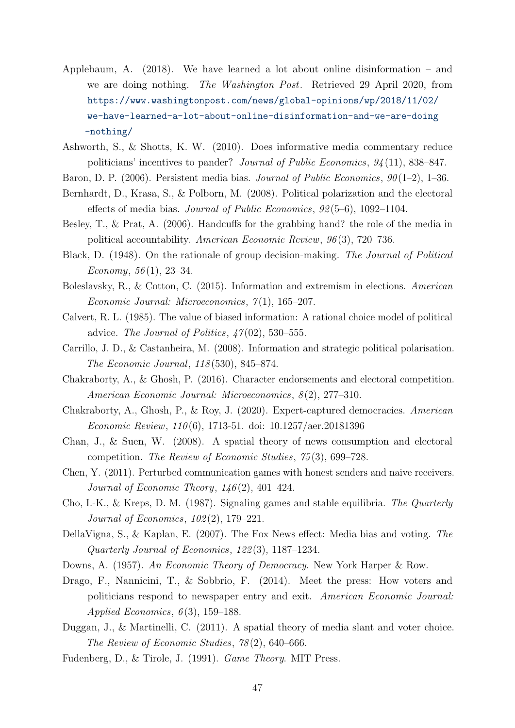Applebaum, A. (2018). We have learned a lot about online disinformation – and we are doing nothing. *The Washington Post*. Retrieved 29 April 2020, from https://www.washingtonpost.com/news/global-opinions/wp/2018/11/02/we-have-learned-a-lot-about-online-disinformation-and-we-are-doing-nothing/

Ashworth, S., & Shotts, K. W. (2010). Does informative media commentary reduce politicians' incentives to pander? *Journal of Public Economics*, *94*(11), 838–847.

Baron, D. P. (2006). Persistent media bias. *Journal of Public Economics*, *90*(1–2), 1–36.

Bernhardt, D., Krasa, S., & Polborn, M. (2008). Political polarization and the electoral effects of media bias. *Journal of Public Economics*, *92*(5–6), 1092–1104.

Besley, T., & Prat, A. (2006). Handcuffs for the grabbing hand? the role of the media in political accountability. *American Economic Review*, *96*(3), 720–736.

Black, D. (1948). On the rationale of group decision-making. *The Journal of Political Economy*, *56*(1), 23–34.

Boleslavsky, R., & Cotton, C. (2015). Information and extremism in elections. *American Economic Journal: Microeconomics*, *7*(1), 165–207.

Calvert, R. L. (1985). The value of biased information: A rational choice model of political advice. *The Journal of Politics*, *47*(02), 530–555.

Carrillo, J. D., & Castanheira, M. (2008). Information and strategic political polarisation. *The Economic Journal*, *118*(530), 845–874.

Chakraborty, A., & Ghosh, P. (2016). Character endorsements and electoral competition. *American Economic Journal: Microeconomics*, *8*(2), 277–310.

Chakraborty, A., Ghosh, P., & Roy, J. (2020). Expert-captured democracies. *American Economic Review*, *110*(6), 1713-51. doi: 10.1257/aer.20181396

Chan, J., & Suen, W. (2008). A spatial theory of news consumption and electoral competition. *The Review of Economic Studies*, *75*(3), 699–728.

Chen, Y. (2011). Perturbed communication games with honest senders and naive receivers. *Journal of Economic Theory*, *146*(2), 401–424.

Cho, I.-K., & Kreps, D. M. (1987). Signaling games and stable equilibria. *The Quarterly Journal of Economics*, *102*(2), 179–221.

DellaVigna, S., & Kaplan, E. (2007). The Fox News effect: Media bias and voting. *The Quarterly Journal of Economics*, *122*(3), 1187–1234.

Downs, A. (1957). *An Economic Theory of Democracy*. New York Harper & Row.

Drago, F., Nannicini, T., & Sobbrio, F. (2014). Meet the press: How voters and politicians respond to newspaper entry and exit. *American Economic Journal: Applied Economics*, *6*(3), 159–188.

Duggan, J., & Martinelli, C. (2011). A spatial theory of media slant and voter choice. *The Review of Economic Studies*, *78*(2), 640–666.

Fudenberg, D., & Tirole, J. (1991). *Game Theory*. MIT Press.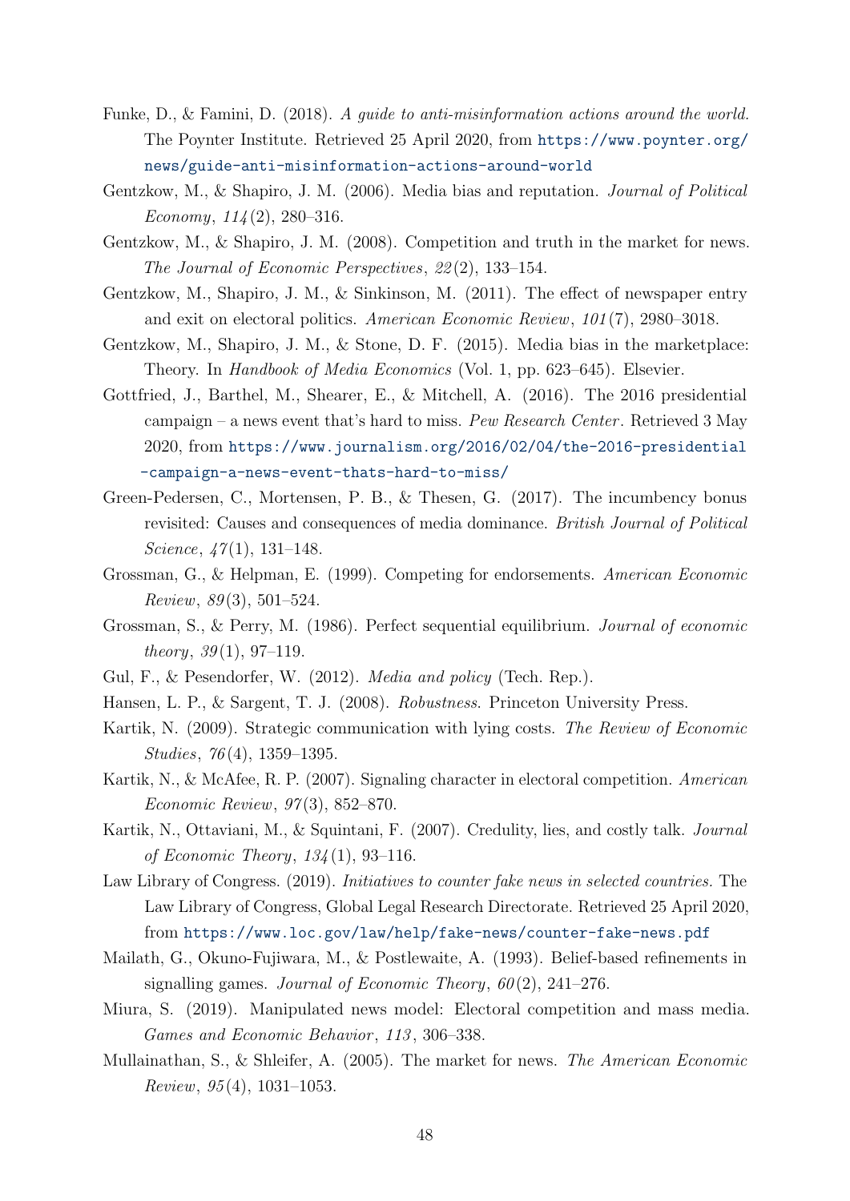Funke, D., & Famini, D. (2018). *A guide to anti-misinformation actions around the world.* The Poynter Institute. Retrieved 25 April 2020, from https://www.poynter.org/news/guide-anti-misinformation-actions-around-world

Gentzkow, M., & Shapiro, J. M. (2006). Media bias and reputation. *Journal of Political Economy*, *114*(2), 280–316.

Gentzkow, M., & Shapiro, J. M. (2008). Competition and truth in the market for news. *The Journal of Economic Perspectives*, *22*(2), 133–154.

Gentzkow, M., Shapiro, J. M., & Sinkinson, M. (2011). The effect of newspaper entry and exit on electoral politics. *American Economic Review*, *101*(7), 2980–3018.

Gentzkow, M., Shapiro, J. M., & Stone, D. F. (2015). Media bias in the marketplace: Theory. In *Handbook of Media Economics* (Vol. 1, pp. 623–645). Elsevier.

Gottfried, J., Barthel, M., Shearer, E., & Mitchell, A. (2016). The 2016 presidential campaign – a news event that's hard to miss. *Pew Research Center*. Retrieved 3 May 2020, from https://www.journalism.org/2016/02/04/the-2016-presidential-campaign-a-news-event-thats-hard-to-miss/

Green-Pedersen, C., Mortensen, P. B., & Thesen, G. (2017). The incumbency bonus revisited: Causes and consequences of media dominance. *British Journal of Political Science*, *47*(1), 131–148.

Grossman, G., & Helpman, E. (1999). Competing for endorsements. *American Economic Review*, *89*(3), 501–524.

Grossman, S., & Perry, M. (1986). Perfect sequential equilibrium. *Journal of economic theory*, *39*(1), 97–119.

Gul, F., & Pesendorfer, W. (2012). *Media and policy* (Tech. Rep.).

Hansen, L. P., & Sargent, T. J. (2008). *Robustness.* Princeton University Press.

Kartik, N. (2009). Strategic communication with lying costs. *The Review of Economic Studies*, *76*(4), 1359–1395.

Kartik, N., & McAfee, R. P. (2007). Signaling character in electoral competition. *American Economic Review*, *97*(3), 852–870.

Kartik, N., Ottaviani, M., & Squintani, F. (2007). Credulity, lies, and costly talk. *Journal of Economic Theory*, *134*(1), 93–116.

Law Library of Congress. (2019). *Initiatives to counter fake news in selected countries.* The Law Library of Congress, Global Legal Research Directorate. Retrieved 25 April 2020, from https://www.loc.gov/law/help/fake-news/counter-fake-news.pdf

Mailath, G., Okuno-Fujiwara, M., & Postlewaite, A. (1993). Belief-based refinements in signalling games. *Journal of Economic Theory*, *60*(2), 241–276.

Miura, S. (2019). Manipulated news model: Electoral competition and mass media. *Games and Economic Behavior*, *113*, 306–338.

Mullainathan, S., & Shleifer, A. (2005). The market for news. *The American Economic Review*, *95*(4), 1031–1053.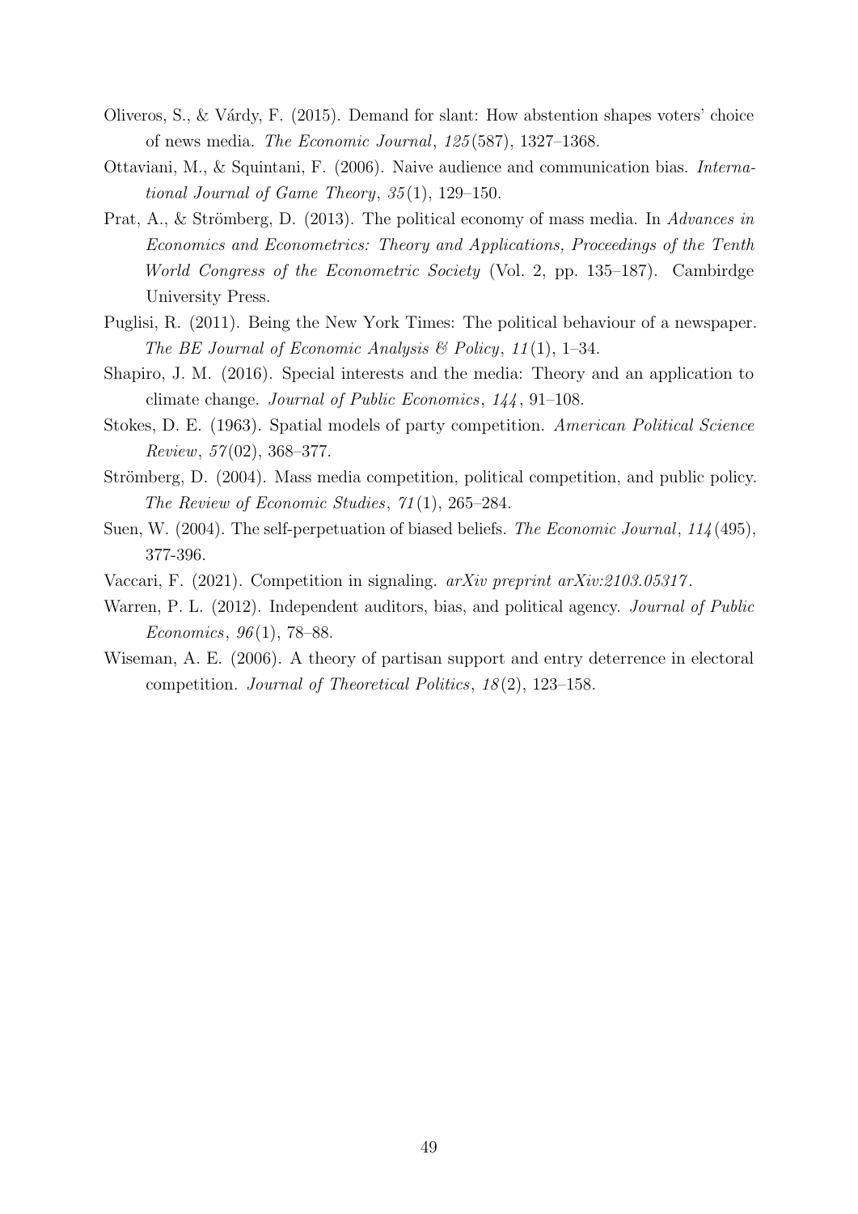Oliveros, S., & Várdy, F. (2015). Demand for slant: How abstention shapes voters' choice of news media. *The Economic Journal*, *125*(587), 1327–1368.

Ottaviani, M., & Squintani, F. (2006). Naive audience and communication bias. *International Journal of Game Theory*, *35*(1), 129–150.

Prat, A., & Strömberg, D. (2013). The political economy of mass media. In *Advances in Economics and Econometrics: Theory and Applications, Proceedings of the Tenth World Congress of the Econometric Society* (Vol. 2, pp. 135–187). Cambirdge University Press.

Puglisi, R. (2011). Being the New York Times: The political behaviour of a newspaper. *The BE Journal of Economic Analysis & Policy*, *11*(1), 1–34.

Shapiro, J. M. (2016). Special interests and the media: Theory and an application to climate change. *Journal of Public Economics*, *144*, 91–108.

Stokes, D. E. (1963). Spatial models of party competition. *American Political Science Review*, *57*(02), 368–377.

Strömberg, D. (2004). Mass media competition, political competition, and public policy. *The Review of Economic Studies*, *71*(1), 265–284.

Suen, W. (2004). The self-perpetuation of biased beliefs. *The Economic Journal*, *114*(495), 377-396.

Vaccari, F. (2021). Competition in signaling. *arXiv preprint arXiv:2103.05317*.

Warren, P. L. (2012). Independent auditors, bias, and political agency. *Journal of Public Economics*, *96*(1), 78–88.

Wiseman, A. E. (2006). A theory of partisan support and entry deterrence in electoral competition. *Journal of Theoretical Politics*, *18*(2), 123–158.